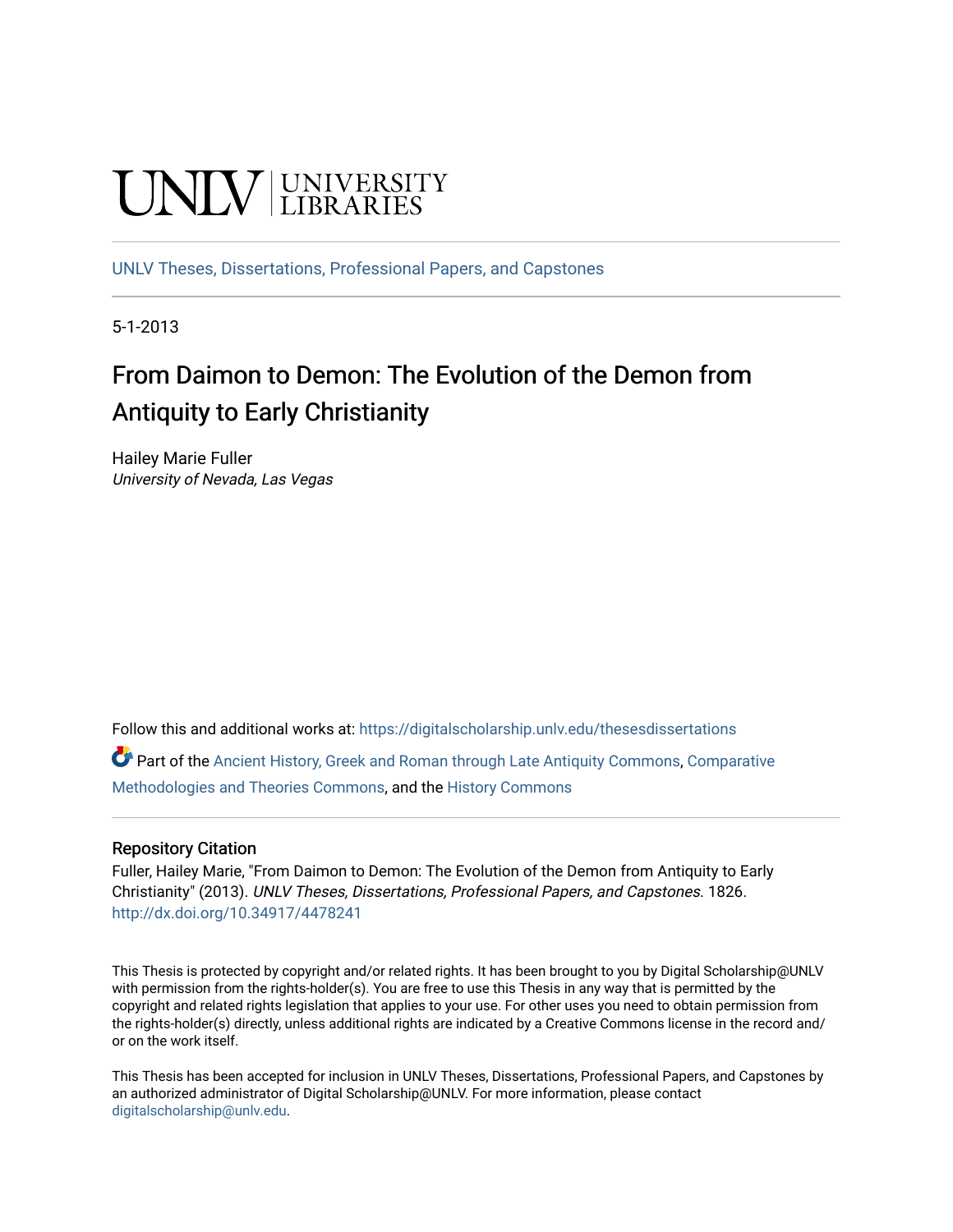UNLV | UNIVERSITY LIBRARIES

UNLV Theses, Dissertations, Professional Papers, and Capstones

5-1-2013

# From Daimon to Demon: The Evolution of the Demon from Antiquity to Early Christianity

Hailey Marie Fuller
*University of Nevada, Las Vegas*

Follow this and additional works at: https://digitalscholarship.unlv.edu/thesesdissertations

Part of the Ancient History, Greek and Roman through Late Antiquity Commons, Comparative Methodologies and Theories Commons, and the History Commons

### Repository Citation

Fuller, Hailey Marie, "From Daimon to Demon: The Evolution of the Demon from Antiquity to Early Christianity" (2013). *UNLV Theses, Dissertations, Professional Papers, and Capstones*. 1826.
http://dx.doi.org/10.34917/4478241

This Thesis is protected by copyright and/or related rights. It has been brought to you by Digital Scholarship@UNLV with permission from the rights-holder(s). You are free to use this Thesis in any way that is permitted by the copyright and related rights legislation that applies to your use. For other uses you need to obtain permission from the rights-holder(s) directly, unless additional rights are indicated by a Creative Commons license in the record and/or on the work itself.

This Thesis has been accepted for inclusion in UNLV Theses, Dissertations, Professional Papers, and Capstones by an authorized administrator of Digital Scholarship@UNLV. For more information, please contact digitalscholarship@unlv.edu.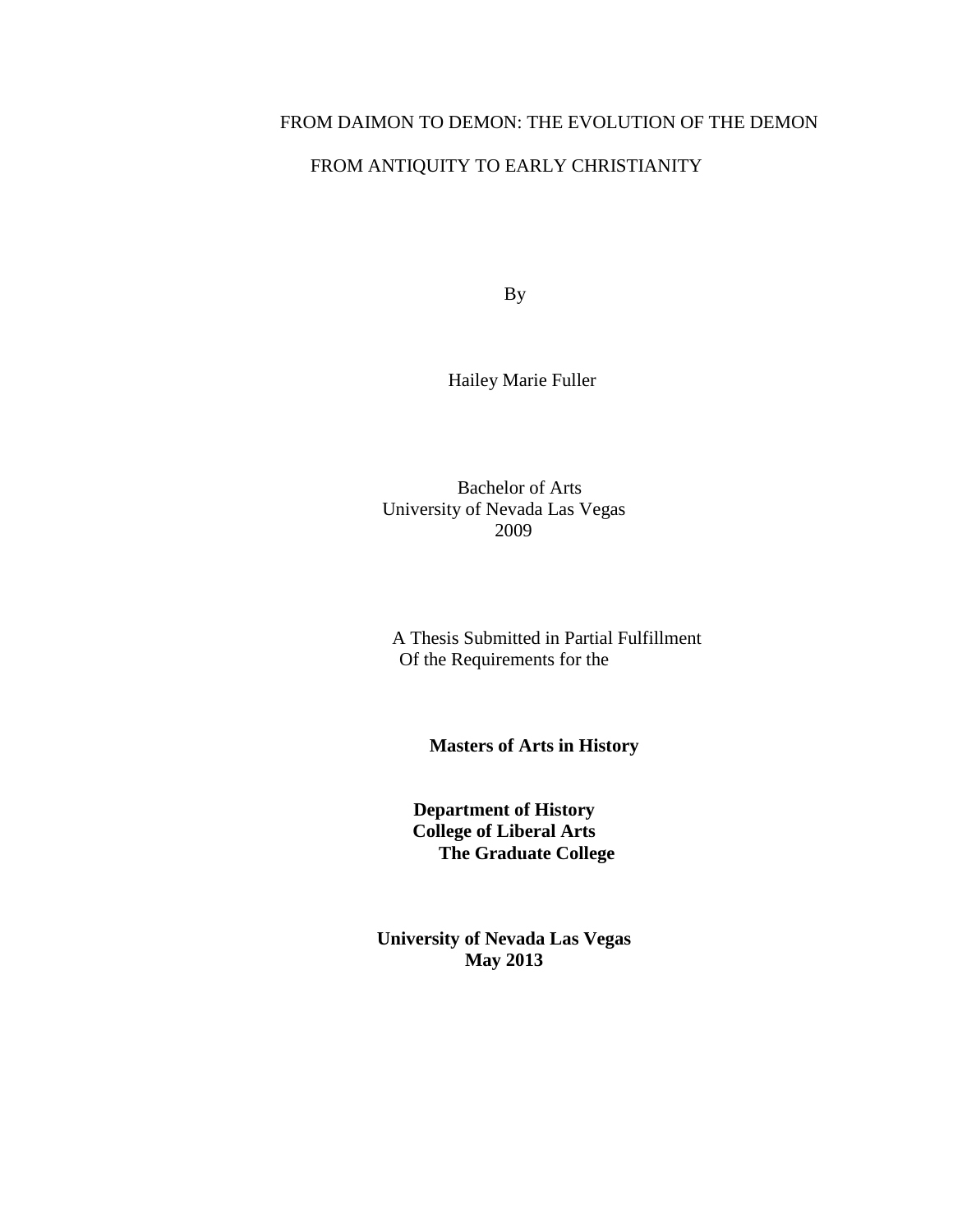# FROM DAIMON TO DEMON: THE EVOLUTION OF THE DEMON FROM ANTIQUITY TO EARLY CHRISTIANITY

By

Hailey Marie Fuller

Bachelor of Arts
University of Nevada Las Vegas
2009

A Thesis Submitted in Partial Fulfillment
Of the Requirements for the

**Masters of Arts in History**

**Department of History**
**College of Liberal Arts**
**The Graduate College**

**University of Nevada Las Vegas**
**May 2013**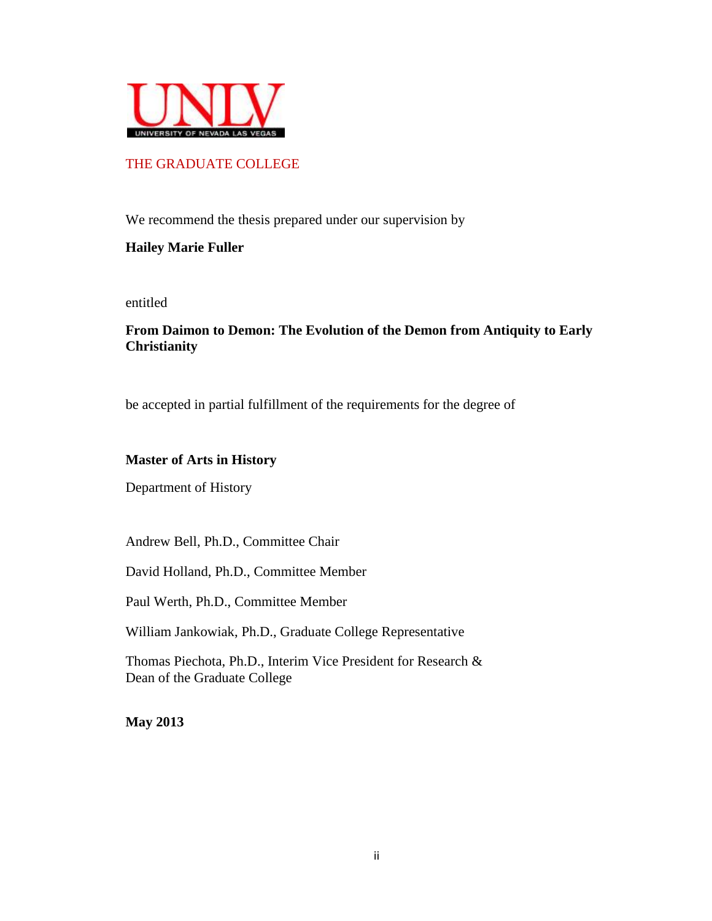UNLV
UNIVERSITY OF NEVADA LAS VEGAS

THE GRADUATE COLLEGE

We recommend the thesis prepared under our supervision by

**Hailey Marie Fuller**

entitled

**From Daimon to Demon: The Evolution of the Demon from Antiquity to Early Christianity**

be accepted in partial fulfillment of the requirements for the degree of

**Master of Arts in History**

Department of History

Andrew Bell, Ph.D., Committee Chair

David Holland, Ph.D., Committee Member

Paul Werth, Ph.D., Committee Member

William Jankowiak, Ph.D., Graduate College Representative

Thomas Piechota, Ph.D., Interim Vice President for Research & Dean of the Graduate College

**May 2013**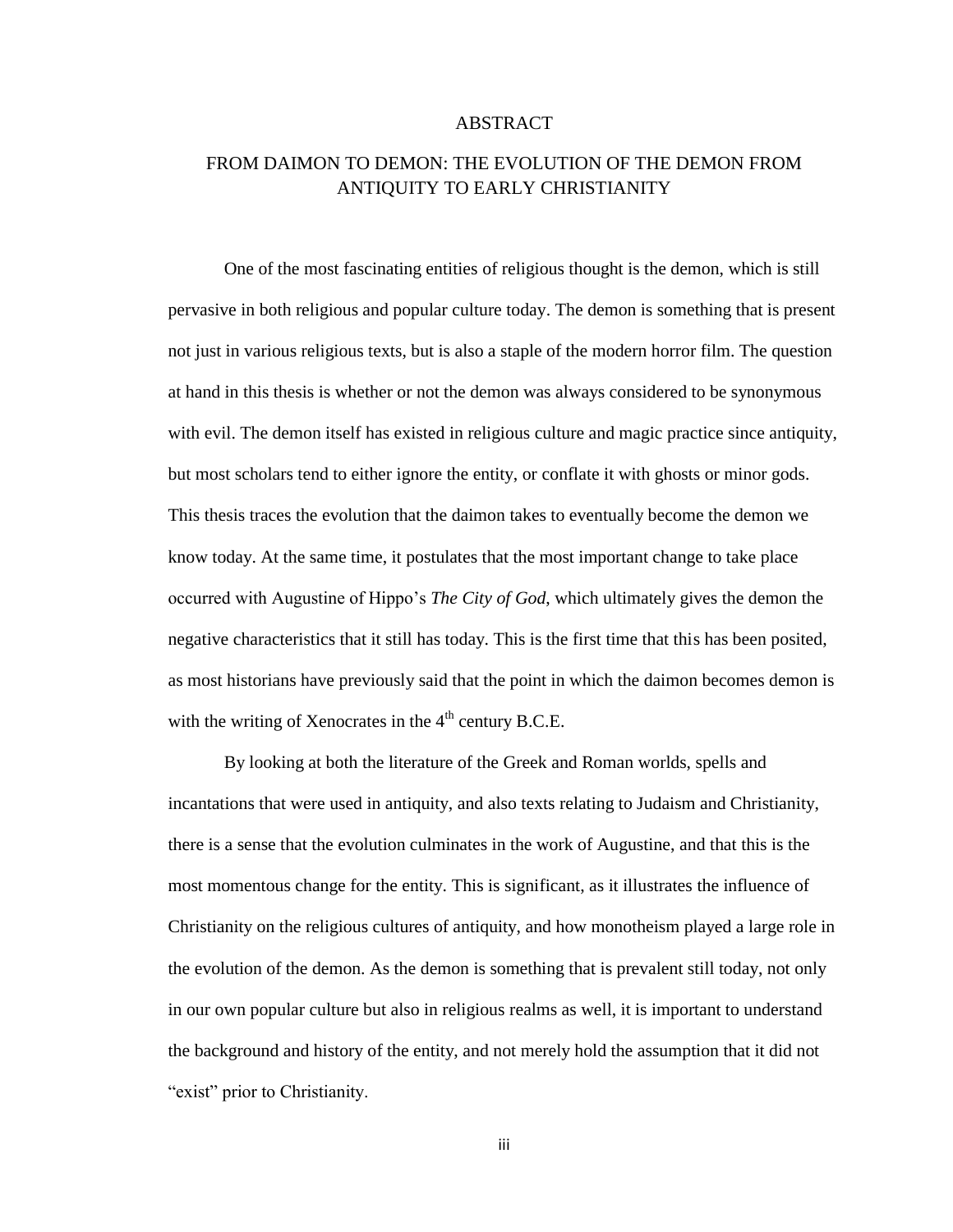# ABSTRACT

## FROM DAIMON TO DEMON: THE EVOLUTION OF THE DEMON FROM ANTIQUITY TO EARLY CHRISTIANITY

One of the most fascinating entities of religious thought is the demon, which is still pervasive in both religious and popular culture today. The demon is something that is present not just in various religious texts, but is also a staple of the modern horror film. The question at hand in this thesis is whether or not the demon was always considered to be synonymous with evil. The demon itself has existed in religious culture and magic practice since antiquity, but most scholars tend to either ignore the entity, or conflate it with ghosts or minor gods. This thesis traces the evolution that the daimon takes to eventually become the demon we know today. At the same time, it postulates that the most important change to take place occurred with Augustine of Hippo's *The City of God*, which ultimately gives the demon the negative characteristics that it still has today. This is the first time that this has been posited, as most historians have previously said that the point in which the daimon becomes demon is with the writing of Xenocrates in the 4th century B.C.E.

By looking at both the literature of the Greek and Roman worlds, spells and incantations that were used in antiquity, and also texts relating to Judaism and Christianity, there is a sense that the evolution culminates in the work of Augustine, and that this is the most momentous change for the entity. This is significant, as it illustrates the influence of Christianity on the religious cultures of antiquity, and how monotheism played a large role in the evolution of the demon. As the demon is something that is prevalent still today, not only in our own popular culture but also in religious realms as well, it is important to understand the background and history of the entity, and not merely hold the assumption that it did not "exist" prior to Christianity.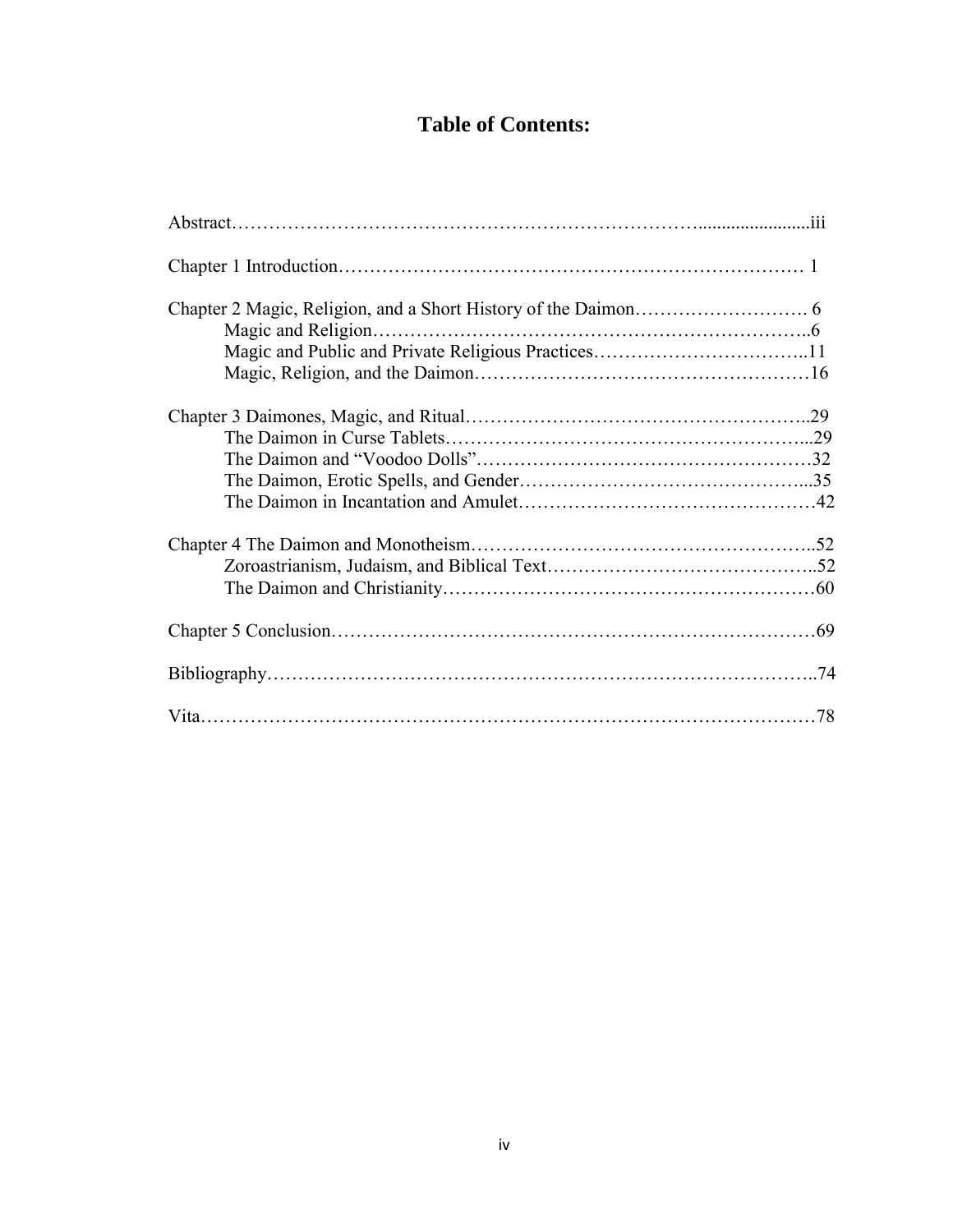# Table of Contents:

Abstract……………………………………………………………………iii

Chapter 1 Introduction…………………………………………………………………… 1

Chapter 2 Magic, Religion, and a Short History of the Daimon………………………. 6
- Magic and Religion……………………………………………………………..6
- Magic and Public and Private Religious Practices……………………………..11
- Magic, Religion, and the Daimon………………………………………………16

Chapter 3 Daimones, Magic, and Ritual………………………………………………..29
- The Daimon in Curse Tablets…………………………………………………...29
- The Daimon and "Voodoo Dolls"………………………………………………32
- The Daimon, Erotic Spells, and Gender………………………………………...35
- The Daimon in Incantation and Amulet…………………………………………42

Chapter 4 The Daimon and Monotheism………………………………………………..52
- Zoroastrianism, Judaism, and Biblical Text……………………………………..52
- The Daimon and Christianity……………………………………………………60

Chapter 5 Conclusion……………………………………………………………………69

Bibliography……………………………………………………………………………..74

Vita………………………………………………………………………………………78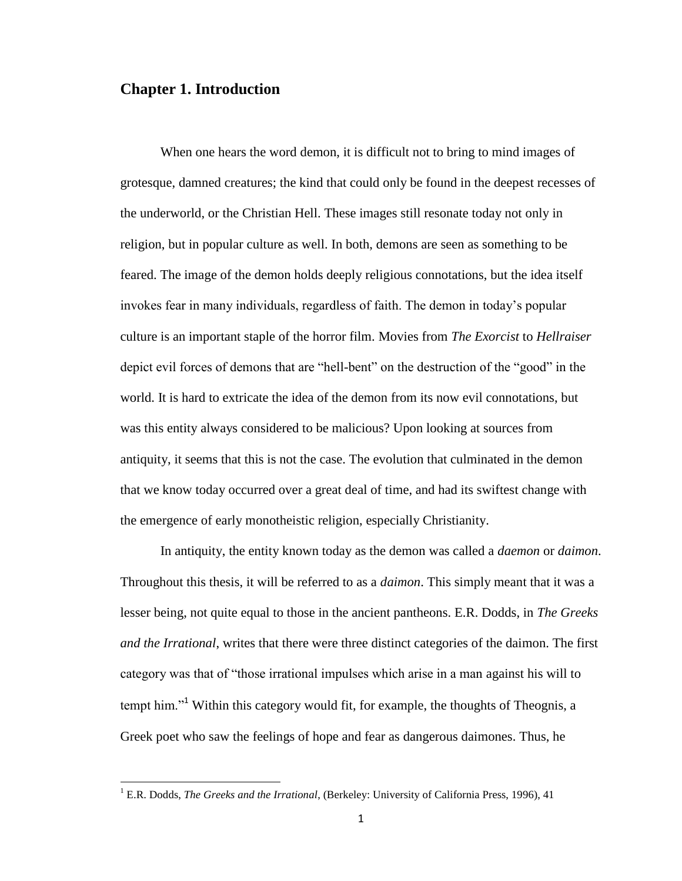## Chapter 1. Introduction

When one hears the word demon, it is difficult not to bring to mind images of grotesque, damned creatures; the kind that could only be found in the deepest recesses of the underworld, or the Christian Hell. These images still resonate today not only in religion, but in popular culture as well. In both, demons are seen as something to be feared. The image of the demon holds deeply religious connotations, but the idea itself invokes fear in many individuals, regardless of faith. The demon in today's popular culture is an important staple of the horror film. Movies from *The Exorcist* to *Hellraiser* depict evil forces of demons that are "hell-bent" on the destruction of the "good" in the world. It is hard to extricate the idea of the demon from its now evil connotations, but was this entity always considered to be malicious? Upon looking at sources from antiquity, it seems that this is not the case. The evolution that culminated in the demon that we know today occurred over a great deal of time, and had its swiftest change with the emergence of early monotheistic religion, especially Christianity.

In antiquity, the entity known today as the demon was called a *daemon* or *daimon*. Throughout this thesis, it will be referred to as a *daimon*. This simply meant that it was a lesser being, not quite equal to those in the ancient pantheons. E.R. Dodds, in *The Greeks and the Irrational*, writes that there were three distinct categories of the daimon. The first category was that of "those irrational impulses which arise in a man against his will to tempt him."[1] Within this category would fit, for example, the thoughts of Theognis, a Greek poet who saw the feelings of hope and fear as dangerous daimones. Thus, he

---

[1] E.R. Dodds, *The Greeks and the Irrational*, (Berkeley: University of California Press, 1996), 41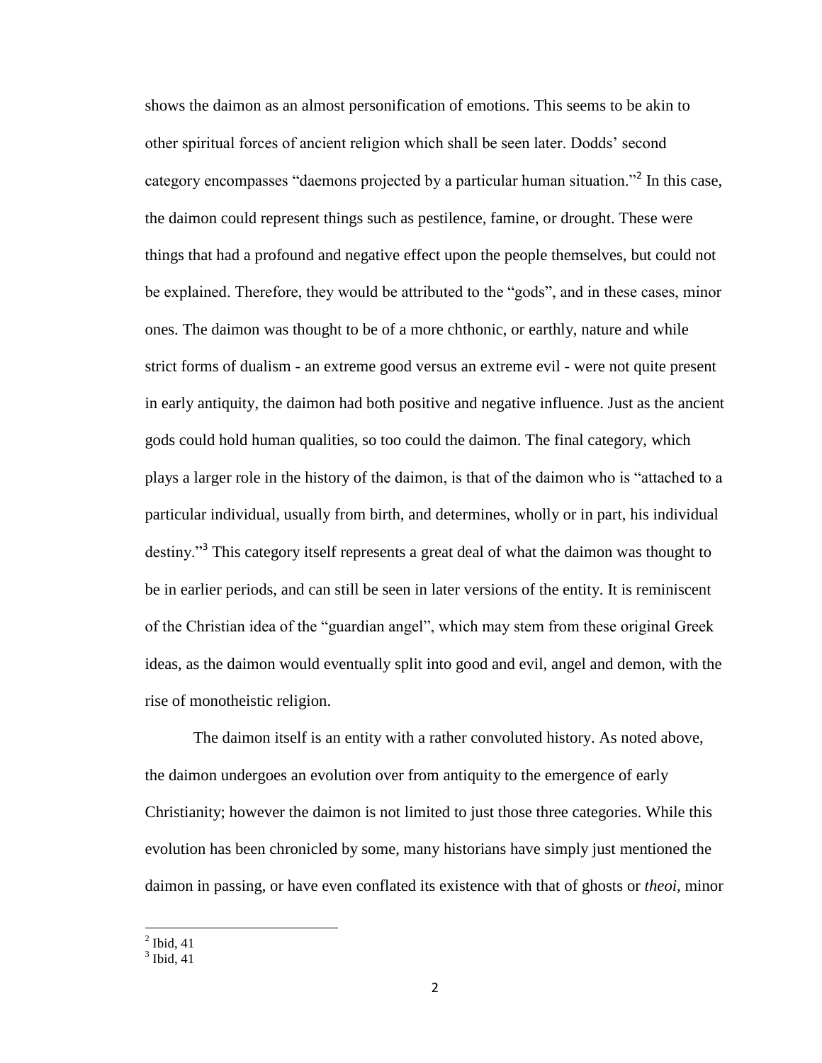shows the daimon as an almost personification of emotions. This seems to be akin to other spiritual forces of ancient religion which shall be seen later. Dodds' second category encompasses "daemons projected by a particular human situation."[2] In this case, the daimon could represent things such as pestilence, famine, or drought. These were things that had a profound and negative effect upon the people themselves, but could not be explained. Therefore, they would be attributed to the "gods", and in these cases, minor ones. The daimon was thought to be of a more chthonic, or earthly, nature and while strict forms of dualism - an extreme good versus an extreme evil - were not quite present in early antiquity, the daimon had both positive and negative influence. Just as the ancient gods could hold human qualities, so too could the daimon. The final category, which plays a larger role in the history of the daimon, is that of the daimon who is "attached to a particular individual, usually from birth, and determines, wholly or in part, his individual destiny."[3] This category itself represents a great deal of what the daimon was thought to be in earlier periods, and can still be seen in later versions of the entity. It is reminiscent of the Christian idea of the "guardian angel", which may stem from these original Greek ideas, as the daimon would eventually split into good and evil, angel and demon, with the rise of monotheistic religion.

The daimon itself is an entity with a rather convoluted history. As noted above, the daimon undergoes an evolution over from antiquity to the emergence of early Christianity; however the daimon is not limited to just those three categories. While this evolution has been chronicled by some, many historians have simply just mentioned the daimon in passing, or have even conflated its existence with that of ghosts or *theoi*, minor

---

[2] Ibid, 41

[3] Ibid, 41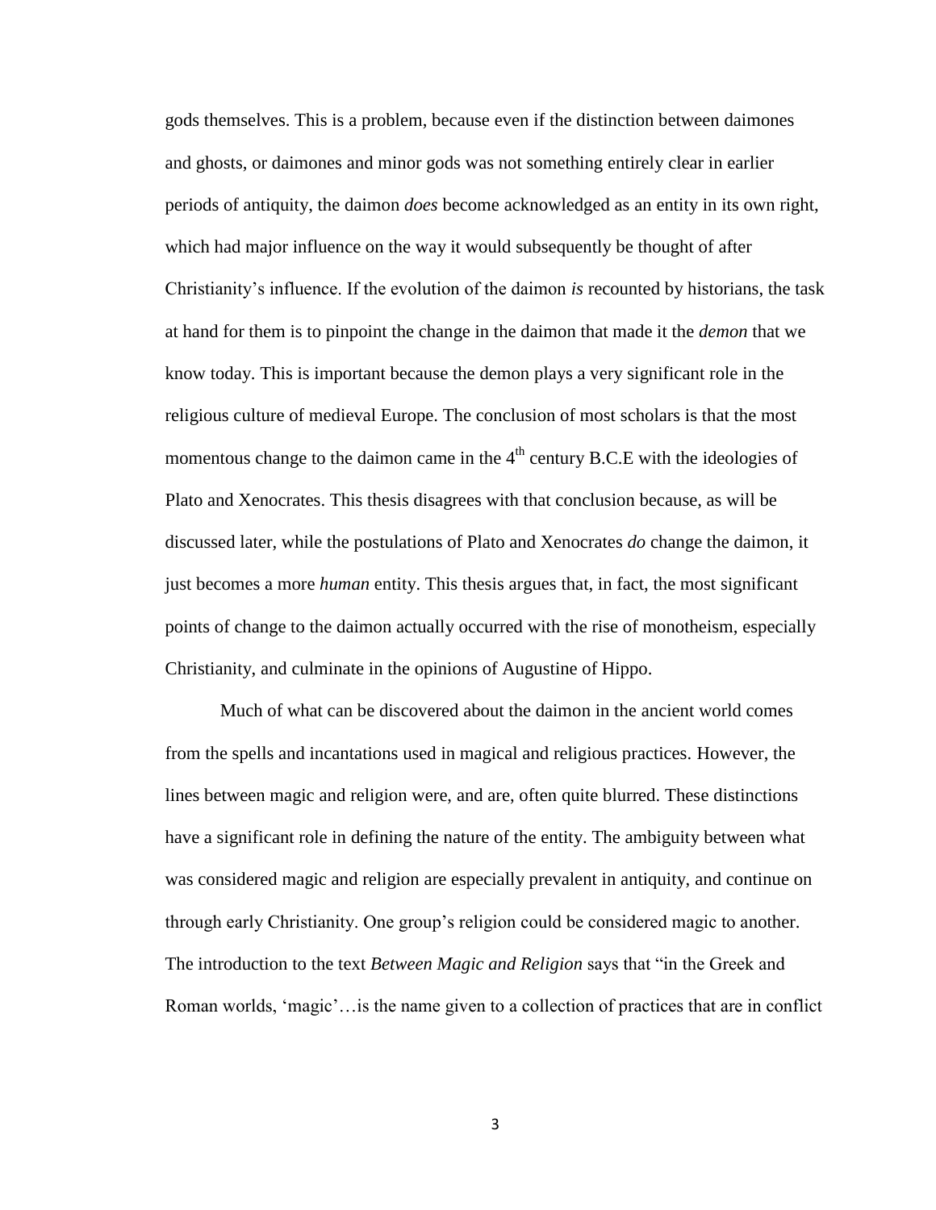gods themselves. This is a problem, because even if the distinction between daimones and ghosts, or daimones and minor gods was not something entirely clear in earlier periods of antiquity, the daimon *does* become acknowledged as an entity in its own right, which had major influence on the way it would subsequently be thought of after Christianity's influence. If the evolution of the daimon *is* recounted by historians, the task at hand for them is to pinpoint the change in the daimon that made it the *demon* that we know today. This is important because the demon plays a very significant role in the religious culture of medieval Europe. The conclusion of most scholars is that the most momentous change to the daimon came in the 4th century B.C.E with the ideologies of Plato and Xenocrates. This thesis disagrees with that conclusion because, as will be discussed later, while the postulations of Plato and Xenocrates *do* change the daimon, it just becomes a more *human* entity. This thesis argues that, in fact, the most significant points of change to the daimon actually occurred with the rise of monotheism, especially Christianity, and culminate in the opinions of Augustine of Hippo.

Much of what can be discovered about the daimon in the ancient world comes from the spells and incantations used in magical and religious practices. However, the lines between magic and religion were, and are, often quite blurred. These distinctions have a significant role in defining the nature of the entity. The ambiguity between what was considered magic and religion are especially prevalent in antiquity, and continue on through early Christianity. One group's religion could be considered magic to another. The introduction to the text *Between Magic and Religion* says that "in the Greek and Roman worlds, 'magic'…is the name given to a collection of practices that are in conflict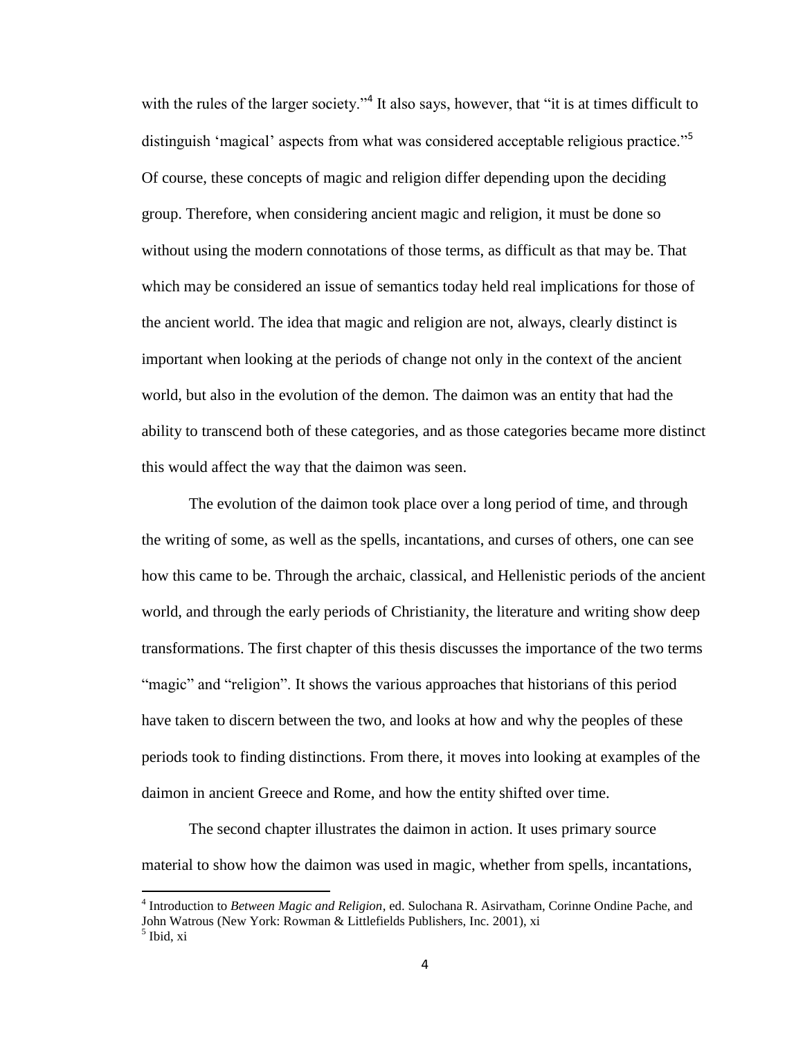with the rules of the larger society."[4] It also says, however, that "it is at times difficult to distinguish 'magical' aspects from what was considered acceptable religious practice."[5] Of course, these concepts of magic and religion differ depending upon the deciding group. Therefore, when considering ancient magic and religion, it must be done so without using the modern connotations of those terms, as difficult as that may be. That which may be considered an issue of semantics today held real implications for those of the ancient world. The idea that magic and religion are not, always, clearly distinct is important when looking at the periods of change not only in the context of the ancient world, but also in the evolution of the demon. The daimon was an entity that had the ability to transcend both of these categories, and as those categories became more distinct this would affect the way that the daimon was seen.

The evolution of the daimon took place over a long period of time, and through the writing of some, as well as the spells, incantations, and curses of others, one can see how this came to be. Through the archaic, classical, and Hellenistic periods of the ancient world, and through the early periods of Christianity, the literature and writing show deep transformations. The first chapter of this thesis discusses the importance of the two terms "magic" and "religion". It shows the various approaches that historians of this period have taken to discern between the two, and looks at how and why the peoples of these periods took to finding distinctions. From there, it moves into looking at examples of the daimon in ancient Greece and Rome, and how the entity shifted over time.

The second chapter illustrates the daimon in action. It uses primary source material to show how the daimon was used in magic, whether from spells, incantations,

---

[4] Introduction to *Between Magic and Religion*, ed. Sulochana R. Asirvatham, Corinne Ondine Pache, and John Watrous (New York: Rowman & Littlefields Publishers, Inc. 2001), xi

[5] Ibid, xi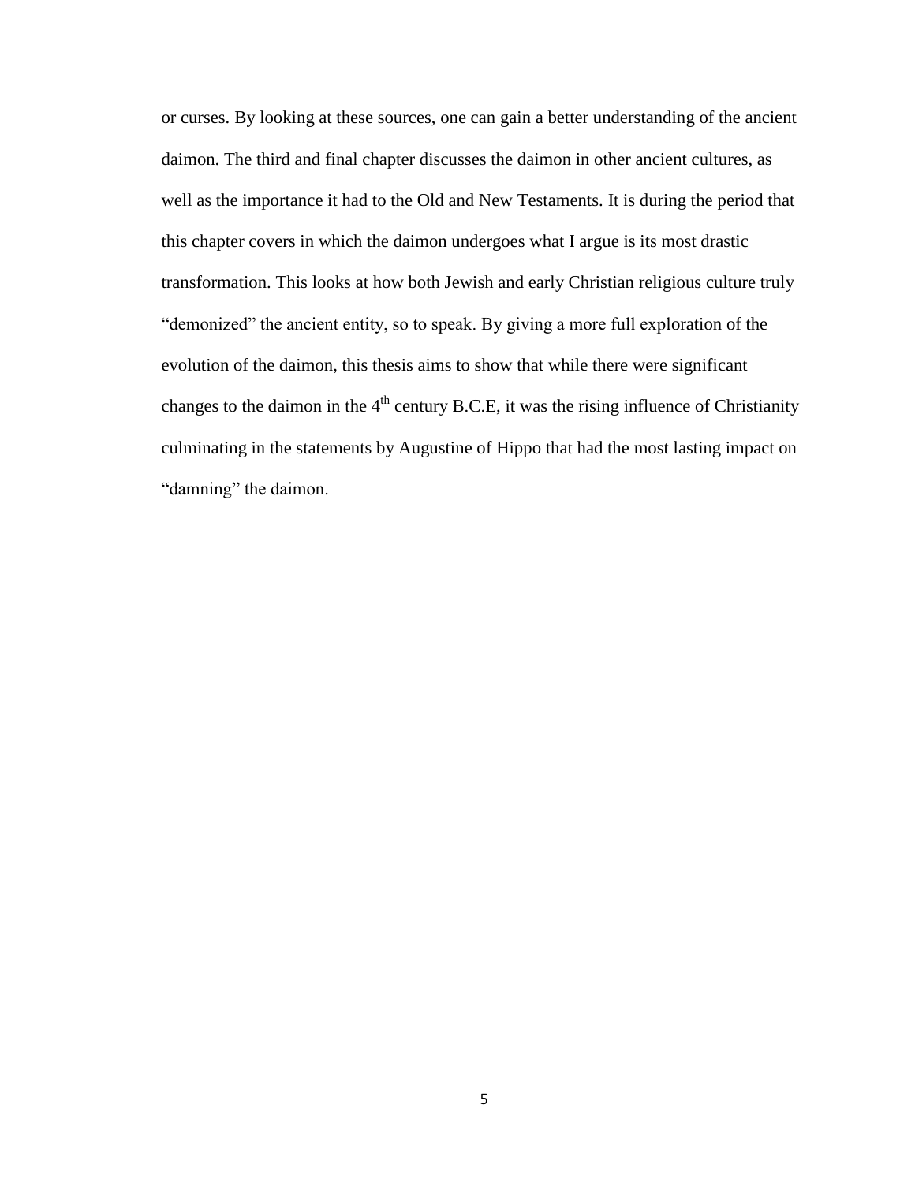or curses. By looking at these sources, one can gain a better understanding of the ancient daimon. The third and final chapter discusses the daimon in other ancient cultures, as well as the importance it had to the Old and New Testaments. It is during the period that this chapter covers in which the daimon undergoes what I argue is its most drastic transformation. This looks at how both Jewish and early Christian religious culture truly "demonized" the ancient entity, so to speak. By giving a more full exploration of the evolution of the daimon, this thesis aims to show that while there were significant changes to the daimon in the 4$^{th}$ century B.C.E, it was the rising influence of Christianity culminating in the statements by Augustine of Hippo that had the most lasting impact on "damning" the daimon.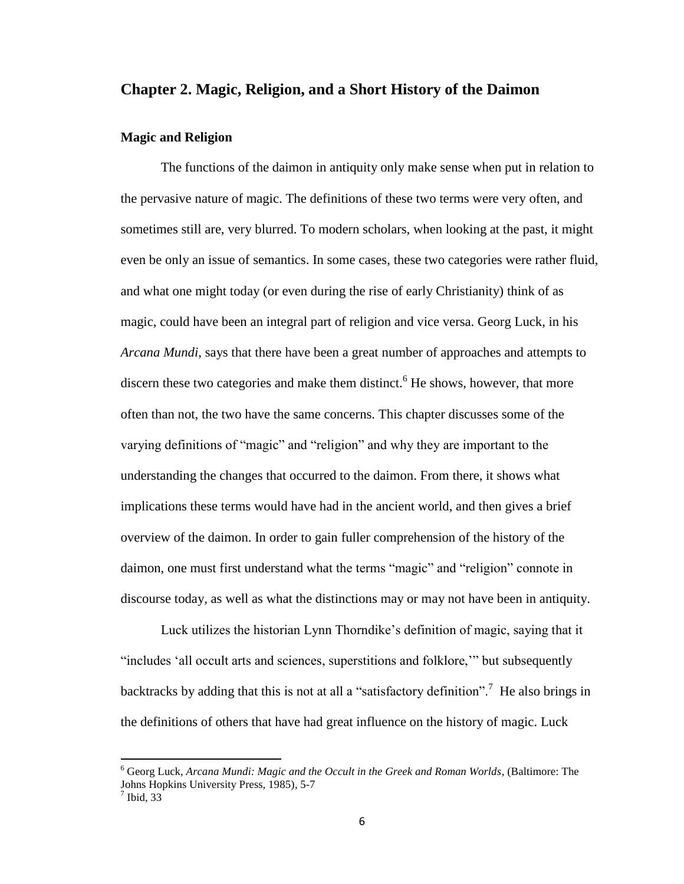## Chapter 2. Magic, Religion, and a Short History of the Daimon

### Magic and Religion

The functions of the daimon in antiquity only make sense when put in relation to the pervasive nature of magic. The definitions of these two terms were very often, and sometimes still are, very blurred. To modern scholars, when looking at the past, it might even be only an issue of semantics. In some cases, these two categories were rather fluid, and what one might today (or even during the rise of early Christianity) think of as magic, could have been an integral part of religion and vice versa. Georg Luck, in his *Arcana Mundi*, says that there have been a great number of approaches and attempts to discern these two categories and make them distinct.[6] He shows, however, that more often than not, the two have the same concerns. This chapter discusses some of the varying definitions of "magic" and "religion" and why they are important to the understanding the changes that occurred to the daimon. From there, it shows what implications these terms would have had in the ancient world, and then gives a brief overview of the daimon. In order to gain fuller comprehension of the history of the daimon, one must first understand what the terms "magic" and "religion" connote in discourse today, as well as what the distinctions may or may not have been in antiquity.

Luck utilizes the historian Lynn Thorndike's definition of magic, saying that it "includes 'all occult arts and sciences, superstitions and folklore,'" but subsequently backtracks by adding that this is not at all a "satisfactory definition".[7] He also brings in the definitions of others that have had great influence on the history of magic. Luck

---

[6] Georg Luck, *Arcana Mundi: Magic and the Occult in the Greek and Roman Worlds*, (Baltimore: The Johns Hopkins University Press, 1985), 5-7

[7] Ibid, 33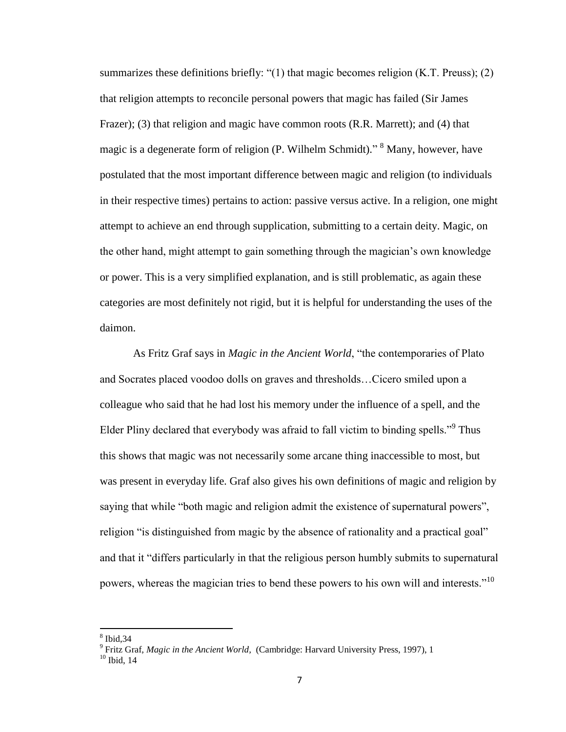summarizes these definitions briefly: "(1) that magic becomes religion (K.T. Preuss); (2) that religion attempts to reconcile personal powers that magic has failed (Sir James Frazer); (3) that religion and magic have common roots (R.R. Marrett); and (4) that magic is a degenerate form of religion (P. Wilhelm Schmidt)." [8] Many, however, have postulated that the most important difference between magic and religion (to individuals in their respective times) pertains to action: passive versus active. In a religion, one might attempt to achieve an end through supplication, submitting to a certain deity. Magic, on the other hand, might attempt to gain something through the magician's own knowledge or power. This is a very simplified explanation, and is still problematic, as again these categories are most definitely not rigid, but it is helpful for understanding the uses of the daimon.

As Fritz Graf says in *Magic in the Ancient World*, "the contemporaries of Plato and Socrates placed voodoo dolls on graves and thresholds…Cicero smiled upon a colleague who said that he had lost his memory under the influence of a spell, and the Elder Pliny declared that everybody was afraid to fall victim to binding spells."[9] Thus this shows that magic was not necessarily some arcane thing inaccessible to most, but was present in everyday life. Graf also gives his own definitions of magic and religion by saying that while "both magic and religion admit the existence of supernatural powers", religion "is distinguished from magic by the absence of rationality and a practical goal" and that it "differs particularly in that the religious person humbly submits to supernatural powers, whereas the magician tries to bend these powers to his own will and interests."[10]

---

[8] Ibid,34

[9] Fritz Graf, *Magic in the Ancient World,* (Cambridge: Harvard University Press, 1997), 1

[10] Ibid, 14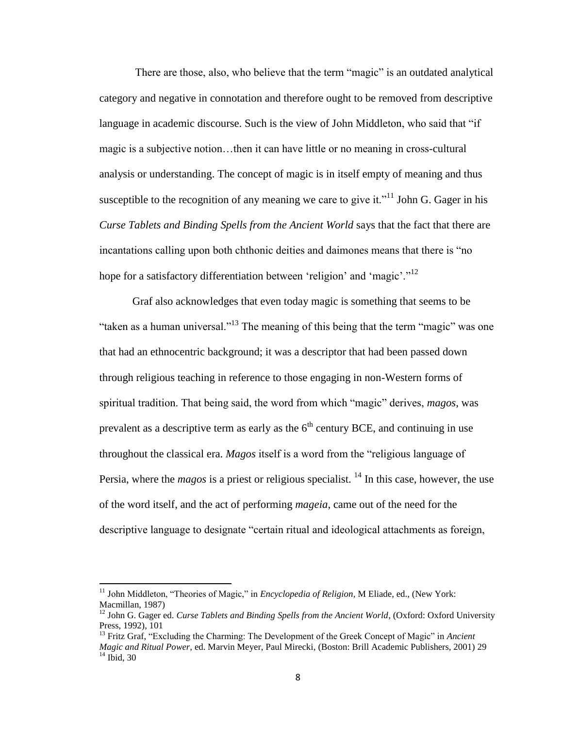There are those, also, who believe that the term "magic" is an outdated analytical category and negative in connotation and therefore ought to be removed from descriptive language in academic discourse. Such is the view of John Middleton, who said that "if magic is a subjective notion…then it can have little or no meaning in cross-cultural analysis or understanding. The concept of magic is in itself empty of meaning and thus susceptible to the recognition of any meaning we care to give it."[11] John G. Gager in his *Curse Tablets and Binding Spells from the Ancient World* says that the fact that there are incantations calling upon both chthonic deities and daimones means that there is "no hope for a satisfactory differentiation between 'religion' and 'magic'."[12]

Graf also acknowledges that even today magic is something that seems to be "taken as a human universal."[13] The meaning of this being that the term "magic" was one that had an ethnocentric background; it was a descriptor that had been passed down through religious teaching in reference to those engaging in non-Western forms of spiritual tradition. That being said, the word from which "magic" derives, *magos*, was prevalent as a descriptive term as early as the 6th century BCE, and continuing in use throughout the classical era. *Magos* itself is a word from the "religious language of Persia, where the *magos* is a priest or religious specialist. [14] In this case, however, the use of the word itself, and the act of performing *mageia*, came out of the need for the descriptive language to designate "certain ritual and ideological attachments as foreign,

---

[11] John Middleton, "Theories of Magic," in *Encyclopedia of Religion*, M Eliade, ed., (New York: Macmillan, 1987)

[12] John G. Gager ed. *Curse Tablets and Binding Spells from the Ancient World*, (Oxford: Oxford University Press, 1992), 101

[13] Fritz Graf, "Excluding the Charming: The Development of the Greek Concept of Magic" in *Ancient Magic and Ritual Power,* ed. Marvin Meyer, Paul Mirecki, (Boston: Brill Academic Publishers, 2001) 29

[14] Ibid, 30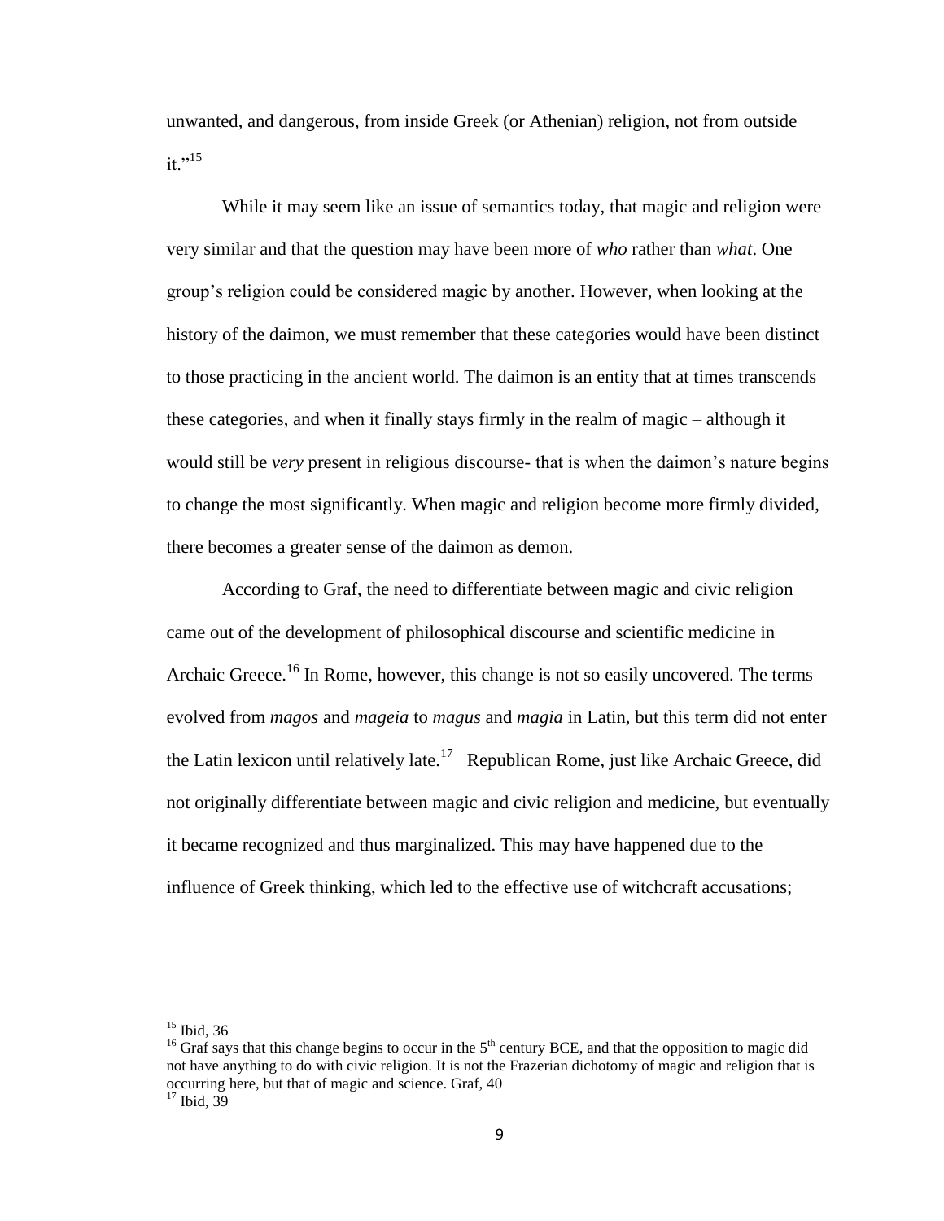unwanted, and dangerous, from inside Greek (or Athenian) religion, not from outside it."[15]

While it may seem like an issue of semantics today, that magic and religion were very similar and that the question may have been more of *who* rather than *what*. One group's religion could be considered magic by another. However, when looking at the history of the daimon, we must remember that these categories would have been distinct to those practicing in the ancient world. The daimon is an entity that at times transcends these categories, and when it finally stays firmly in the realm of magic – although it would still be *very* present in religious discourse- that is when the daimon's nature begins to change the most significantly. When magic and religion become more firmly divided, there becomes a greater sense of the daimon as demon.

According to Graf, the need to differentiate between magic and civic religion came out of the development of philosophical discourse and scientific medicine in Archaic Greece.[16] In Rome, however, this change is not so easily uncovered. The terms evolved from *magos* and *mageia* to *magus* and *magia* in Latin, but this term did not enter the Latin lexicon until relatively late.[17] Republican Rome, just like Archaic Greece, did not originally differentiate between magic and civic religion and medicine, but eventually it became recognized and thus marginalized. This may have happened due to the influence of Greek thinking, which led to the effective use of witchcraft accusations;

---

[15] Ibid, 36

[16] Graf says that this change begins to occur in the 5th century BCE, and that the opposition to magic did not have anything to do with civic religion. It is not the Frazerian dichotomy of magic and religion that is occurring here, but that of magic and science. Graf, 40

[17] Ibid, 39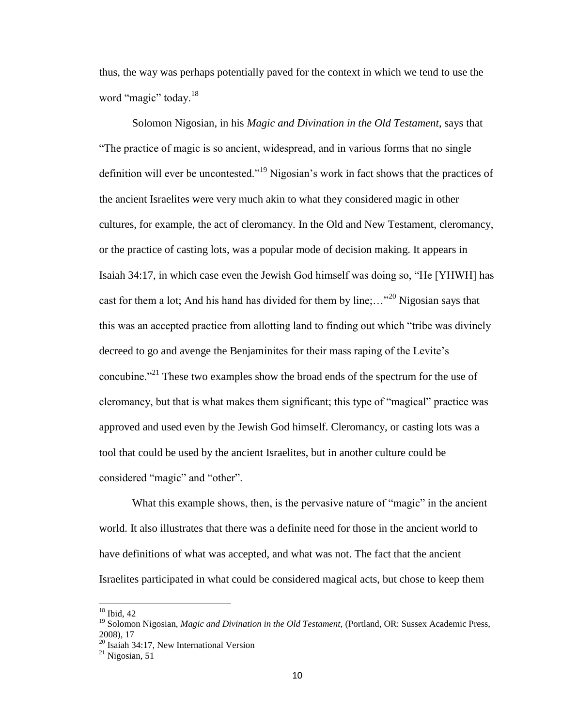thus, the way was perhaps potentially paved for the context in which we tend to use the word "magic" today.[18]

Solomon Nigosian, in his *Magic and Divination in the Old Testament*, says that "The practice of magic is so ancient, widespread, and in various forms that no single definition will ever be uncontested."[19] Nigosian's work in fact shows that the practices of the ancient Israelites were very much akin to what they considered magic in other cultures, for example, the act of cleromancy. In the Old and New Testament, cleromancy, or the practice of casting lots, was a popular mode of decision making. It appears in Isaiah 34:17, in which case even the Jewish God himself was doing so, "He [YHWH] has cast for them a lot; And his hand has divided for them by line;…"[20] Nigosian says that this was an accepted practice from allotting land to finding out which "tribe was divinely decreed to go and avenge the Benjaminites for their mass raping of the Levite's concubine."[21] These two examples show the broad ends of the spectrum for the use of cleromancy, but that is what makes them significant; this type of "magical" practice was approved and used even by the Jewish God himself. Cleromancy, or casting lots was a tool that could be used by the ancient Israelites, but in another culture could be considered "magic" and "other".

What this example shows, then, is the pervasive nature of "magic" in the ancient world. It also illustrates that there was a definite need for those in the ancient world to have definitions of what was accepted, and what was not. The fact that the ancient Israelites participated in what could be considered magical acts, but chose to keep them

---

[18] Ibid, 42

[19] Solomon Nigosian, *Magic and Divination in the Old Testament,* (Portland, OR: Sussex Academic Press, 2008), 17

[20] Isaiah 34:17, New International Version

[21] Nigosian, 51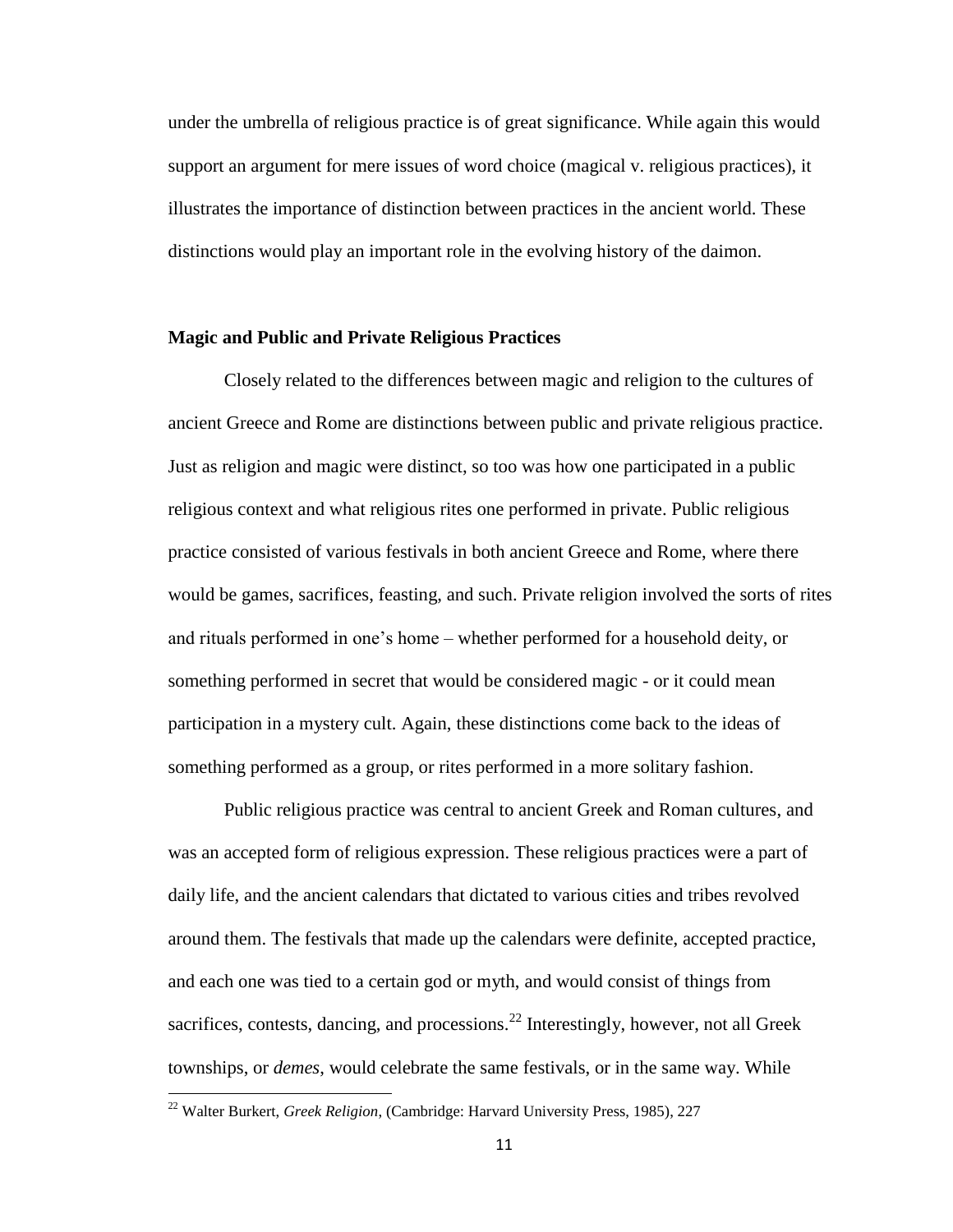under the umbrella of religious practice is of great significance. While again this would support an argument for mere issues of word choice (magical v. religious practices), it illustrates the importance of distinction between practices in the ancient world. These distinctions would play an important role in the evolving history of the daimon.

### Magic and Public and Private Religious Practices

Closely related to the differences between magic and religion to the cultures of ancient Greece and Rome are distinctions between public and private religious practice. Just as religion and magic were distinct, so too was how one participated in a public religious context and what religious rites one performed in private. Public religious practice consisted of various festivals in both ancient Greece and Rome, where there would be games, sacrifices, feasting, and such. Private religion involved the sorts of rites and rituals performed in one's home – whether performed for a household deity, or something performed in secret that would be considered magic - or it could mean participation in a mystery cult. Again, these distinctions come back to the ideas of something performed as a group, or rites performed in a more solitary fashion.

Public religious practice was central to ancient Greek and Roman cultures, and was an accepted form of religious expression. These religious practices were a part of daily life, and the ancient calendars that dictated to various cities and tribes revolved around them. The festivals that made up the calendars were definite, accepted practice, and each one was tied to a certain god or myth, and would consist of things from sacrifices, contests, dancing, and processions.[22] Interestingly, however, not all Greek townships, or *demes*, would celebrate the same festivals, or in the same way. While

[22] Walter Burkert, *Greek Religion*, (Cambridge: Harvard University Press, 1985), 227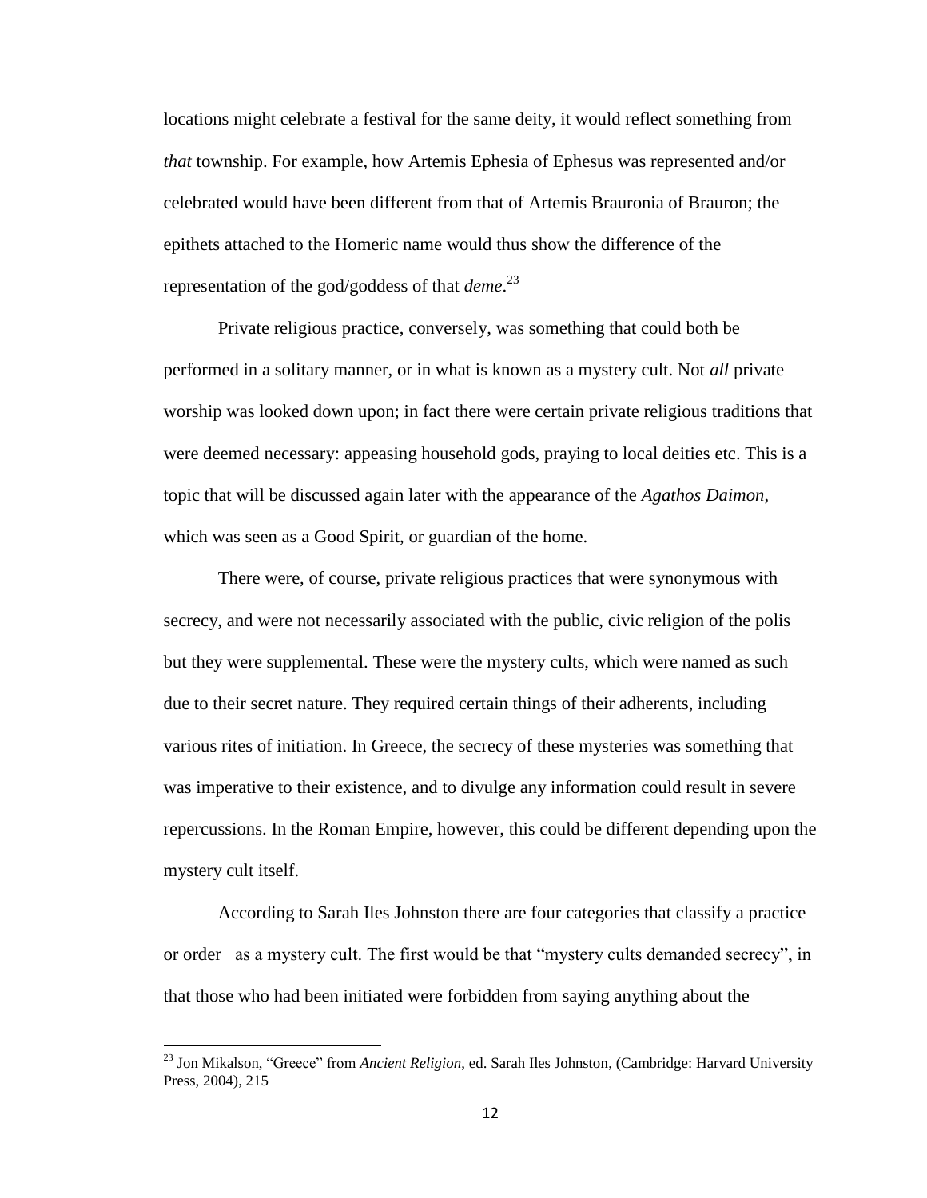locations might celebrate a festival for the same deity, it would reflect something from *that* township. For example, how Artemis Ephesia of Ephesus was represented and/or celebrated would have been different from that of Artemis Brauronia of Brauron; the epithets attached to the Homeric name would thus show the difference of the representation of the god/goddess of that *deme*.[23]

Private religious practice, conversely, was something that could both be performed in a solitary manner, or in what is known as a mystery cult. Not *all* private worship was looked down upon; in fact there were certain private religious traditions that were deemed necessary: appeasing household gods, praying to local deities etc. This is a topic that will be discussed again later with the appearance of the *Agathos Daimon*, which was seen as a Good Spirit, or guardian of the home.

There were, of course, private religious practices that were synonymous with secrecy, and were not necessarily associated with the public, civic religion of the polis but they were supplemental. These were the mystery cults, which were named as such due to their secret nature. They required certain things of their adherents, including various rites of initiation. In Greece, the secrecy of these mysteries was something that was imperative to their existence, and to divulge any information could result in severe repercussions. In the Roman Empire, however, this could be different depending upon the mystery cult itself.

According to Sarah Iles Johnston there are four categories that classify a practice or order as a mystery cult. The first would be that "mystery cults demanded secrecy", in that those who had been initiated were forbidden from saying anything about the

---

[23] Jon Mikalson, "Greece" from *Ancient Religion*, ed. Sarah Iles Johnston, (Cambridge: Harvard University Press, 2004), 215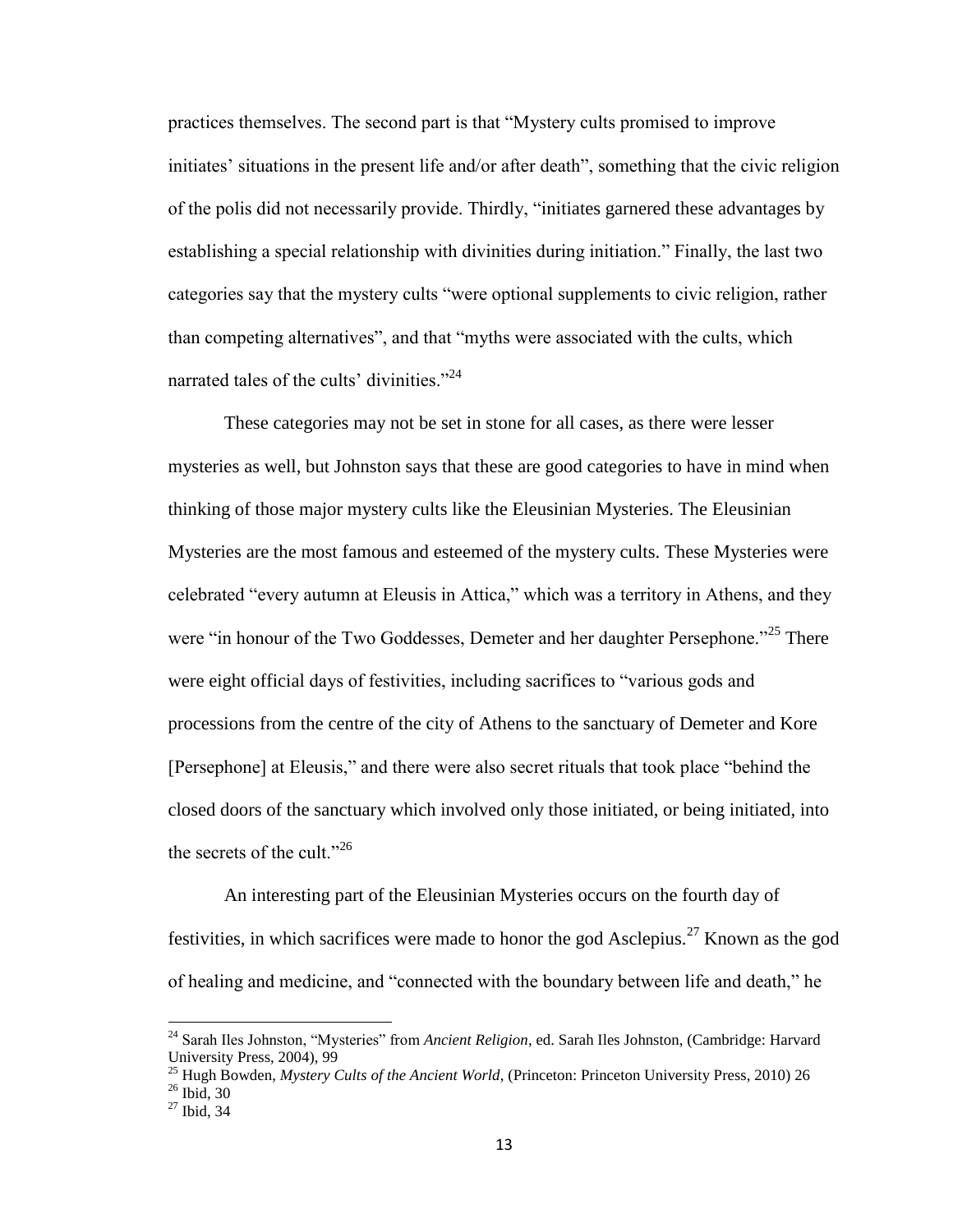practices themselves. The second part is that "Mystery cults promised to improve initiates' situations in the present life and/or after death", something that the civic religion of the polis did not necessarily provide. Thirdly, "initiates garnered these advantages by establishing a special relationship with divinities during initiation." Finally, the last two categories say that the mystery cults "were optional supplements to civic religion, rather than competing alternatives", and that "myths were associated with the cults, which narrated tales of the cults' divinities."[24]

These categories may not be set in stone for all cases, as there were lesser mysteries as well, but Johnston says that these are good categories to have in mind when thinking of those major mystery cults like the Eleusinian Mysteries. The Eleusinian Mysteries are the most famous and esteemed of the mystery cults. These Mysteries were celebrated "every autumn at Eleusis in Attica," which was a territory in Athens, and they were "in honour of the Two Goddesses, Demeter and her daughter Persephone."[25] There were eight official days of festivities, including sacrifices to "various gods and processions from the centre of the city of Athens to the sanctuary of Demeter and Kore [Persephone] at Eleusis," and there were also secret rituals that took place "behind the closed doors of the sanctuary which involved only those initiated, or being initiated, into the secrets of the cult."[26]

An interesting part of the Eleusinian Mysteries occurs on the fourth day of festivities, in which sacrifices were made to honor the god Asclepius.[27] Known as the god of healing and medicine, and "connected with the boundary between life and death," he

---

[24] Sarah Iles Johnston, "Mysteries" from *Ancient Religion*, ed. Sarah Iles Johnston, (Cambridge: Harvard University Press, 2004), 99

[25] Hugh Bowden, *Mystery Cults of the Ancient World*, (Princeton: Princeton University Press, 2010) 26

[26] Ibid, 30

[27] Ibid, 34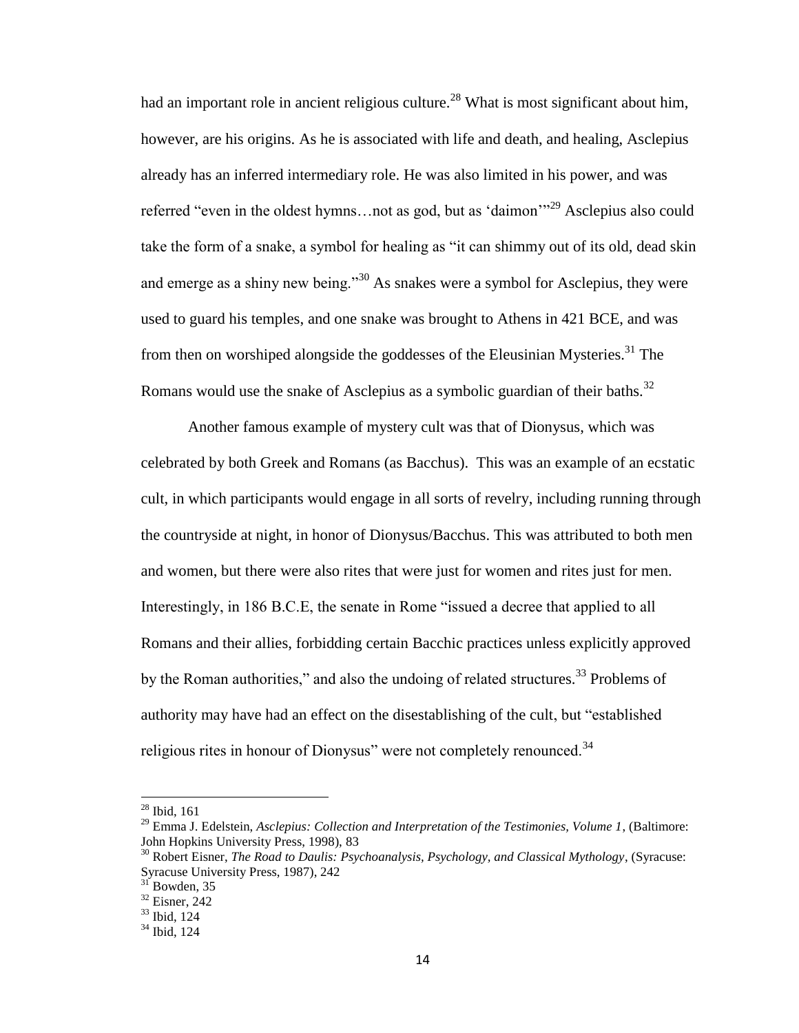had an important role in ancient religious culture.[28] What is most significant about him, however, are his origins. As he is associated with life and death, and healing, Asclepius already has an inferred intermediary role. He was also limited in his power, and was referred "even in the oldest hymns…not as god, but as 'daimon'"[29] Asclepius also could take the form of a snake, a symbol for healing as "it can shimmy out of its old, dead skin and emerge as a shiny new being."[30] As snakes were a symbol for Asclepius, they were used to guard his temples, and one snake was brought to Athens in 421 BCE, and was from then on worshiped alongside the goddesses of the Eleusinian Mysteries.[31] The Romans would use the snake of Asclepius as a symbolic guardian of their baths.[32]

Another famous example of mystery cult was that of Dionysus, which was celebrated by both Greek and Romans (as Bacchus). This was an example of an ecstatic cult, in which participants would engage in all sorts of revelry, including running through the countryside at night, in honor of Dionysus/Bacchus. This was attributed to both men and women, but there were also rites that were just for women and rites just for men. Interestingly, in 186 B.C.E, the senate in Rome "issued a decree that applied to all Romans and their allies, forbidding certain Bacchic practices unless explicitly approved by the Roman authorities," and also the undoing of related structures.[33] Problems of authority may have had an effect on the disestablishing of the cult, but "established religious rites in honour of Dionysus" were not completely renounced.[34]

---

[28] Ibid, 161

[29] Emma J. Edelstein, *Asclepius: Collection and Interpretation of the Testimonies, Volume 1*, (Baltimore: John Hopkins University Press, 1998), 83

[30] Robert Eisner, *The Road to Daulis: Psychoanalysis, Psychology, and Classical Mythology*, (Syracuse: Syracuse University Press, 1987), 242

[31] Bowden, 35

[32] Eisner, 242

[33] Ibid, 124

[34] Ibid, 124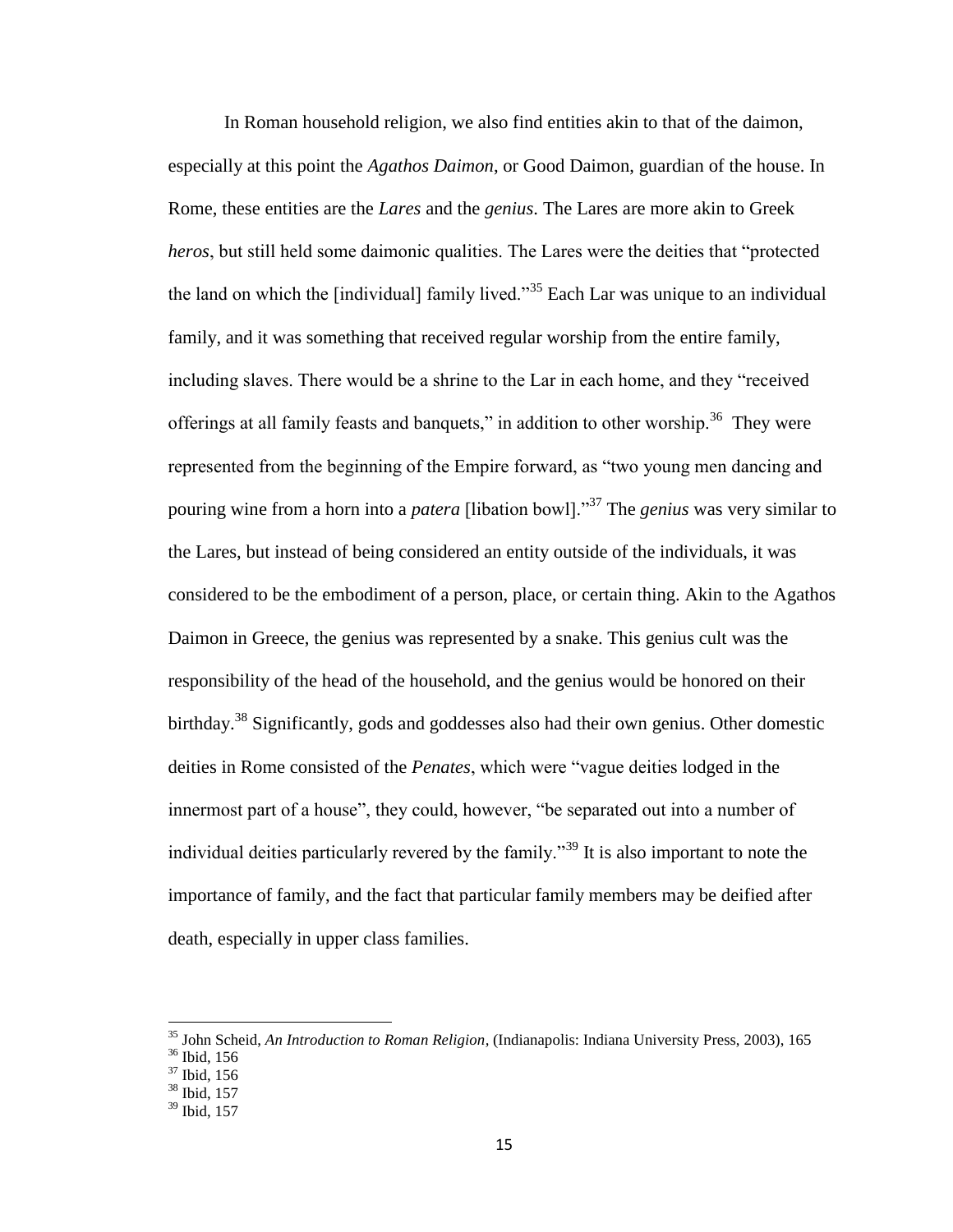In Roman household religion, we also find entities akin to that of the daimon, especially at this point the *Agathos Daimon*, or Good Daimon, guardian of the house. In Rome, these entities are the *Lares* and the *genius*. The Lares are more akin to Greek *heros*, but still held some daimonic qualities. The Lares were the deities that "protected the land on which the [individual] family lived."[35] Each Lar was unique to an individual family, and it was something that received regular worship from the entire family, including slaves. There would be a shrine to the Lar in each home, and they "received offerings at all family feasts and banquets," in addition to other worship.[36] They were represented from the beginning of the Empire forward, as "two young men dancing and pouring wine from a horn into a *patera* [libation bowl]."[37] The *genius* was very similar to the Lares, but instead of being considered an entity outside of the individuals, it was considered to be the embodiment of a person, place, or certain thing. Akin to the Agathos Daimon in Greece, the genius was represented by a snake. This genius cult was the responsibility of the head of the household, and the genius would be honored on their birthday.[38] Significantly, gods and goddesses also had their own genius. Other domestic deities in Rome consisted of the *Penates*, which were "vague deities lodged in the innermost part of a house", they could, however, "be separated out into a number of individual deities particularly revered by the family."[39] It is also important to note the importance of family, and the fact that particular family members may be deified after death, especially in upper class families.

---

[35] John Scheid, *An Introduction to Roman Religion*, (Indianapolis: Indiana University Press, 2003), 165

[36] Ibid, 156

[37] Ibid, 156

[38] Ibid, 157

[39] Ibid, 157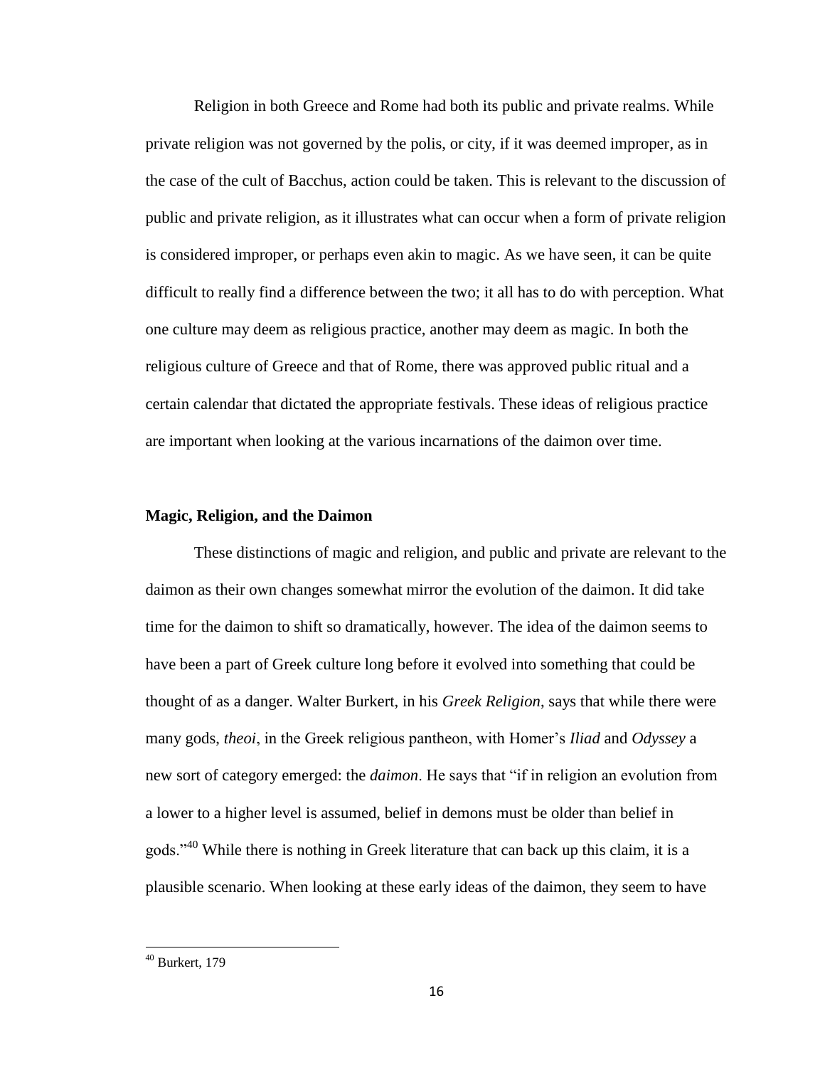Religion in both Greece and Rome had both its public and private realms. While private religion was not governed by the polis, or city, if it was deemed improper, as in the case of the cult of Bacchus, action could be taken. This is relevant to the discussion of public and private religion, as it illustrates what can occur when a form of private religion is considered improper, or perhaps even akin to magic. As we have seen, it can be quite difficult to really find a difference between the two; it all has to do with perception. What one culture may deem as religious practice, another may deem as magic. In both the religious culture of Greece and that of Rome, there was approved public ritual and a certain calendar that dictated the appropriate festivals. These ideas of religious practice are important when looking at the various incarnations of the daimon over time.

### Magic, Religion, and the Daimon

These distinctions of magic and religion, and public and private are relevant to the daimon as their own changes somewhat mirror the evolution of the daimon. It did take time for the daimon to shift so dramatically, however. The idea of the daimon seems to have been a part of Greek culture long before it evolved into something that could be thought of as a danger. Walter Burkert, in his *Greek Religion*, says that while there were many gods, *theoi*, in the Greek religious pantheon, with Homer's *Iliad* and *Odyssey* a new sort of category emerged: the ***daimon***. He says that "if in religion an evolution from a lower to a higher level is assumed, belief in demons must be older than belief in gods."[40] While there is nothing in Greek literature that can back up this claim, it is a plausible scenario. When looking at these early ideas of the daimon, they seem to have

[40] Burkert, 179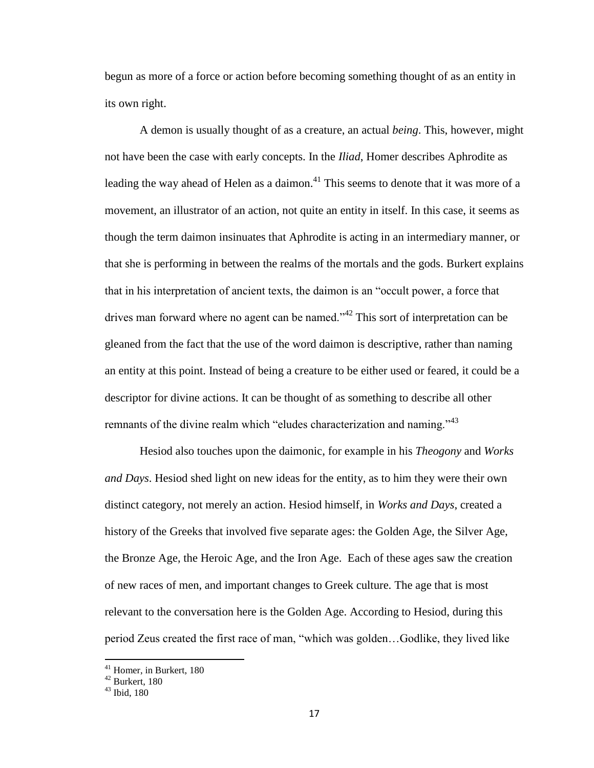begun as more of a force or action before becoming something thought of as an entity in its own right.

A demon is usually thought of as a creature, an actual *being*. This, however, might not have been the case with early concepts. In the *Iliad*, Homer describes Aphrodite as leading the way ahead of Helen as a daimon.[41] This seems to denote that it was more of a movement, an illustrator of an action, not quite an entity in itself. In this case, it seems as though the term daimon insinuates that Aphrodite is acting in an intermediary manner, or that she is performing in between the realms of the mortals and the gods. Burkert explains that in his interpretation of ancient texts, the daimon is an "occult power, a force that drives man forward where no agent can be named."[42] This sort of interpretation can be gleaned from the fact that the use of the word daimon is descriptive, rather than naming an entity at this point. Instead of being a creature to be either used or feared, it could be a descriptor for divine actions. It can be thought of as something to describe all other remnants of the divine realm which "eludes characterization and naming."[43]

Hesiod also touches upon the daimonic, for example in his *Theogony* and *Works and Days*. Hesiod shed light on new ideas for the entity, as to him they were their own distinct category, not merely an action. Hesiod himself, in *Works and Days*, created a history of the Greeks that involved five separate ages: the Golden Age, the Silver Age, the Bronze Age, the Heroic Age, and the Iron Age. Each of these ages saw the creation of new races of men, and important changes to Greek culture. The age that is most relevant to the conversation here is the Golden Age. According to Hesiod, during this period Zeus created the first race of man, "which was golden…Godlike, they lived like

[41] Homer, in Burkert, 180

[42] Burkert, 180

[43] Ibid, 180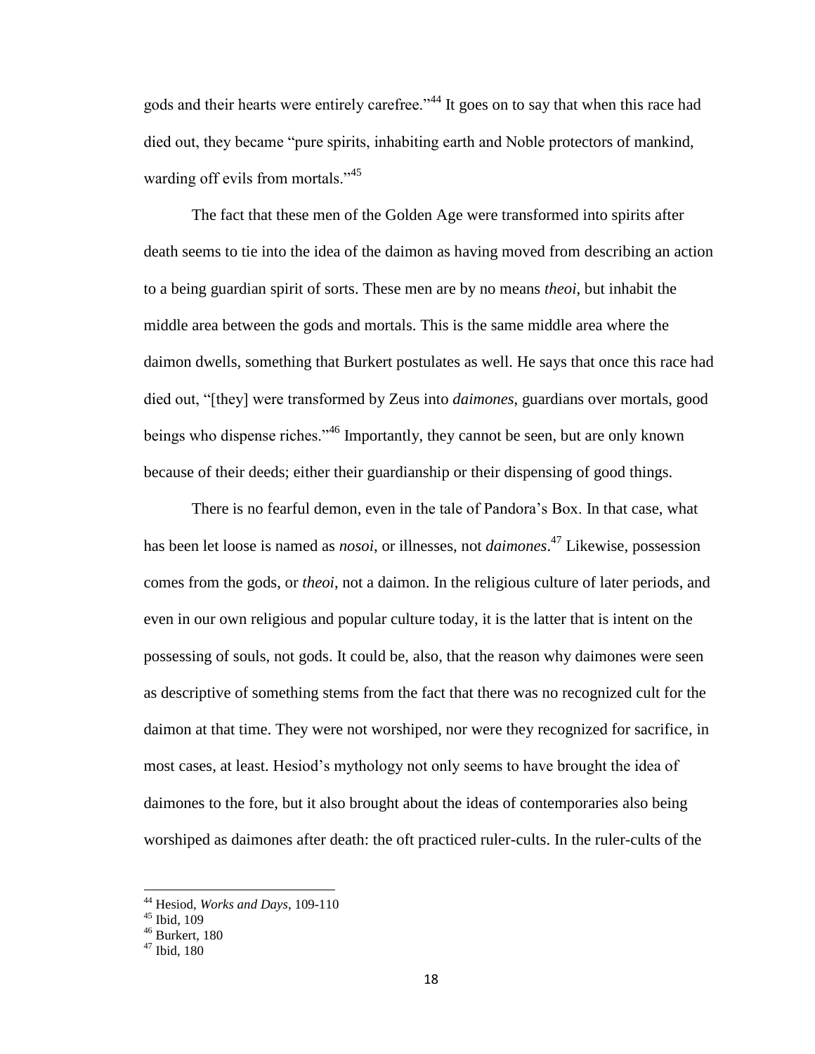gods and their hearts were entirely carefree."[44] It goes on to say that when this race had died out, they became "pure spirits, inhabiting earth and Noble protectors of mankind, warding off evils from mortals."[45]

The fact that these men of the Golden Age were transformed into spirits after death seems to tie into the idea of the daimon as having moved from describing an action to a being guardian spirit of sorts. These men are by no means *theoi*, but inhabit the middle area between the gods and mortals. This is the same middle area where the daimon dwells, something that Burkert postulates as well. He says that once this race had died out, "[they] were transformed by Zeus into *daimones*, guardians over mortals, good beings who dispense riches."[46] Importantly, they cannot be seen, but are only known because of their deeds; either their guardianship or their dispensing of good things.

There is no fearful demon, even in the tale of Pandora's Box. In that case, what has been let loose is named as *nosoi*, or illnesses, not *daimones*.[47] Likewise, possession comes from the gods, or *theoi*, not a daimon. In the religious culture of later periods, and even in our own religious and popular culture today, it is the latter that is intent on the possessing of souls, not gods. It could be, also, that the reason why daimones were seen as descriptive of something stems from the fact that there was no recognized cult for the daimon at that time. They were not worshiped, nor were they recognized for sacrifice, in most cases, at least. Hesiod's mythology not only seems to have brought the idea of daimones to the fore, but it also brought about the ideas of contemporaries also being worshiped as daimones after death: the oft practiced ruler-cults. In the ruler-cults of the

---

[44] Hesiod, *Works and Days*, 109-110

[45] Ibid, 109

[46] Burkert, 180

[47] Ibid, 180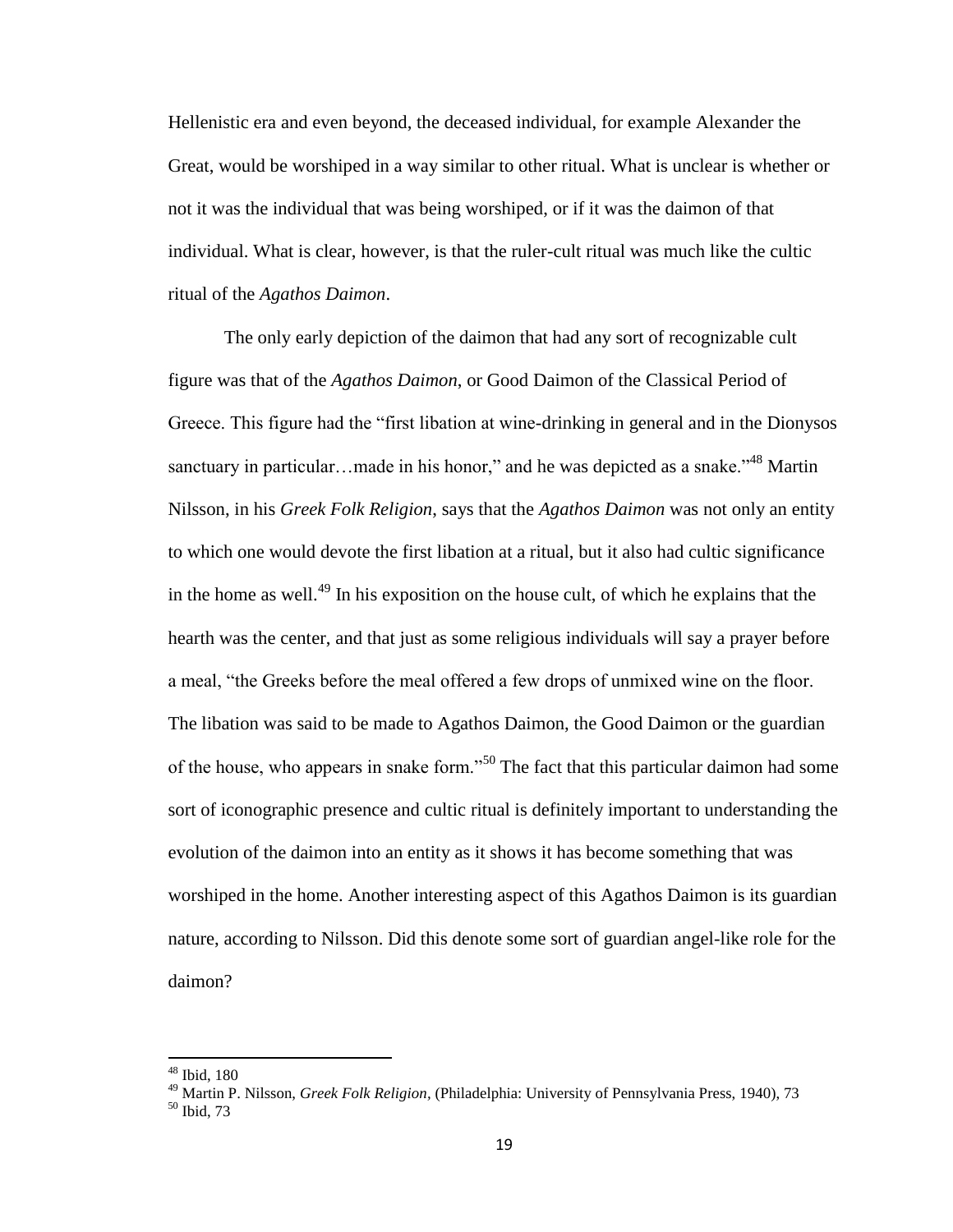Hellenistic era and even beyond, the deceased individual, for example Alexander the Great, would be worshiped in a way similar to other ritual. What is unclear is whether or not it was the individual that was being worshiped, or if it was the daimon of that individual. What is clear, however, is that the ruler-cult ritual was much like the cultic ritual of the *Agathos Daimon*.

The only early depiction of the daimon that had any sort of recognizable cult figure was that of the *Agathos Daimon*, or Good Daimon of the Classical Period of Greece. This figure had the "first libation at wine-drinking in general and in the Dionysos sanctuary in particular…made in his honor," and he was depicted as a snake."[48] Martin Nilsson, in his *Greek Folk Religion*, says that the *Agathos Daimon* was not only an entity to which one would devote the first libation at a ritual, but it also had cultic significance in the home as well.[49] In his exposition on the house cult, of which he explains that the hearth was the center, and that just as some religious individuals will say a prayer before a meal, "the Greeks before the meal offered a few drops of unmixed wine on the floor. The libation was said to be made to Agathos Daimon, the Good Daimon or the guardian of the house, who appears in snake form."[50] The fact that this particular daimon had some sort of iconographic presence and cultic ritual is definitely important to understanding the evolution of the daimon into an entity as it shows it has become something that was worshiped in the home. Another interesting aspect of this Agathos Daimon is its guardian nature, according to Nilsson. Did this denote some sort of guardian angel-like role for the daimon?

---

[48] Ibid, 180

[49] Martin P. Nilsson, *Greek Folk Religion*, (Philadelphia: University of Pennsylvania Press, 1940), 73

[50] Ibid, 73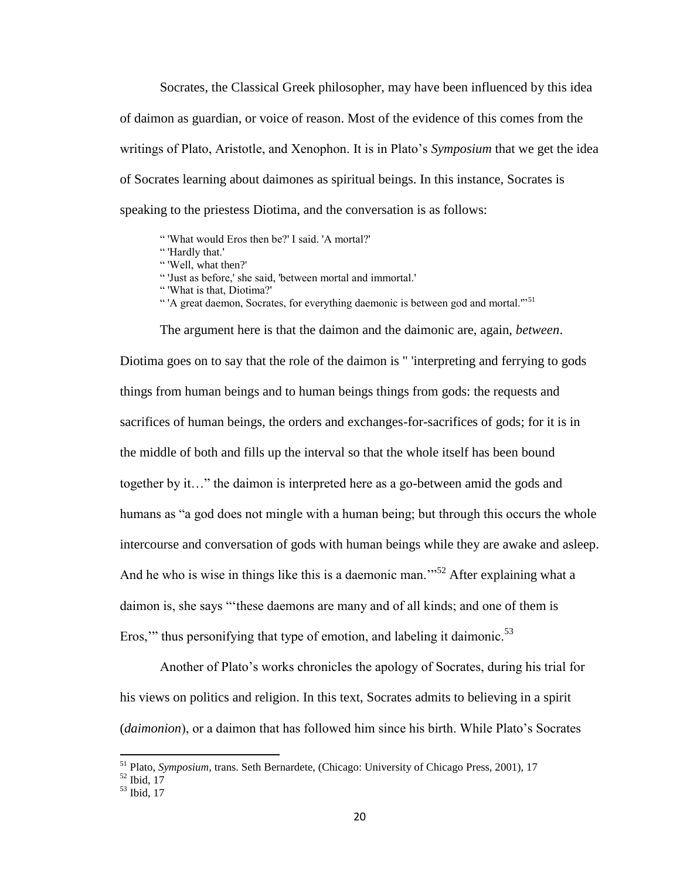Socrates, the Classical Greek philosopher, may have been influenced by this idea of daimon as guardian, or voice of reason. Most of the evidence of this comes from the writings of Plato, Aristotle, and Xenophon. It is in Plato's *Symposium* that we get the idea of Socrates learning about daimones as spiritual beings. In this instance, Socrates is speaking to the priestess Diotima, and the conversation is as follows:

> " 'What would Eros then be?' I said. 'A mortal?'
> " 'Hardly that.'
> " 'Well, what then?'
> " 'Just as before,' she said, 'between mortal and immortal.'
> " 'What is that, Diotima?'
> " 'A great daemon, Socrates, for everything daemonic is between god and mortal.'"[51]

The argument here is that the daimon and the daimonic are, again, *between*. Diotima goes on to say that the role of the daimon is " 'interpreting and ferrying to gods things from human beings and to human beings things from gods: the requests and sacrifices of human beings, the orders and exchanges-for-sacrifices of gods; for it is in the middle of both and fills up the interval so that the whole itself has been bound together by it…" the daimon is interpreted here as a go-between amid the gods and humans as "a god does not mingle with a human being; but through this occurs the whole intercourse and conversation of gods with human beings while they are awake and asleep. And he who is wise in things like this is a daemonic man.'"[52] After explaining what a daimon is, she says "'these daemons are many and of all kinds; and one of them is Eros,'" thus personifying that type of emotion, and labeling it daimonic.[53]

Another of Plato's works chronicles the apology of Socrates, during his trial for his views on politics and religion. In this text, Socrates admits to believing in a spirit (*daimonion*), or a daimon that has followed him since his birth. While Plato's Socrates

---

[51] Plato, *Symposium*, trans. Seth Bernardete, (Chicago: University of Chicago Press, 2001), 17

[52] Ibid, 17

[53] Ibid, 17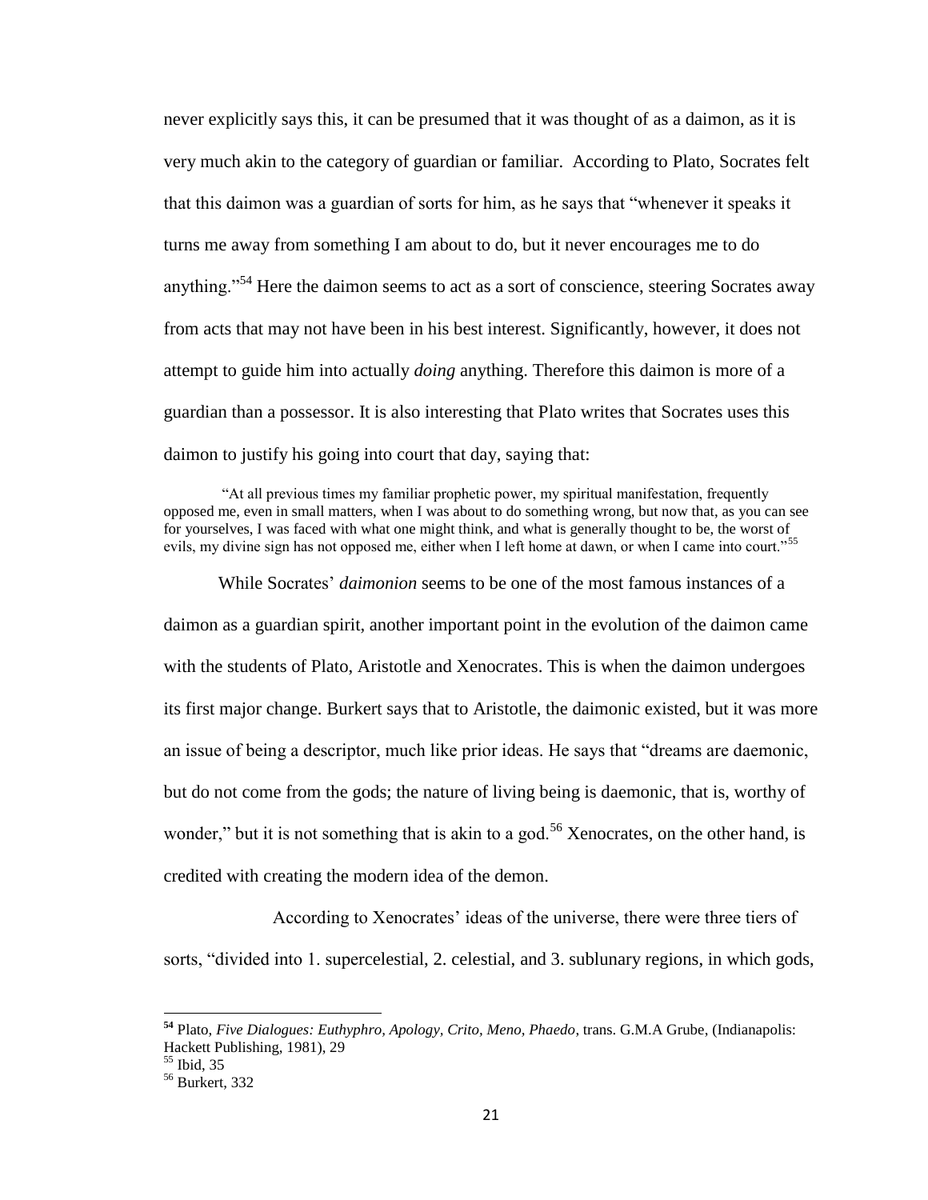never explicitly says this, it can be presumed that it was thought of as a daimon, as it is very much akin to the category of guardian or familiar. According to Plato, Socrates felt that this daimon was a guardian of sorts for him, as he says that "whenever it speaks it turns me away from something I am about to do, but it never encourages me to do anything."[54] Here the daimon seems to act as a sort of conscience, steering Socrates away from acts that may not have been in his best interest. Significantly, however, it does not attempt to guide him into actually *doing* anything. Therefore this daimon is more of a guardian than a possessor. It is also interesting that Plato writes that Socrates uses this daimon to justify his going into court that day, saying that:

> "At all previous times my familiar prophetic power, my spiritual manifestation, frequently opposed me, even in small matters, when I was about to do something wrong, but now that, as you can see for yourselves, I was faced with what one might think, and what is generally thought to be, the worst of evils, my divine sign has not opposed me, either when I left home at dawn, or when I came into court."[55]

While Socrates' *daimonion* seems to be one of the most famous instances of a daimon as a guardian spirit, another important point in the evolution of the daimon came with the students of Plato, Aristotle and Xenocrates. This is when the daimon undergoes its first major change. Burkert says that to Aristotle, the daimonic existed, but it was more an issue of being a descriptor, much like prior ideas. He says that "dreams are daemonic, but do not come from the gods; the nature of living being is daemonic, that is, worthy of wonder," but it is not something that is akin to a god.[56] Xenocrates, on the other hand, is credited with creating the modern idea of the demon.

According to Xenocrates' ideas of the universe, there were three tiers of sorts, "divided into 1. supercelestial, 2. celestial, and 3. sublunary regions, in which gods,

---

[54] Plato, *Five Dialogues: Euthyphro, Apology, Crito, Meno, Phaedo*, trans. G.M.A Grube, (Indianapolis: Hackett Publishing, 1981), 29

[55] Ibid, 35

[56] Burkert, 332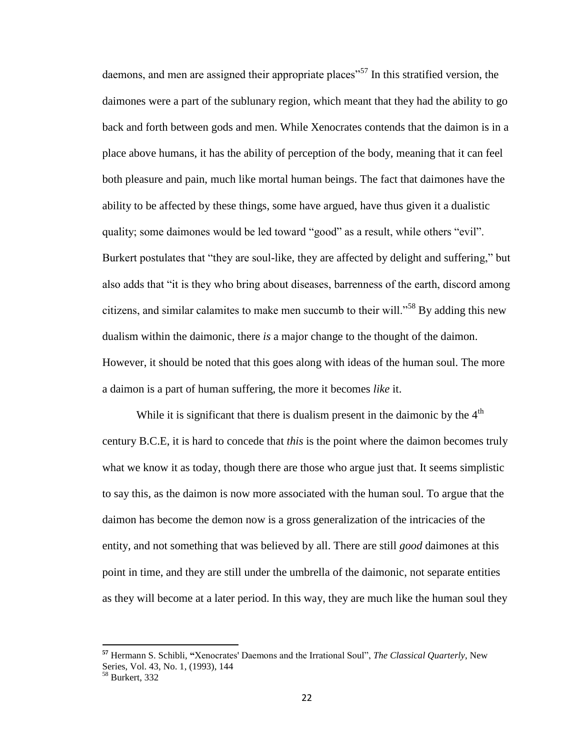daemons, and men are assigned their appropriate places"[57] In this stratified version, the daimones were a part of the sublunary region, which meant that they had the ability to go back and forth between gods and men. While Xenocrates contends that the daimon is in a place above humans, it has the ability of perception of the body, meaning that it can feel both pleasure and pain, much like mortal human beings. The fact that daimones have the ability to be affected by these things, some have argued, have thus given it a dualistic quality; some daimones would be led toward "good" as a result, while others "evil". Burkert postulates that "they are soul-like, they are affected by delight and suffering," but also adds that "it is they who bring about diseases, barrenness of the earth, discord among citizens, and similar calamites to make men succumb to their will."[58] By adding this new dualism within the daimonic, there *is* a major change to the thought of the daimon. However, it should be noted that this goes along with ideas of the human soul. The more a daimon is a part of human suffering, the more it becomes *like* it.

While it is significant that there is dualism present in the daimonic by the 4th century B.C.E, it is hard to concede that *this* is the point where the daimon becomes truly what we know it as today, though there are those who argue just that. It seems simplistic to say this, as the daimon is now more associated with the human soul. To argue that the daimon has become the demon now is a gross generalization of the intricacies of the entity, and not something that was believed by all. There are still *good* daimones at this point in time, and they are still under the umbrella of the daimonic, not separate entities as they will become at a later period. In this way, they are much like the human soul they

---

[57] Hermann S. Schibli, "Xenocrates' Daemons and the Irrational Soul", *The Classical Quarterly*, New Series, Vol. 43, No. 1, (1993), 144

[58] Burkert, 332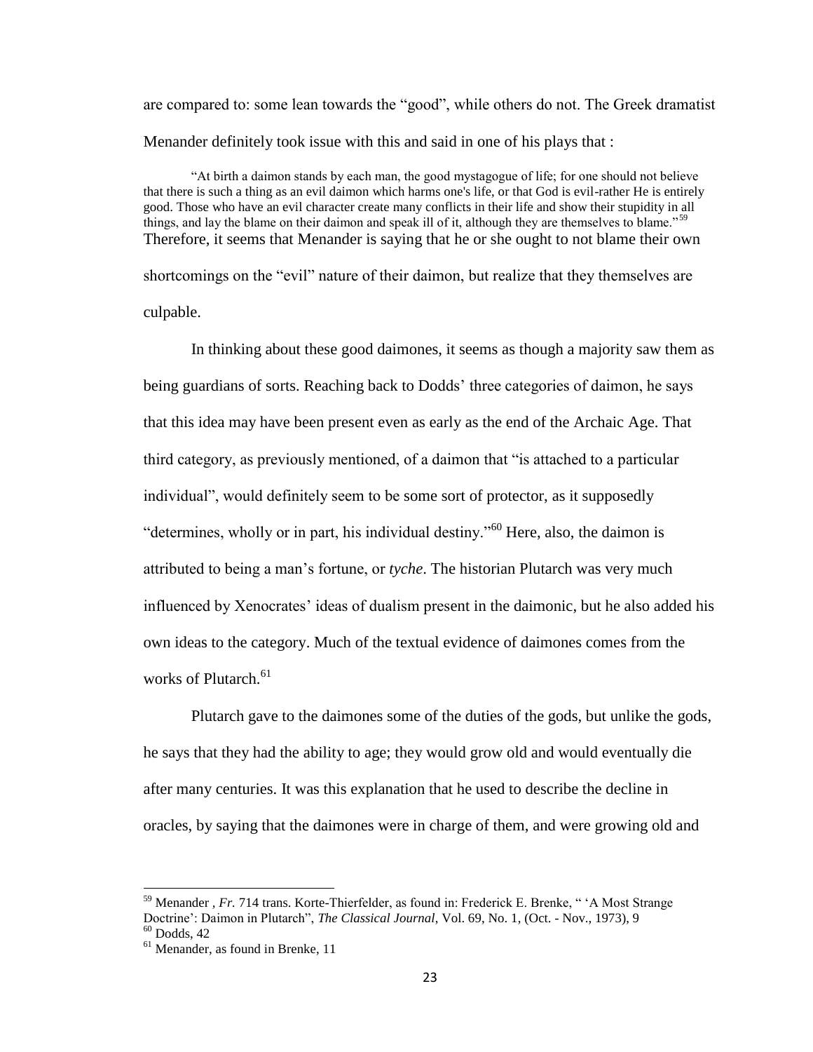are compared to: some lean towards the "good", while others do not. The Greek dramatist Menander definitely took issue with this and said in one of his plays that :

> "At birth a daimon stands by each man, the good mystagogue of life; for one should not believe that there is such a thing as an evil daimon which harms one's life, or that God is evil-rather He is entirely good. Those who have an evil character create many conflicts in their life and show their stupidity in all things, and lay the blame on their daimon and speak ill of it, although they are themselves to blame."[59]

Therefore, it seems that Menander is saying that he or she ought to not blame their own shortcomings on the "evil" nature of their daimon, but realize that they themselves are culpable.

In thinking about these good daimones, it seems as though a majority saw them as being guardians of sorts. Reaching back to Dodds' three categories of daimon, he says that this idea may have been present even as early as the end of the Archaic Age. That third category, as previously mentioned, of a daimon that "is attached to a particular individual", would definitely seem to be some sort of protector, as it supposedly "determines, wholly or in part, his individual destiny."[60] Here, also, the daimon is attributed to being a man's fortune, or *tyche*. The historian Plutarch was very much influenced by Xenocrates' ideas of dualism present in the daimonic, but he also added his own ideas to the category. Much of the textual evidence of daimones comes from the works of Plutarch.[61]

Plutarch gave to the daimones some of the duties of the gods, but unlike the gods, he says that they had the ability to age; they would grow old and would eventually die after many centuries. It was this explanation that he used to describe the decline in oracles, by saying that the daimones were in charge of them, and were growing old and

---

[59] Menander , *Fr.* 714 trans. Korte-Thierfelder, as found in: Frederick E. Brenke, " 'A Most Strange Doctrine': Daimon in Plutarch", *The Classical Journal*, Vol. 69, No. 1, (Oct. - Nov., 1973), 9

[60] Dodds, 42

[61] Menander, as found in Brenke, 11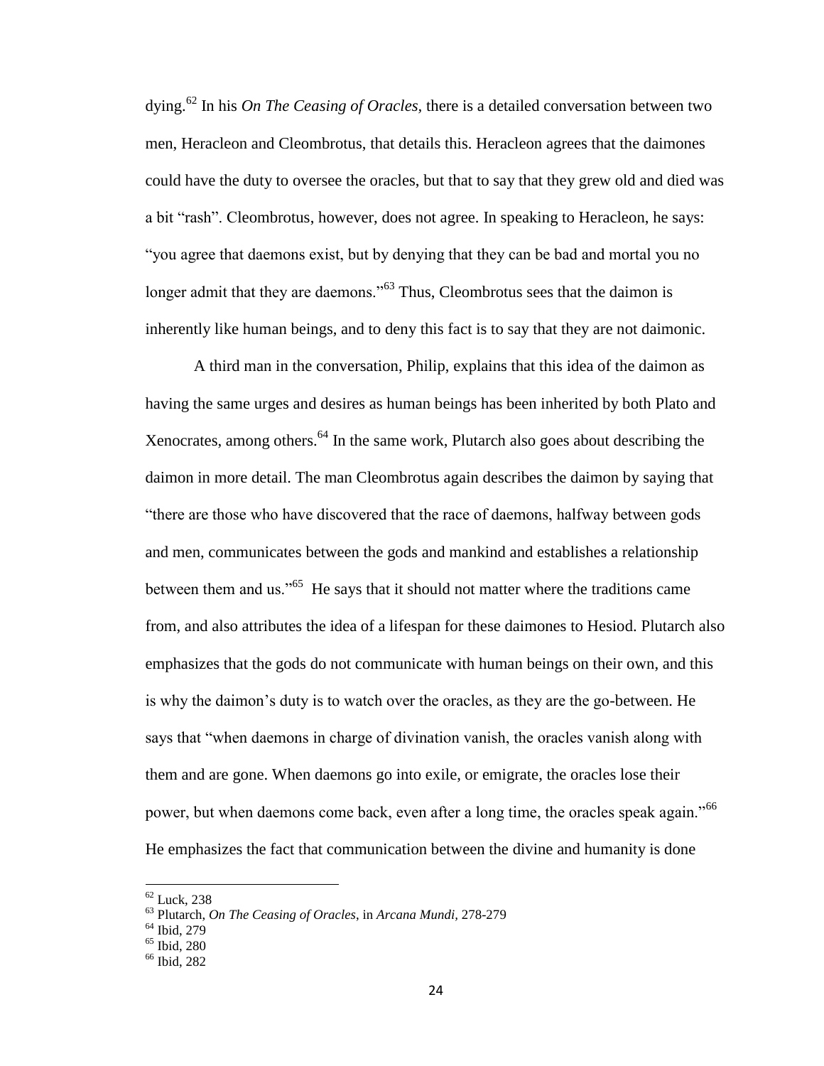dying.[62] In his *On The Ceasing of Oracles,* there is a detailed conversation between two men, Heracleon and Cleombrotus, that details this. Heracleon agrees that the daimones could have the duty to oversee the oracles, but that to say that they grew old and died was a bit "rash". Cleombrotus, however, does not agree. In speaking to Heracleon, he says: "you agree that daemons exist, but by denying that they can be bad and mortal you no longer admit that they are daemons."[63] Thus, Cleombrotus sees that the daimon is inherently like human beings, and to deny this fact is to say that they are not daimonic.

A third man in the conversation, Philip, explains that this idea of the daimon as having the same urges and desires as human beings has been inherited by both Plato and Xenocrates, among others.[64] In the same work, Plutarch also goes about describing the daimon in more detail. The man Cleombrotus again describes the daimon by saying that "there are those who have discovered that the race of daemons, halfway between gods and men, communicates between the gods and mankind and establishes a relationship between them and us."[65] He says that it should not matter where the traditions came from, and also attributes the idea of a lifespan for these daimones to Hesiod. Plutarch also emphasizes that the gods do not communicate with human beings on their own, and this is why the daimon's duty is to watch over the oracles, as they are the go-between. He says that "when daemons in charge of divination vanish, the oracles vanish along with them and are gone. When daemons go into exile, or emigrate, the oracles lose their power, but when daemons come back, even after a long time, the oracles speak again."[66] He emphasizes the fact that communication between the divine and humanity is done

[62] Luck, 238

[63] Plutarch, *On The Ceasing of Oracles*, in *Arcana Mundi,* 278-279

[64] Ibid, 279

[65] Ibid, 280

[66] Ibid, 282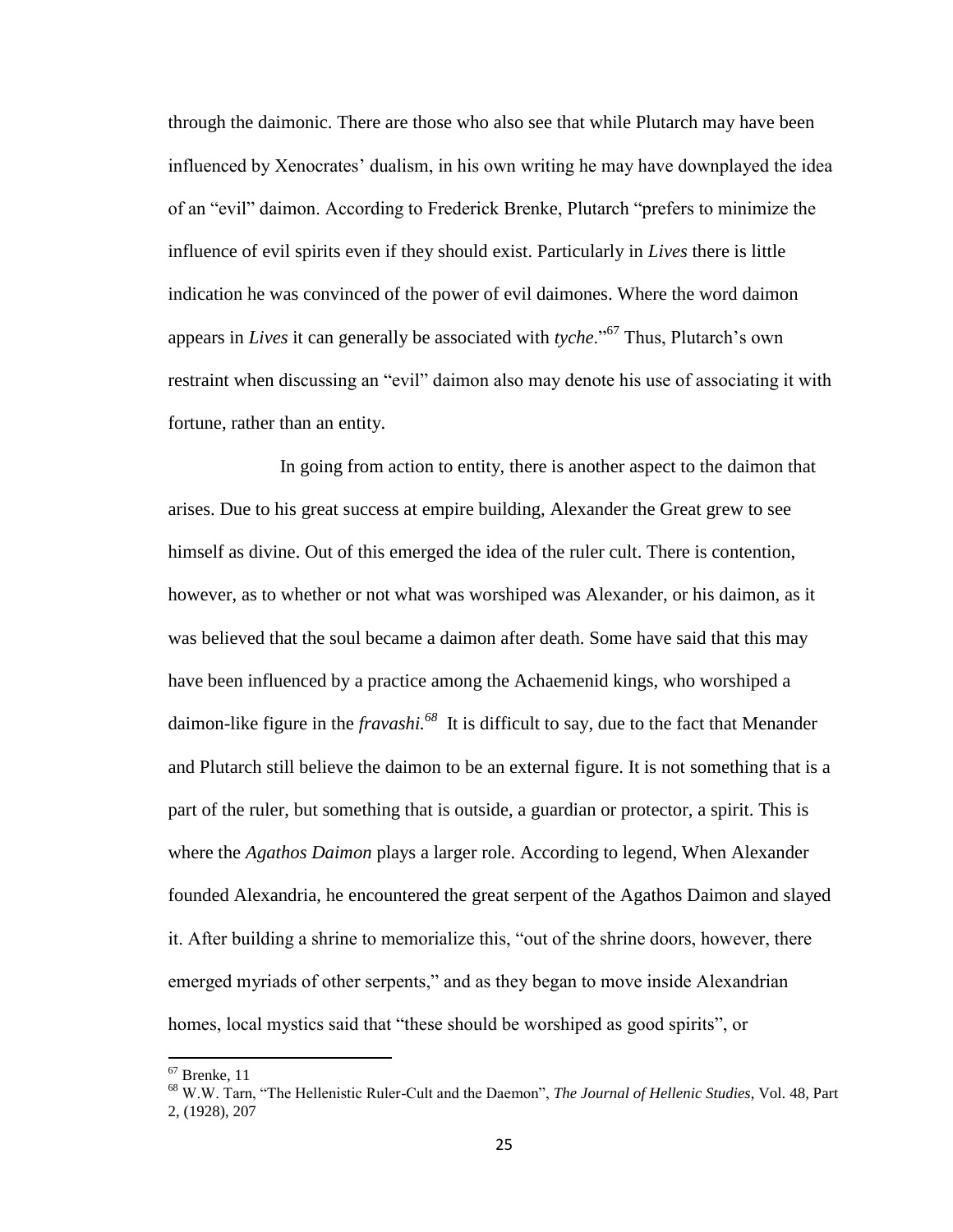through the daimonic. There are those who also see that while Plutarch may have been influenced by Xenocrates' dualism, in his own writing he may have downplayed the idea of an "evil" daimon. According to Frederick Brenke, Plutarch "prefers to minimize the influence of evil spirits even if they should exist. Particularly in *Lives* there is little indication he was convinced of the power of evil daimones. Where the word daimon appears in *Lives* it can generally be associated with *tyche*."[67] Thus, Plutarch's own restraint when discussing an "evil" daimon also may denote his use of associating it with fortune, rather than an entity.

In going from action to entity, there is another aspect to the daimon that arises. Due to his great success at empire building, Alexander the Great grew to see himself as divine. Out of this emerged the idea of the ruler cult. There is contention, however, as to whether or not what was worshiped was Alexander, or his daimon, as it was believed that the soul became a daimon after death. Some have said that this may have been influenced by a practice among the Achaemenid kings, who worshiped a daimon-like figure in the *fravashi.*[68] It is difficult to say, due to the fact that Menander and Plutarch still believe the daimon to be an external figure. It is not something that is a part of the ruler, but something that is outside, a guardian or protector, a spirit. This is where the *Agathos Daimon* plays a larger role. According to legend, When Alexander founded Alexandria, he encountered the great serpent of the Agathos Daimon and slayed it. After building a shrine to memorialize this, "out of the shrine doors, however, there emerged myriads of other serpents," and as they began to move inside Alexandrian homes, local mystics said that "these should be worshiped as good spirits", or

---

[67] Brenke, 11

[68] W.W. Tarn, "The Hellenistic Ruler-Cult and the Daemon", *The Journal of Hellenic Studies*, Vol. 48, Part 2, (1928), 207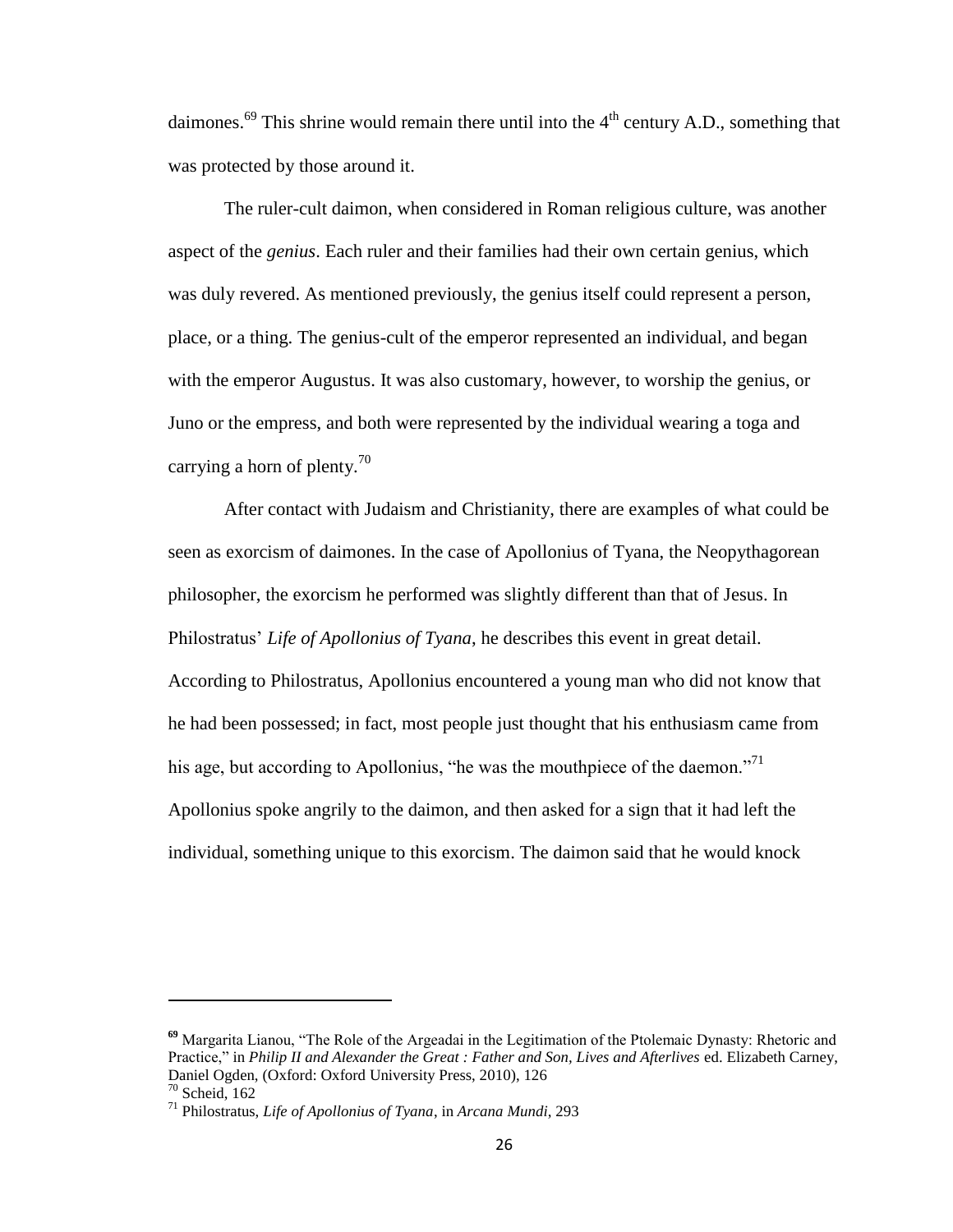daimones.[69] This shrine would remain there until into the 4th century A.D., something that was protected by those around it.

The ruler-cult daimon, when considered in Roman religious culture, was another aspect of the *genius*. Each ruler and their families had their own certain genius, which was duly revered. As mentioned previously, the genius itself could represent a person, place, or a thing. The genius-cult of the emperor represented an individual, and began with the emperor Augustus. It was also customary, however, to worship the genius, or Juno or the empress, and both were represented by the individual wearing a toga and carrying a horn of plenty.[70]

After contact with Judaism and Christianity, there are examples of what could be seen as exorcism of daimones. In the case of Apollonius of Tyana, the Neopythagorean philosopher, the exorcism he performed was slightly different than that of Jesus. In Philostratus' *Life of Apollonius of Tyana*, he describes this event in great detail. According to Philostratus, Apollonius encountered a young man who did not know that he had been possessed; in fact, most people just thought that his enthusiasm came from his age, but according to Apollonius, "he was the mouthpiece of the daemon."[71] Apollonius spoke angrily to the daimon, and then asked for a sign that it had left the individual, something unique to this exorcism. The daimon said that he would knock

---

[69] Margarita Lianou, "The Role of the Argeadai in the Legitimation of the Ptolemaic Dynasty: Rhetoric and Practice," in *Philip II and Alexander the Great : Father and Son, Lives and Afterlives* ed. Elizabeth Carney, Daniel Ogden, (Oxford: Oxford University Press, 2010), 126

[70] Scheid, 162

[71] Philostratus, *Life of Apollonius of Tyana*, in *Arcana Mundi*, 293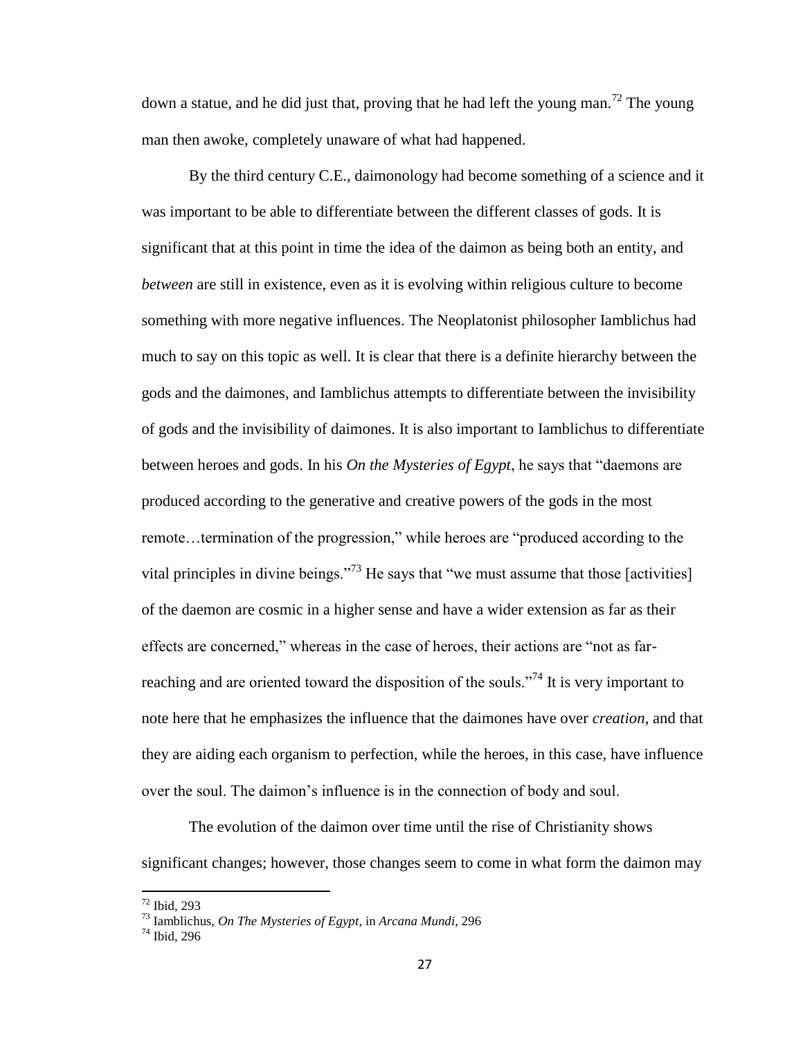down a statue, and he did just that, proving that he had left the young man.[72] The young man then awoke, completely unaware of what had happened.

By the third century C.E., daimonology had become something of a science and it was important to be able to differentiate between the different classes of gods. It is significant that at this point in time the idea of the daimon as being both an entity, and *between* are still in existence, even as it is evolving within religious culture to become something with more negative influences. The Neoplatonist philosopher Iamblichus had much to say on this topic as well. It is clear that there is a definite hierarchy between the gods and the daimones, and Iamblichus attempts to differentiate between the invisibility of gods and the invisibility of daimones. It is also important to Iamblichus to differentiate between heroes and gods. In his *On the Mysteries of Egypt*, he says that "daemons are produced according to the generative and creative powers of the gods in the most remote…termination of the progression," while heroes are "produced according to the vital principles in divine beings."[73] He says that "we must assume that those [activities] of the daemon are cosmic in a higher sense and have a wider extension as far as their effects are concerned," whereas in the case of heroes, their actions are "not as far-reaching and are oriented toward the disposition of the souls."[74] It is very important to note here that he emphasizes the influence that the daimones have over *creation*, and that they are aiding each organism to perfection, while the heroes, in this case, have influence over the soul. The daimon's influence is in the connection of body and soul.

The evolution of the daimon over time until the rise of Christianity shows significant changes; however, those changes seem to come in what form the daimon may

---

[72] Ibid, 293

[73] Iamblichus, *On The Mysteries of Egypt*, in *Arcana Mundi*, 296

[74] Ibid, 296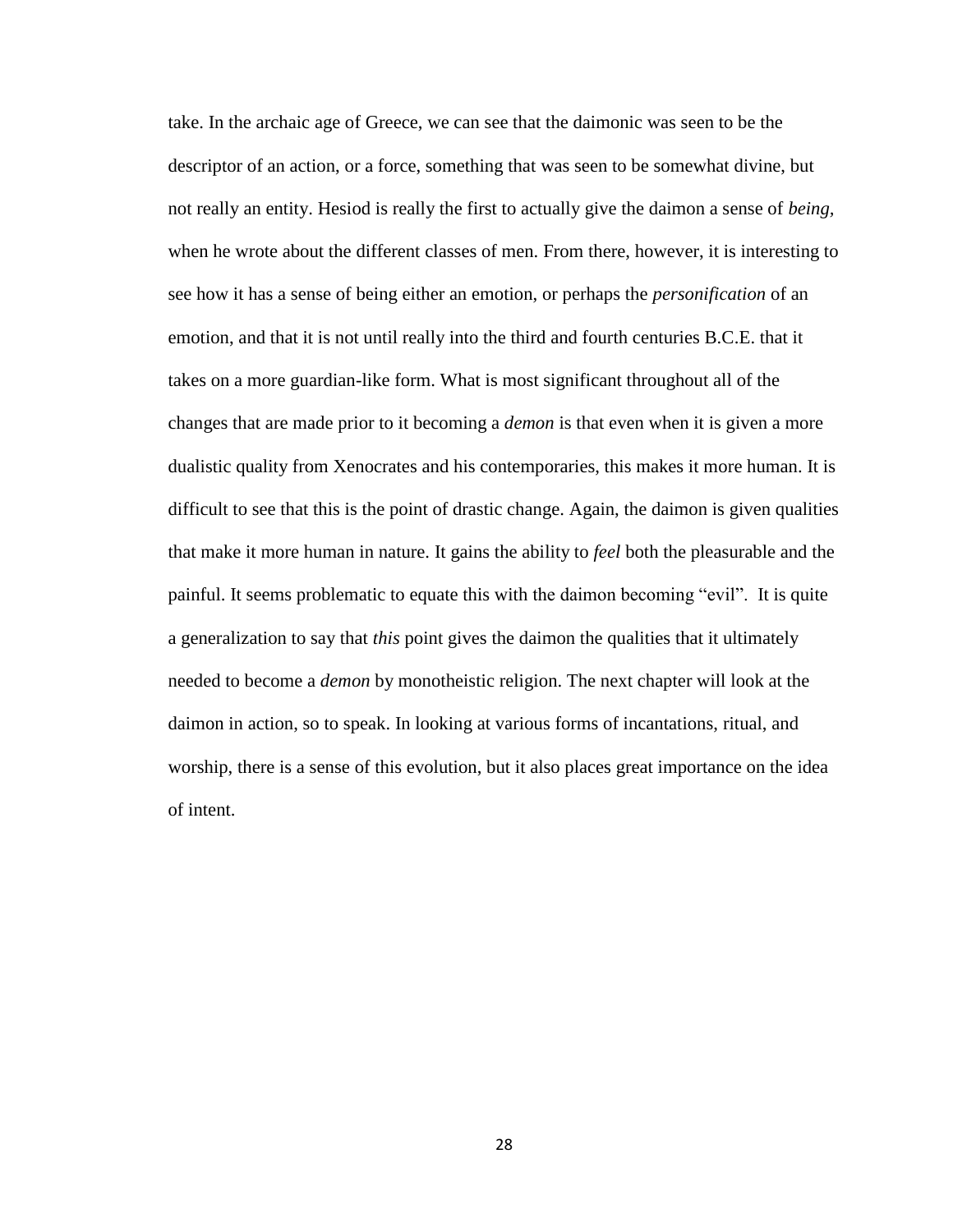take. In the archaic age of Greece, we can see that the daimonic was seen to be the descriptor of an action, or a force, something that was seen to be somewhat divine, but not really an entity. Hesiod is really the first to actually give the daimon a sense of *being*, when he wrote about the different classes of men. From there, however, it is interesting to see how it has a sense of being either an emotion, or perhaps the *personification* of an emotion, and that it is not until really into the third and fourth centuries B.C.E. that it takes on a more guardian-like form. What is most significant throughout all of the changes that are made prior to it becoming a *demon* is that even when it is given a more dualistic quality from Xenocrates and his contemporaries, this makes it more human. It is difficult to see that this is the point of drastic change. Again, the daimon is given qualities that make it more human in nature. It gains the ability to *feel* both the pleasurable and the painful. It seems problematic to equate this with the daimon becoming "evil". It is quite a generalization to say that *this* point gives the daimon the qualities that it ultimately needed to become a *demon* by monotheistic religion. The next chapter will look at the daimon in action, so to speak. In looking at various forms of incantations, ritual, and worship, there is a sense of this evolution, but it also places great importance on the idea of intent.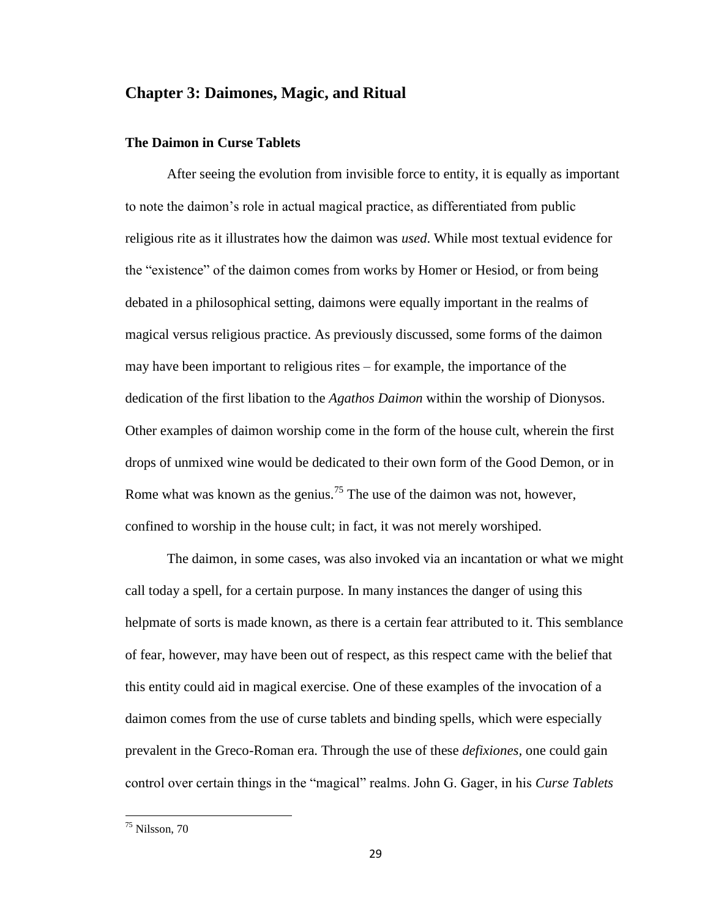## Chapter 3: Daimones, Magic, and Ritual

### The Daimon in Curse Tablets

After seeing the evolution from invisible force to entity, it is equally as important to note the daimon's role in actual magical practice, as differentiated from public religious rite as it illustrates how the daimon was *used*. While most textual evidence for the "existence" of the daimon comes from works by Homer or Hesiod, or from being debated in a philosophical setting, daimons were equally important in the realms of magical versus religious practice. As previously discussed, some forms of the daimon may have been important to religious rites – for example, the importance of the dedication of the first libation to the *Agathos Daimon* within the worship of Dionysos. Other examples of daimon worship come in the form of the house cult, wherein the first drops of unmixed wine would be dedicated to their own form of the Good Demon, or in Rome what was known as the genius.[75] The use of the daimon was not, however, confined to worship in the house cult; in fact, it was not merely worshiped.

The daimon, in some cases, was also invoked via an incantation or what we might call today a spell, for a certain purpose. In many instances the danger of using this helpmate of sorts is made known, as there is a certain fear attributed to it. This semblance of fear, however, may have been out of respect, as this respect came with the belief that this entity could aid in magical exercise. One of these examples of the invocation of a daimon comes from the use of curse tablets and binding spells, which were especially prevalent in the Greco-Roman era. Through the use of these *defixiones*, one could gain control over certain things in the "magical" realms. John G. Gager, in his *Curse Tablets*

[75] Nilsson, 70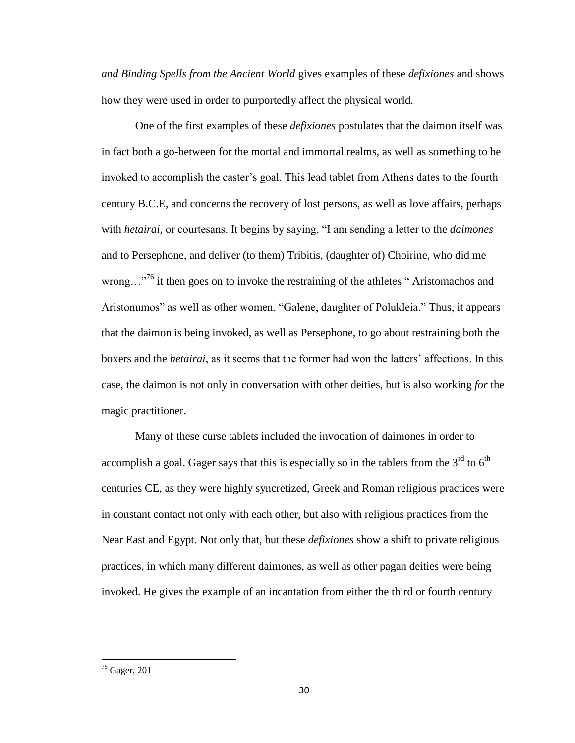*and Binding Spells from the Ancient World* gives examples of these *defixiones* and shows how they were used in order to purportedly affect the physical world.

One of the first examples of these *defixiones* postulates that the daimon itself was in fact both a go-between for the mortal and immortal realms, as well as something to be invoked to accomplish the caster's goal. This lead tablet from Athens dates to the fourth century B.C.E, and concerns the recovery of lost persons, as well as love affairs, perhaps with *hetairai*, or courtesans. It begins by saying, "I am sending a letter to the *daimones* and to Persephone, and deliver (to them) Tribitis, (daughter of) Choirine, who did me wrong…"[76] it then goes on to invoke the restraining of the athletes " Aristomachos and Aristonumos" as well as other women, "Galene, daughter of Polukleia." Thus, it appears that the daimon is being invoked, as well as Persephone, to go about restraining both the boxers and the *hetairai*, as it seems that the former had won the latters' affections. In this case, the daimon is not only in conversation with other deities, but is also working *for* the magic practitioner.

Many of these curse tablets included the invocation of daimones in order to accomplish a goal. Gager says that this is especially so in the tablets from the 3rd to 6th centuries CE, as they were highly syncretized, Greek and Roman religious practices were in constant contact not only with each other, but also with religious practices from the Near East and Egypt. Not only that, but these *defixiones* show a shift to private religious practices, in which many different daimones, as well as other pagan deities were being invoked. He gives the example of an incantation from either the third or fourth century

[76] Gager, 201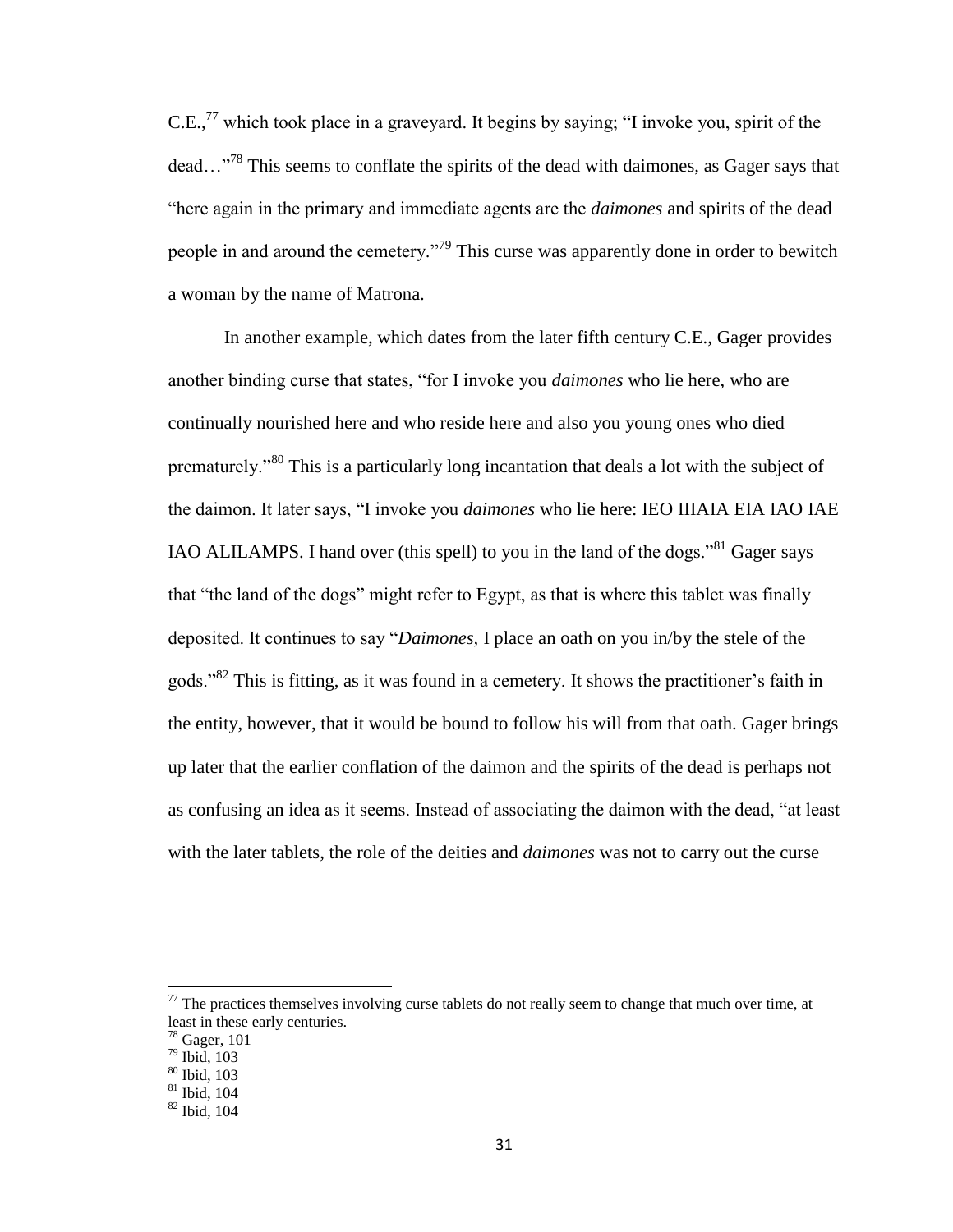C.E.,[77] which took place in a graveyard. It begins by saying; "I invoke you, spirit of the dead…"[78] This seems to conflate the spirits of the dead with daimones, as Gager says that "here again in the primary and immediate agents are the *daimones* and spirits of the dead people in and around the cemetery."[79] This curse was apparently done in order to bewitch a woman by the name of Matrona.

In another example, which dates from the later fifth century C.E., Gager provides another binding curse that states, "for I invoke you *daimones* who lie here, who are continually nourished here and who reside here and also you young ones who died prematurely."[80] This is a particularly long incantation that deals a lot with the subject of the daimon. It later says, "I invoke you *daimones* who lie here: IEO IIIAIA EIA IAO IAE IAO ALILAMPS. I hand over (this spell) to you in the land of the dogs."[81] Gager says that "the land of the dogs" might refer to Egypt, as that is where this tablet was finally deposited. It continues to say "*Daimones*, I place an oath on you in/by the stele of the gods."[82] This is fitting, as it was found in a cemetery. It shows the practitioner's faith in the entity, however, that it would be bound to follow his will from that oath. Gager brings up later that the earlier conflation of the daimon and the spirits of the dead is perhaps not as confusing an idea as it seems. Instead of associating the daimon with the dead, "at least with the later tablets, the role of the deities and *daimones* was not to carry out the curse

---

[77] The practices themselves involving curse tablets do not really seem to change that much over time, at least in these early centuries.

[78] Gager, 101

[79] Ibid, 103

[80] Ibid, 103

[81] Ibid, 104

[82] Ibid, 104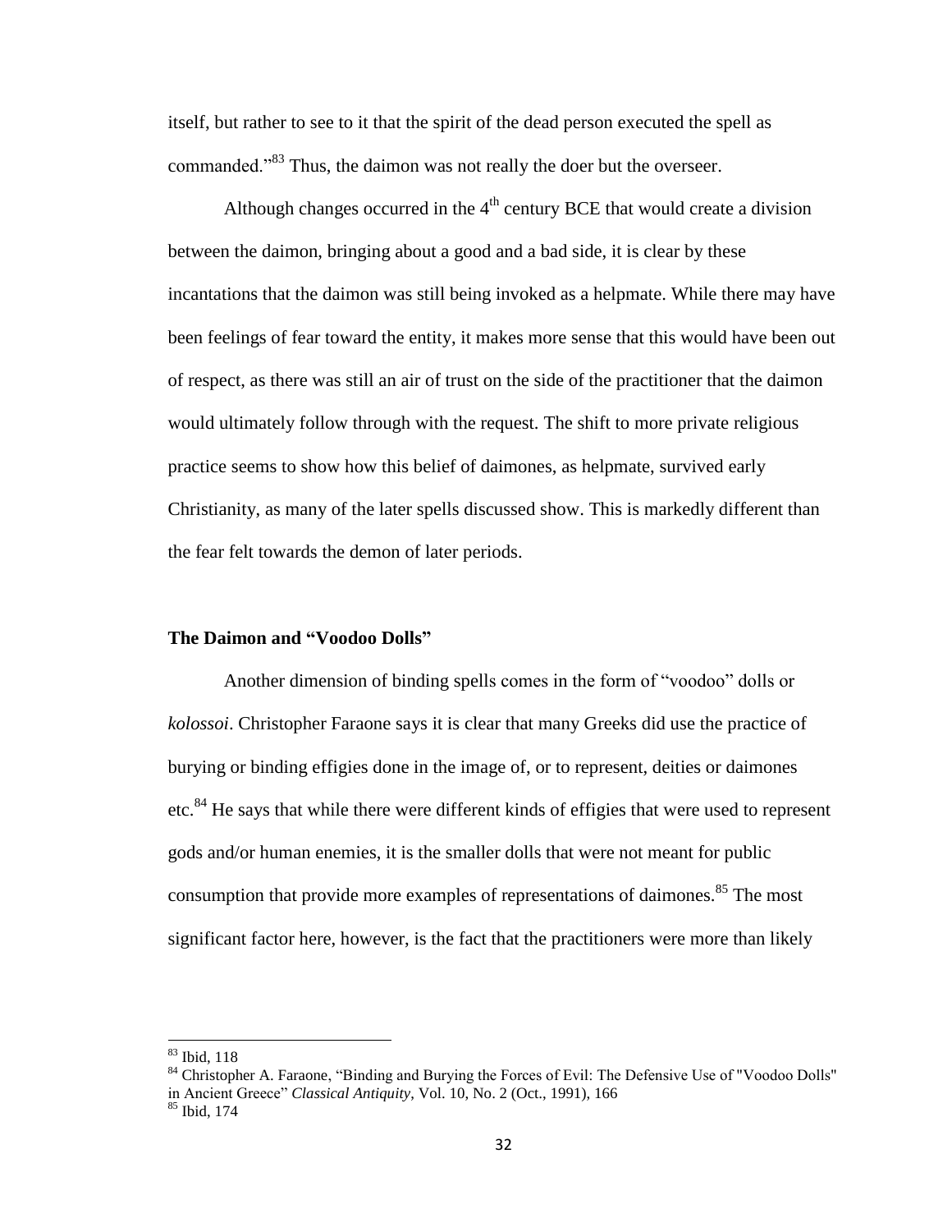itself, but rather to see to it that the spirit of the dead person executed the spell as commanded."[83] Thus, the daimon was not really the doer but the overseer.

Although changes occurred in the 4th century BCE that would create a division between the daimon, bringing about a good and a bad side, it is clear by these incantations that the daimon was still being invoked as a helpmate. While there may have been feelings of fear toward the entity, it makes more sense that this would have been out of respect, as there was still an air of trust on the side of the practitioner that the daimon would ultimately follow through with the request. The shift to more private religious practice seems to show how this belief of daimones, as helpmate, survived early Christianity, as many of the later spells discussed show. This is markedly different than the fear felt towards the demon of later periods.

### The Daimon and "Voodoo Dolls"

Another dimension of binding spells comes in the form of "voodoo" dolls or *kolossoi*. Christopher Faraone says it is clear that many Greeks did use the practice of burying or binding effigies done in the image of, or to represent, deities or daimones etc.[84] He says that while there were different kinds of effigies that were used to represent gods and/or human enemies, it is the smaller dolls that were not meant for public consumption that provide more examples of representations of daimones.[85] The most significant factor here, however, is the fact that the practitioners were more than likely

---

[83] Ibid, 118

[84] Christopher A. Faraone, "Binding and Burying the Forces of Evil: The Defensive Use of "Voodoo Dolls" in Ancient Greece" *Classical Antiquity*, Vol. 10, No. 2 (Oct., 1991), 166

[85] Ibid, 174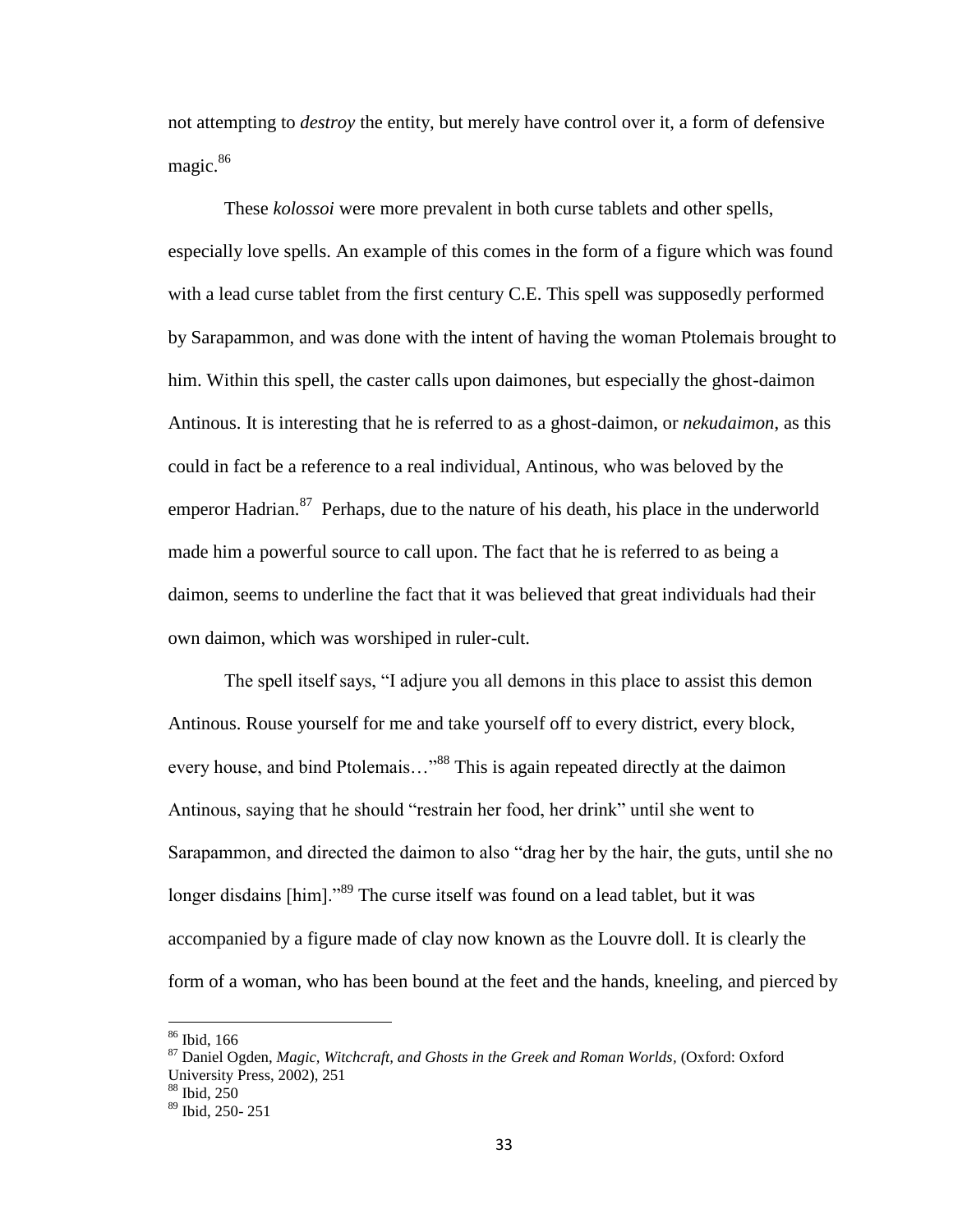not attempting to *destroy* the entity, but merely have control over it, a form of defensive magic.[86]

These *kolossoi* were more prevalent in both curse tablets and other spells, especially love spells. An example of this comes in the form of a figure which was found with a lead curse tablet from the first century C.E. This spell was supposedly performed by Sarapammon, and was done with the intent of having the woman Ptolemais brought to him. Within this spell, the caster calls upon daimones, but especially the ghost-daimon Antinous. It is interesting that he is referred to as a ghost-daimon, or *nekudaimon*, as this could in fact be a reference to a real individual, Antinous, who was beloved by the emperor Hadrian.[87] Perhaps, due to the nature of his death, his place in the underworld made him a powerful source to call upon. The fact that he is referred to as being a daimon, seems to underline the fact that it was believed that great individuals had their own daimon, which was worshiped in ruler-cult.

The spell itself says, "I adjure you all demons in this place to assist this demon Antinous. Rouse yourself for me and take yourself off to every district, every block, every house, and bind Ptolemais…"[88] This is again repeated directly at the daimon Antinous, saying that he should "restrain her food, her drink" until she went to Sarapammon, and directed the daimon to also "drag her by the hair, the guts, until she no longer disdains [him]."[89] The curse itself was found on a lead tablet, but it was accompanied by a figure made of clay now known as the Louvre doll. It is clearly the form of a woman, who has been bound at the feet and the hands, kneeling, and pierced by

---

[86] Ibid, 166

[87] Daniel Ogden, *Magic, Witchcraft, and Ghosts in the Greek and Roman Worlds,* (Oxford: Oxford University Press, 2002), 251

[88] Ibid, 250

[89] Ibid, 250- 251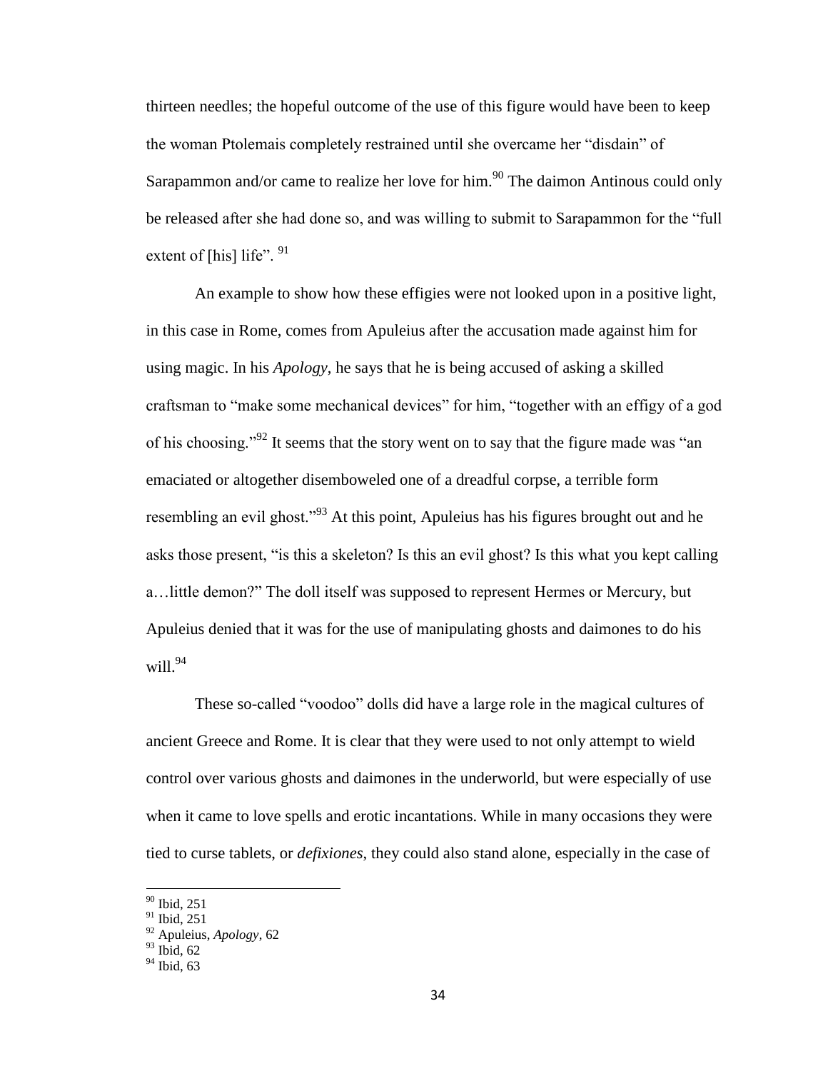thirteen needles; the hopeful outcome of the use of this figure would have been to keep the woman Ptolemais completely restrained until she overcame her "disdain" of Sarapammon and/or came to realize her love for him.[90] The daimon Antinous could only be released after she had done so, and was willing to submit to Sarapammon for the "full extent of [his] life".[91]

An example to show how these effigies were not looked upon in a positive light, in this case in Rome, comes from Apuleius after the accusation made against him for using magic. In his *Apology*, he says that he is being accused of asking a skilled craftsman to "make some mechanical devices" for him, "together with an effigy of a god of his choosing."[92] It seems that the story went on to say that the figure made was "an emaciated or altogether disemboweled one of a dreadful corpse, a terrible form resembling an evil ghost."[93] At this point, Apuleius has his figures brought out and he asks those present, "is this a skeleton? Is this an evil ghost? Is this what you kept calling a…little demon?" The doll itself was supposed to represent Hermes or Mercury, but Apuleius denied that it was for the use of manipulating ghosts and daimones to do his will.[94]

These so-called "voodoo" dolls did have a large role in the magical cultures of ancient Greece and Rome. It is clear that they were used to not only attempt to wield control over various ghosts and daimones in the underworld, but were especially of use when it came to love spells and erotic incantations. While in many occasions they were tied to curse tablets, or *defixiones*, they could also stand alone, especially in the case of

---

[90] Ibid, 251

[91] Ibid, 251

[92] Apuleius, *Apology*, 62

[93] Ibid, 62

[94] Ibid, 63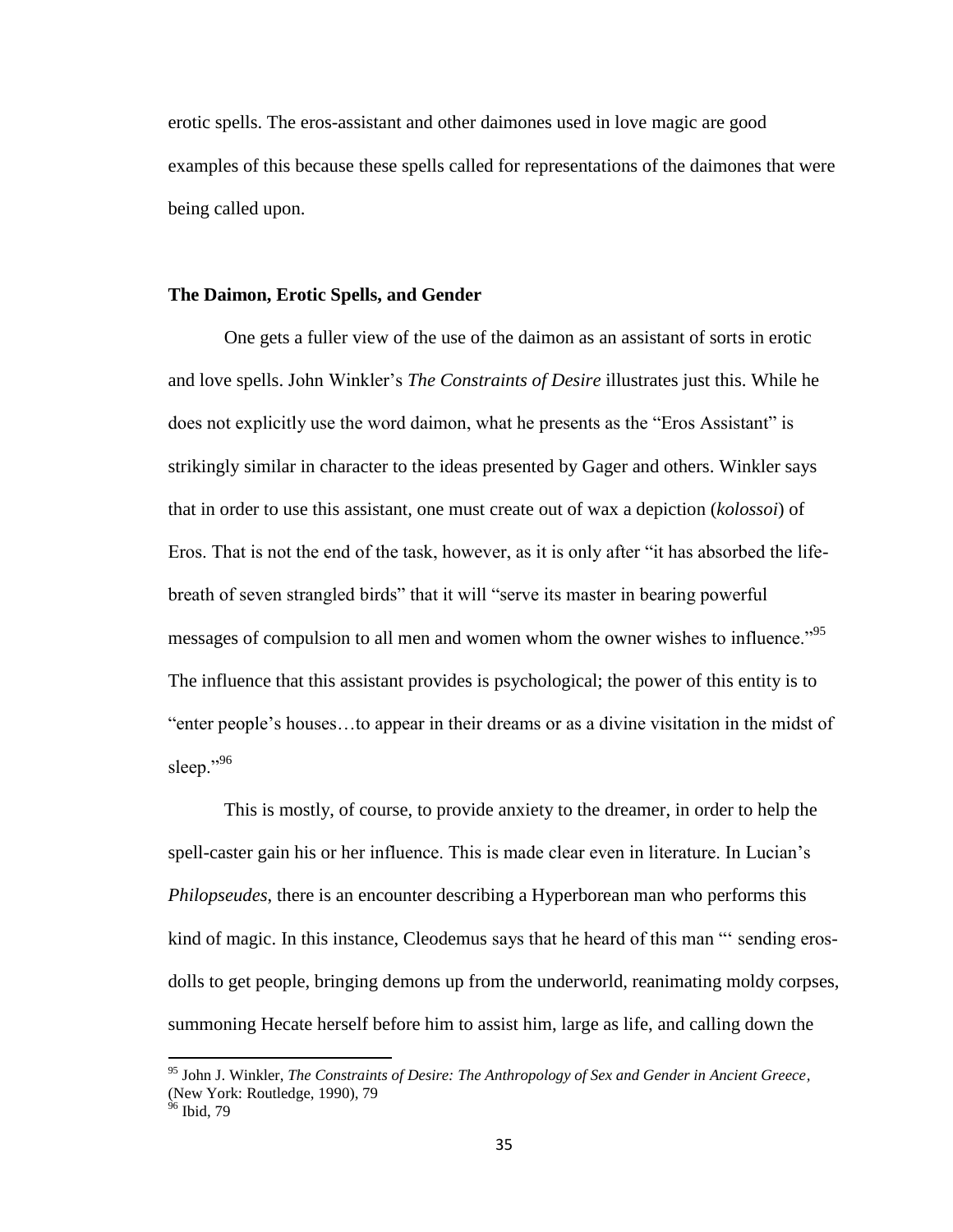erotic spells. The eros-assistant and other daimones used in love magic are good examples of this because these spells called for representations of the daimones that were being called upon.

### The Daimon, Erotic Spells, and Gender

One gets a fuller view of the use of the daimon as an assistant of sorts in erotic and love spells. John Winkler's *The Constraints of Desire* illustrates just this. While he does not explicitly use the word daimon, what he presents as the "Eros Assistant" is strikingly similar in character to the ideas presented by Gager and others. Winkler says that in order to use this assistant, one must create out of wax a depiction (*kolossoi*) of Eros. That is not the end of the task, however, as it is only after "it has absorbed the life-breath of seven strangled birds" that it will "serve its master in bearing powerful messages of compulsion to all men and women whom the owner wishes to influence."[95] The influence that this assistant provides is psychological; the power of this entity is to "enter people's houses…to appear in their dreams or as a divine visitation in the midst of sleep."[96]

This is mostly, of course, to provide anxiety to the dreamer, in order to help the spell-caster gain his or her influence. This is made clear even in literature. In Lucian's *Philopseudes*, there is an encounter describing a Hyperborean man who performs this kind of magic. In this instance, Cleodemus says that he heard of this man "' sending eros-dolls to get people, bringing demons up from the underworld, reanimating moldy corpses, summoning Hecate herself before him to assist him, large as life, and calling down the

---

[95] John J. Winkler, *The Constraints of Desire: The Anthropology of Sex and Gender in Ancient Greece*, (New York: Routledge, 1990), 79

[96] Ibid, 79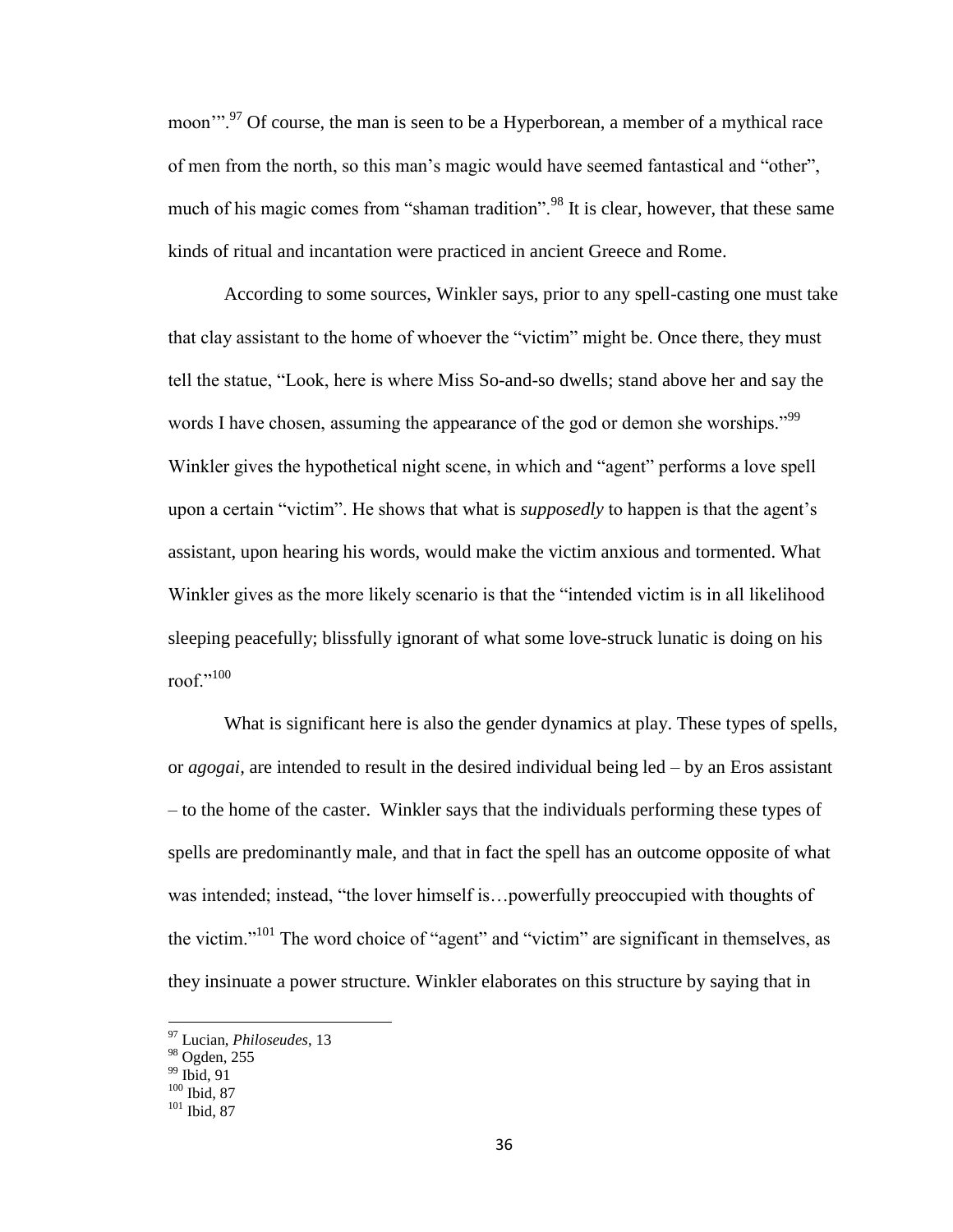moon'".[97] Of course, the man is seen to be a Hyperborean, a member of a mythical race of men from the north, so this man's magic would have seemed fantastical and "other", much of his magic comes from "shaman tradition".[98] It is clear, however, that these same kinds of ritual and incantation were practiced in ancient Greece and Rome.

According to some sources, Winkler says, prior to any spell-casting one must take that clay assistant to the home of whoever the "victim" might be. Once there, they must tell the statue, "Look, here is where Miss So-and-so dwells; stand above her and say the words I have chosen, assuming the appearance of the god or demon she worships."[99] Winkler gives the hypothetical night scene, in which and "agent" performs a love spell upon a certain "victim". He shows that what is *supposedly* to happen is that the agent's assistant, upon hearing his words, would make the victim anxious and tormented. What Winkler gives as the more likely scenario is that the "intended victim is in all likelihood sleeping peacefully; blissfully ignorant of what some love-struck lunatic is doing on his roof."[100]

What is significant here is also the gender dynamics at play. These types of spells, or *agogai,* are intended to result in the desired individual being led – by an Eros assistant – to the home of the caster. Winkler says that the individuals performing these types of spells are predominantly male, and that in fact the spell has an outcome opposite of what was intended; instead, "the lover himself is…powerfully preoccupied with thoughts of the victim."[101] The word choice of "agent" and "victim" are significant in themselves, as they insinuate a power structure. Winkler elaborates on this structure by saying that in

---

[97] Lucian, *Philoseudes*, 13
[98] Ogden, 255
[99] Ibid, 91
[100] Ibid, 87
[101] Ibid, 87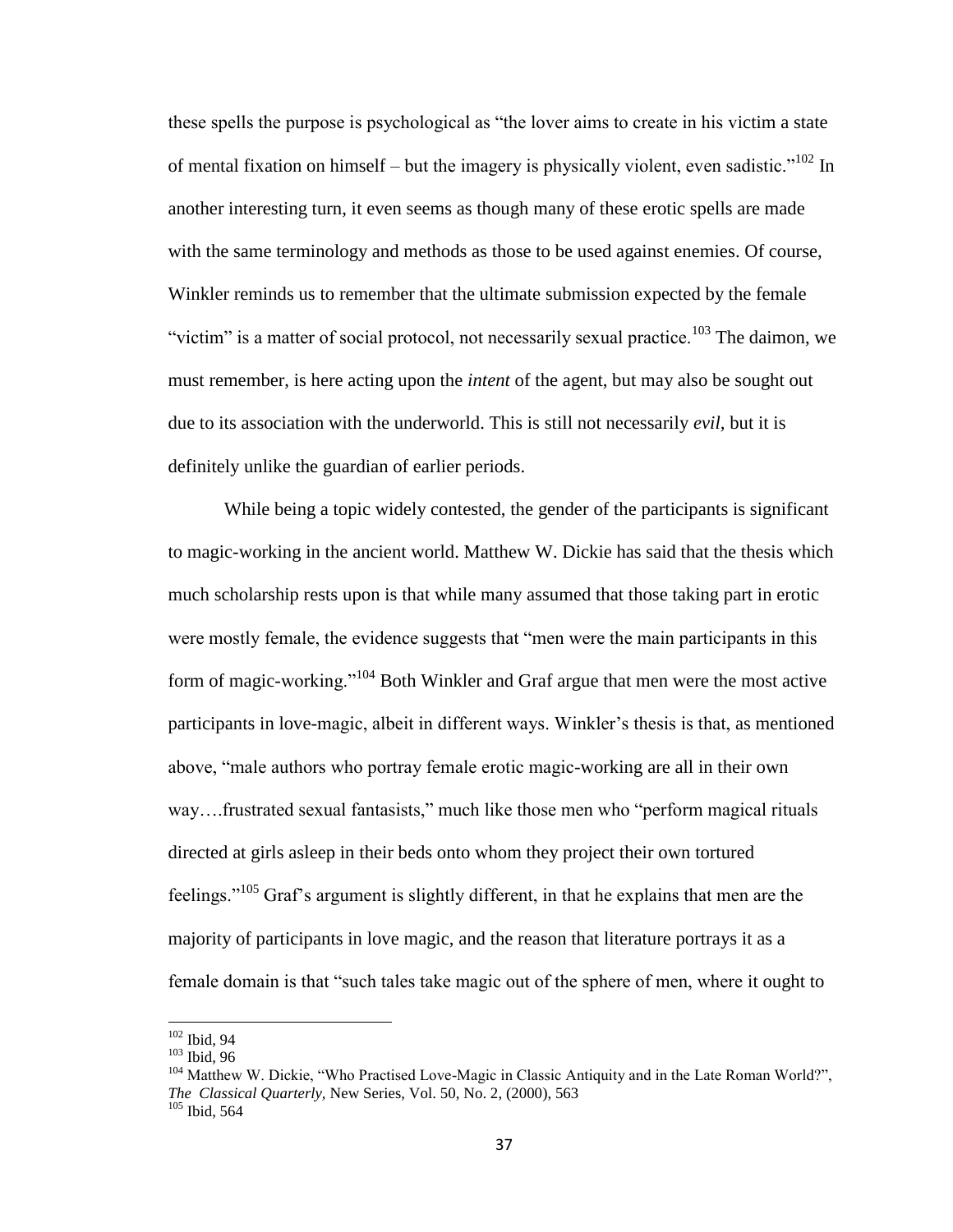these spells the purpose is psychological as "the lover aims to create in his victim a state of mental fixation on himself – but the imagery is physically violent, even sadistic."[102] In another interesting turn, it even seems as though many of these erotic spells are made with the same terminology and methods as those to be used against enemies. Of course, Winkler reminds us to remember that the ultimate submission expected by the female "victim" is a matter of social protocol, not necessarily sexual practice.[103] The daimon, we must remember, is here acting upon the *intent* of the agent, but may also be sought out due to its association with the underworld. This is still not necessarily *evil*, but it is definitely unlike the guardian of earlier periods.

While being a topic widely contested, the gender of the participants is significant to magic-working in the ancient world. Matthew W. Dickie has said that the thesis which much scholarship rests upon is that while many assumed that those taking part in erotic were mostly female, the evidence suggests that "men were the main participants in this form of magic-working."[104] Both Winkler and Graf argue that men were the most active participants in love-magic, albeit in different ways. Winkler's thesis is that, as mentioned above, "male authors who portray female erotic magic-working are all in their own way….frustrated sexual fantasists," much like those men who "perform magical rituals directed at girls asleep in their beds onto whom they project their own tortured feelings."[105] Graf's argument is slightly different, in that he explains that men are the majority of participants in love magic, and the reason that literature portrays it as a female domain is that "such tales take magic out of the sphere of men, where it ought to

---

[102] Ibid, 94

[103] Ibid, 96

[104] Matthew W. Dickie, "Who Practised Love-Magic in Classic Antiquity and in the Late Roman World?", *The Classical Quarterly*, New Series, Vol. 50, No. 2, (2000), 563

[105] Ibid, 564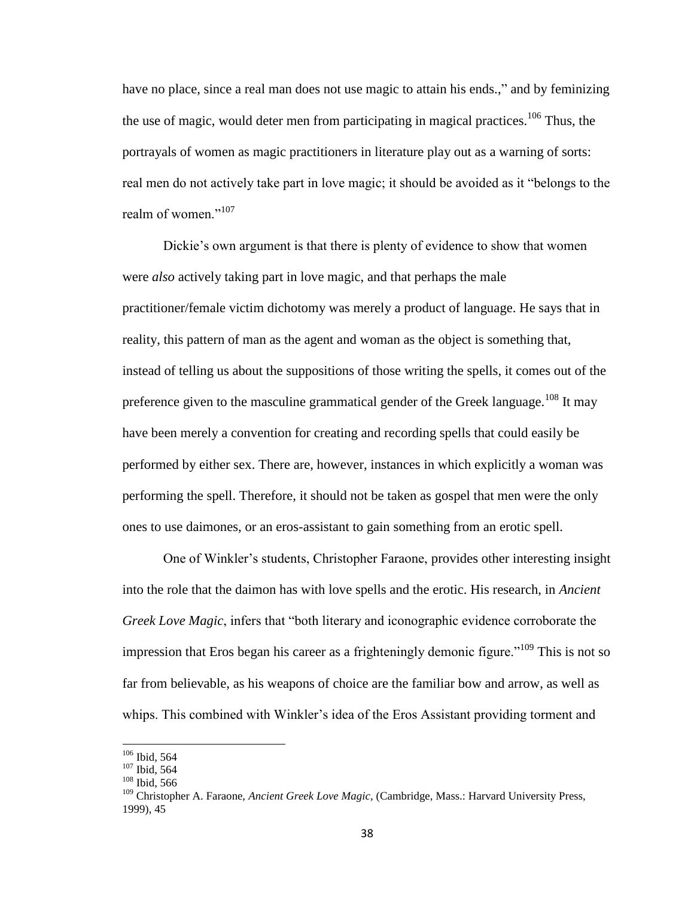have no place, since a real man does not use magic to attain his ends.," and by feminizing the use of magic, would deter men from participating in magical practices.[106] Thus, the portrayals of women as magic practitioners in literature play out as a warning of sorts: real men do not actively take part in love magic; it should be avoided as it "belongs to the realm of women."[107]

Dickie's own argument is that there is plenty of evidence to show that women were *also* actively taking part in love magic, and that perhaps the male practitioner/female victim dichotomy was merely a product of language. He says that in reality, this pattern of man as the agent and woman as the object is something that, instead of telling us about the suppositions of those writing the spells, it comes out of the preference given to the masculine grammatical gender of the Greek language.[108] It may have been merely a convention for creating and recording spells that could easily be performed by either sex. There are, however, instances in which explicitly a woman was performing the spell. Therefore, it should not be taken as gospel that men were the only ones to use daimones, or an eros-assistant to gain something from an erotic spell.

One of Winkler's students, Christopher Faraone, provides other interesting insight into the role that the daimon has with love spells and the erotic. His research, in *Ancient Greek Love Magic*, infers that "both literary and iconographic evidence corroborate the impression that Eros began his career as a frighteningly demonic figure."[109] This is not so far from believable, as his weapons of choice are the familiar bow and arrow, as well as whips. This combined with Winkler's idea of the Eros Assistant providing torment and

---

[106] Ibid, 564

[107] Ibid, 564

[108] Ibid, 566

[109] Christopher A. Faraone, *Ancient Greek Love Magic*, (Cambridge, Mass.: Harvard University Press, 1999), 45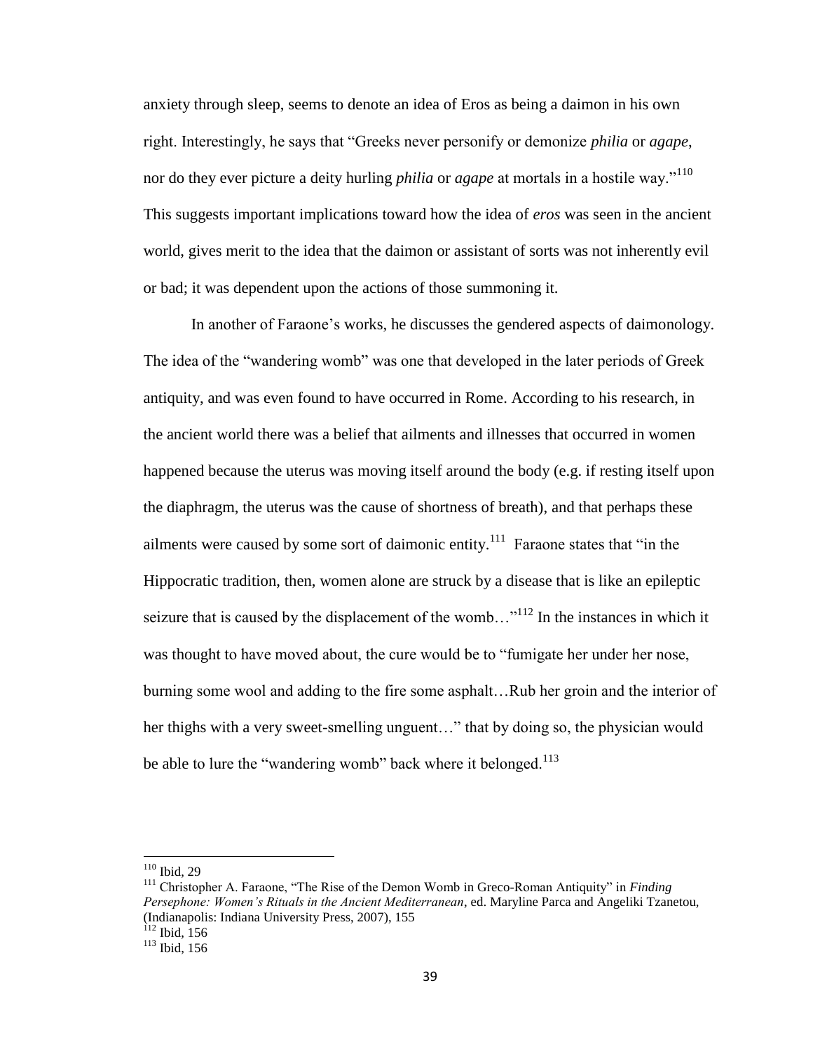anxiety through sleep, seems to denote an idea of Eros as being a daimon in his own right. Interestingly, he says that "Greeks never personify or demonize *philia* or *agape*, nor do they ever picture a deity hurling *philia* or *agape* at mortals in a hostile way."[110] This suggests important implications toward how the idea of *eros* was seen in the ancient world, gives merit to the idea that the daimon or assistant of sorts was not inherently evil or bad; it was dependent upon the actions of those summoning it.

In another of Faraone's works, he discusses the gendered aspects of daimonology. The idea of the "wandering womb" was one that developed in the later periods of Greek antiquity, and was even found to have occurred in Rome. According to his research, in the ancient world there was a belief that ailments and illnesses that occurred in women happened because the uterus was moving itself around the body (e.g. if resting itself upon the diaphragm, the uterus was the cause of shortness of breath), and that perhaps these ailments were caused by some sort of daimonic entity.[111] Faraone states that "in the Hippocratic tradition, then, women alone are struck by a disease that is like an epileptic seizure that is caused by the displacement of the womb…"[112] In the instances in which it was thought to have moved about, the cure would be to "fumigate her under her nose, burning some wool and adding to the fire some asphalt…Rub her groin and the interior of her thighs with a very sweet-smelling unguent…" that by doing so, the physician would be able to lure the "wandering womb" back where it belonged.[113]

---

[110] Ibid, 29

[111] Christopher A. Faraone, "The Rise of the Demon Womb in Greco-Roman Antiquity" in *Finding Persephone: Women's Rituals in the Ancient Mediterranean*, ed. Maryline Parca and Angeliki Tzanetou, (Indianapolis: Indiana University Press, 2007), 155

[112] Ibid, 156

[113] Ibid, 156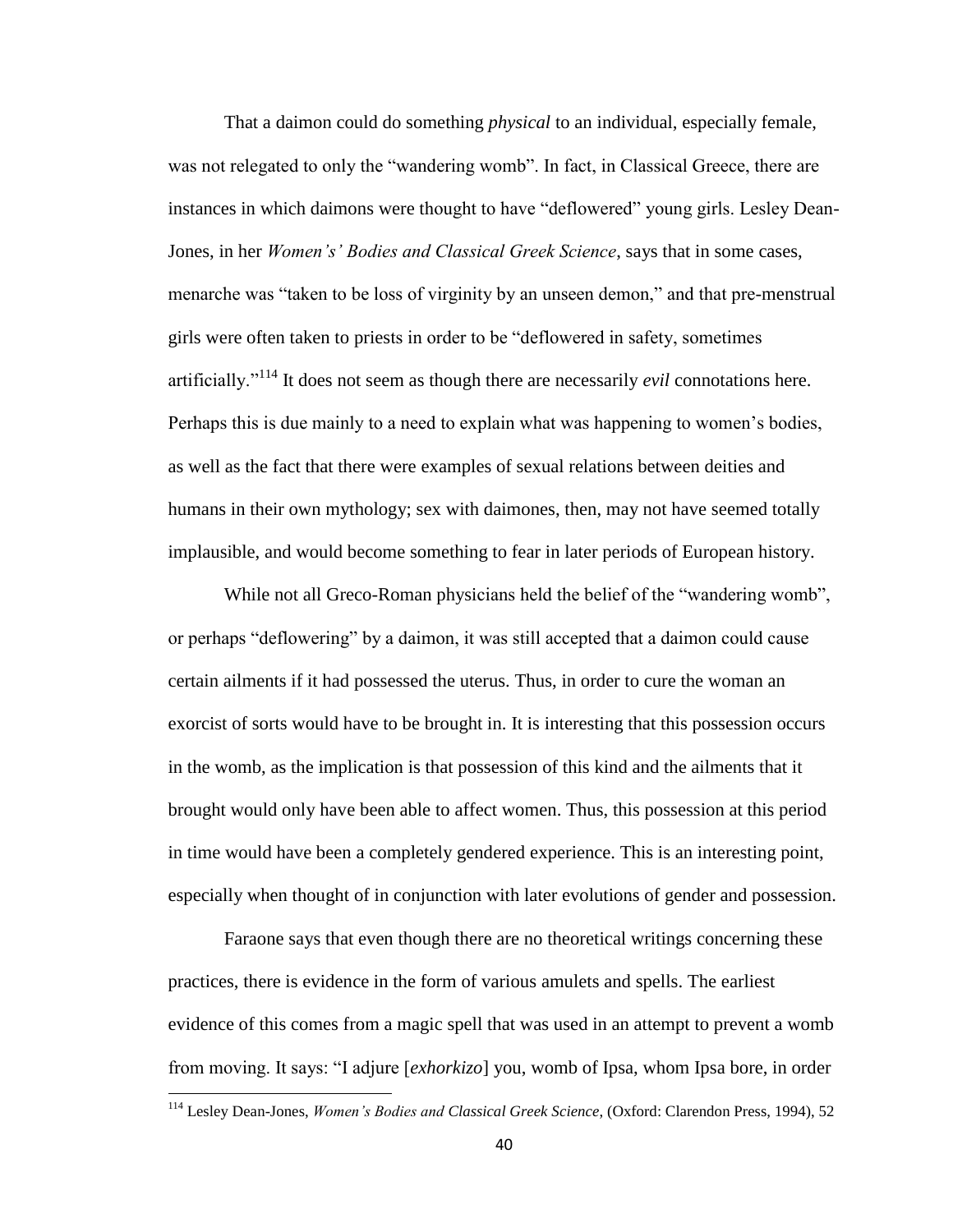That a daimon could do something *physical* to an individual, especially female, was not relegated to only the "wandering womb". In fact, in Classical Greece, there are instances in which daimons were thought to have "deflowered" young girls. Lesley Dean-Jones, in her *Women's' Bodies and Classical Greek Science*, says that in some cases, menarche was "taken to be loss of virginity by an unseen demon," and that pre-menstrual girls were often taken to priests in order to be "deflowered in safety, sometimes artificially."[114] It does not seem as though there are necessarily *evil* connotations here. Perhaps this is due mainly to a need to explain what was happening to women's bodies, as well as the fact that there were examples of sexual relations between deities and humans in their own mythology; sex with daimones, then, may not have seemed totally implausible, and would become something to fear in later periods of European history.

While not all Greco-Roman physicians held the belief of the "wandering womb", or perhaps "deflowering" by a daimon, it was still accepted that a daimon could cause certain ailments if it had possessed the uterus. Thus, in order to cure the woman an exorcist of sorts would have to be brought in. It is interesting that this possession occurs in the womb, as the implication is that possession of this kind and the ailments that it brought would only have been able to affect women. Thus, this possession at this period in time would have been a completely gendered experience. This is an interesting point, especially when thought of in conjunction with later evolutions of gender and possession.

Faraone says that even though there are no theoretical writings concerning these practices, there is evidence in the form of various amulets and spells. The earliest evidence of this comes from a magic spell that was used in an attempt to prevent a womb from moving. It says: "I adjure [*exhorkizo*] you, womb of Ipsa, whom Ipsa bore, in order

---

[114] Lesley Dean-Jones, *Women's Bodies and Classical Greek Science*, (Oxford: Clarendon Press, 1994), 52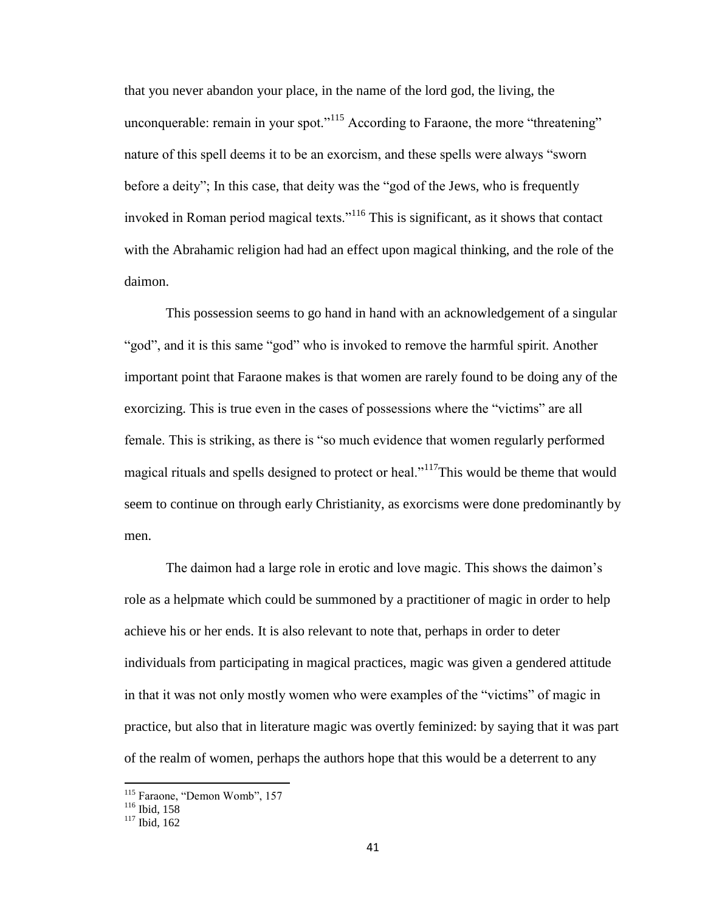that you never abandon your place, in the name of the lord god, the living, the unconquerable: remain in your spot."[115] According to Faraone, the more "threatening" nature of this spell deems it to be an exorcism, and these spells were always "sworn before a deity"; In this case, that deity was the "god of the Jews, who is frequently invoked in Roman period magical texts."[116] This is significant, as it shows that contact with the Abrahamic religion had had an effect upon magical thinking, and the role of the daimon.

This possession seems to go hand in hand with an acknowledgement of a singular "god", and it is this same "god" who is invoked to remove the harmful spirit. Another important point that Faraone makes is that women are rarely found to be doing any of the exorcizing. This is true even in the cases of possessions where the "victims" are all female. This is striking, as there is "so much evidence that women regularly performed magical rituals and spells designed to protect or heal."[117]This would be theme that would seem to continue on through early Christianity, as exorcisms were done predominantly by men.

The daimon had a large role in erotic and love magic. This shows the daimon's role as a helpmate which could be summoned by a practitioner of magic in order to help achieve his or her ends. It is also relevant to note that, perhaps in order to deter individuals from participating in magical practices, magic was given a gendered attitude in that it was not only mostly women who were examples of the "victims" of magic in practice, but also that in literature magic was overtly feminized: by saying that it was part of the realm of women, perhaps the authors hope that this would be a deterrent to any

---

[115] Faraone, "Demon Womb", 157

[116] Ibid, 158

[117] Ibid, 162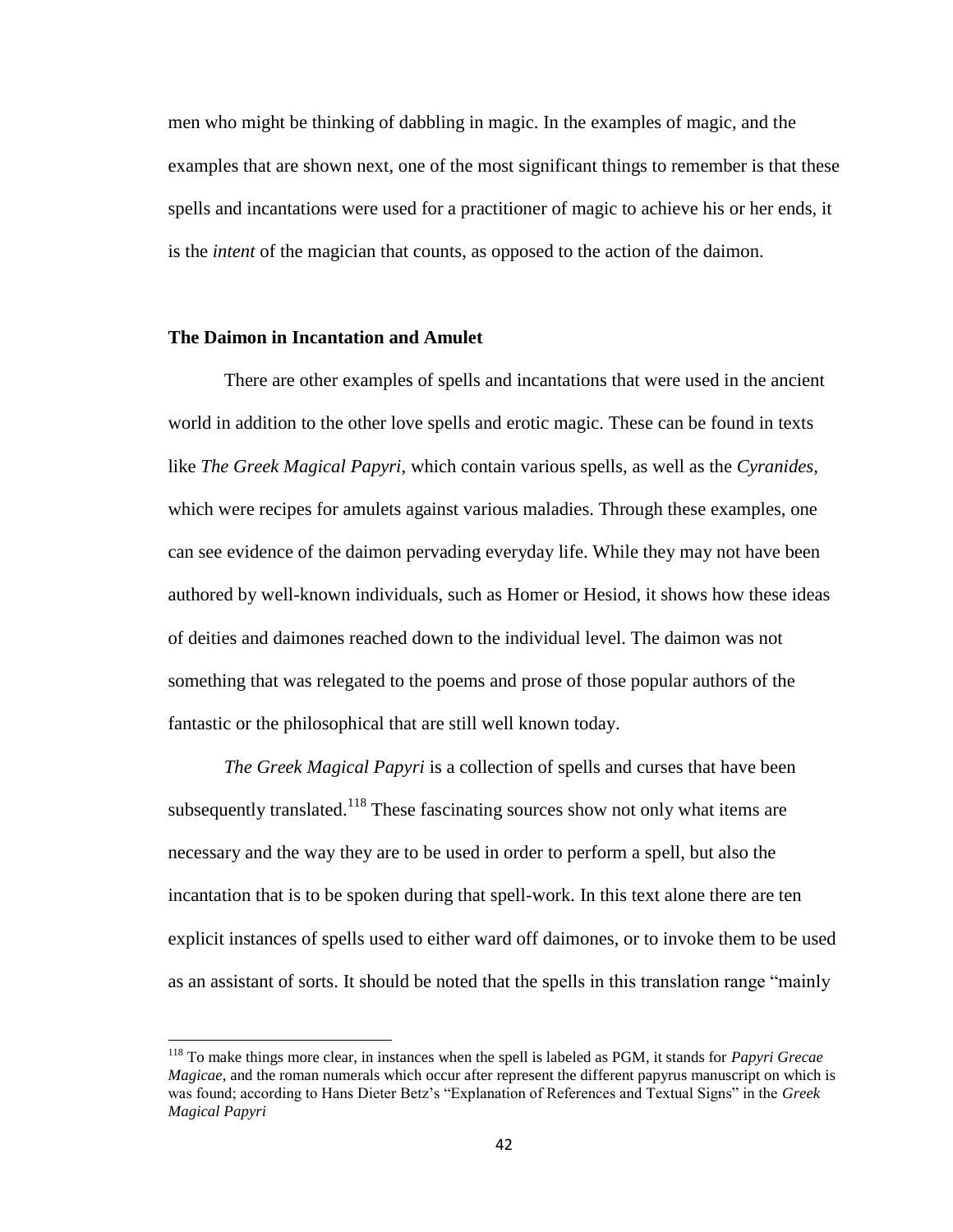men who might be thinking of dabbling in magic. In the examples of magic, and the examples that are shown next, one of the most significant things to remember is that these spells and incantations were used for a practitioner of magic to achieve his or her ends, it is the *intent* of the magician that counts, as opposed to the action of the daimon.

### The Daimon in Incantation and Amulet

There are other examples of spells and incantations that were used in the ancient world in addition to the other love spells and erotic magic. These can be found in texts like *The Greek Magical Papyri*, which contain various spells, as well as the *Cyranides*, which were recipes for amulets against various maladies. Through these examples, one can see evidence of the daimon pervading everyday life. While they may not have been authored by well-known individuals, such as Homer or Hesiod, it shows how these ideas of deities and daimones reached down to the individual level. The daimon was not something that was relegated to the poems and prose of those popular authors of the fantastic or the philosophical that are still well known today.

*The Greek Magical Papyri* is a collection of spells and curses that have been subsequently translated.[118] These fascinating sources show not only what items are necessary and the way they are to be used in order to perform a spell, but also the incantation that is to be spoken during that spell-work. In this text alone there are ten explicit instances of spells used to either ward off daimones, or to invoke them to be used as an assistant of sorts. It should be noted that the spells in this translation range "mainly

---

[118] To make things more clear, in instances when the spell is labeled as PGM, it stands for *Papyri Grecae Magicae*, and the roman numerals which occur after represent the different papyrus manuscript on which is was found; according to Hans Dieter Betz's "Explanation of References and Textual Signs" in the *Greek Magical Papyri*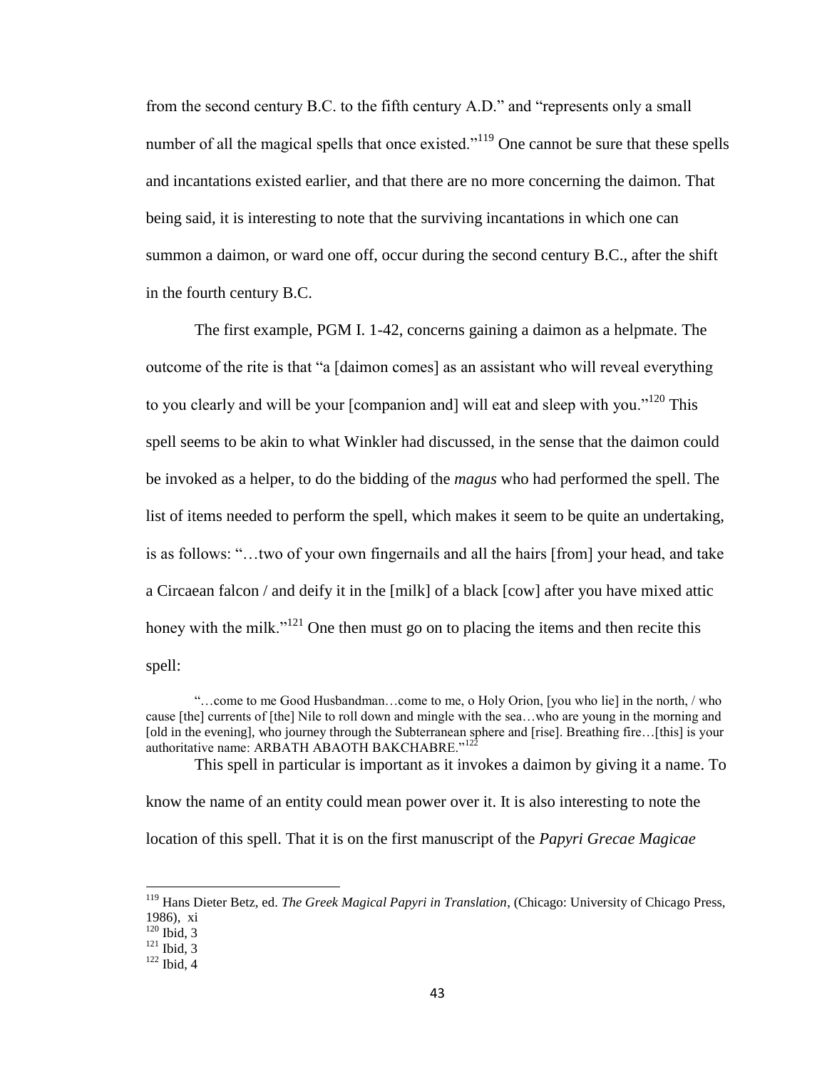from the second century B.C. to the fifth century A.D." and "represents only a small number of all the magical spells that once existed."[119] One cannot be sure that these spells and incantations existed earlier, and that there are no more concerning the daimon. That being said, it is interesting to note that the surviving incantations in which one can summon a daimon, or ward one off, occur during the second century B.C., after the shift in the fourth century B.C.

The first example, PGM I. 1-42, concerns gaining a daimon as a helpmate. The outcome of the rite is that "a [daimon comes] as an assistant who will reveal everything to you clearly and will be your [companion and] will eat and sleep with you."[120] This spell seems to be akin to what Winkler had discussed, in the sense that the daimon could be invoked as a helper, to do the bidding of the *magus* who had performed the spell. The list of items needed to perform the spell, which makes it seem to be quite an undertaking, is as follows: "…two of your own fingernails and all the hairs [from] your head, and take a Circaean falcon / and deify it in the [milk] of a black [cow] after you have mixed attic honey with the milk."[121] One then must go on to placing the items and then recite this spell:

> "…come to me Good Husbandman…come to me, o Holy Orion, [you who lie] in the north, / who cause [the] currents of [the] Nile to roll down and mingle with the sea…who are young in the morning and [old in the evening], who journey through the Subterranean sphere and [rise]. Breathing fire…[this] is your authoritative name: ARBATH ABAOTH BAKCHABRE."[122]

This spell in particular is important as it invokes a daimon by giving it a name. To know the name of an entity could mean power over it. It is also interesting to note the location of this spell. That it is on the first manuscript of the *Papyri Grecae Magicae*

---

[119] Hans Dieter Betz, ed. *The Greek Magical Papyri in Translation*, (Chicago: University of Chicago Press, 1986), xi

[120] Ibid, 3

[121] Ibid, 3

[122] Ibid, 4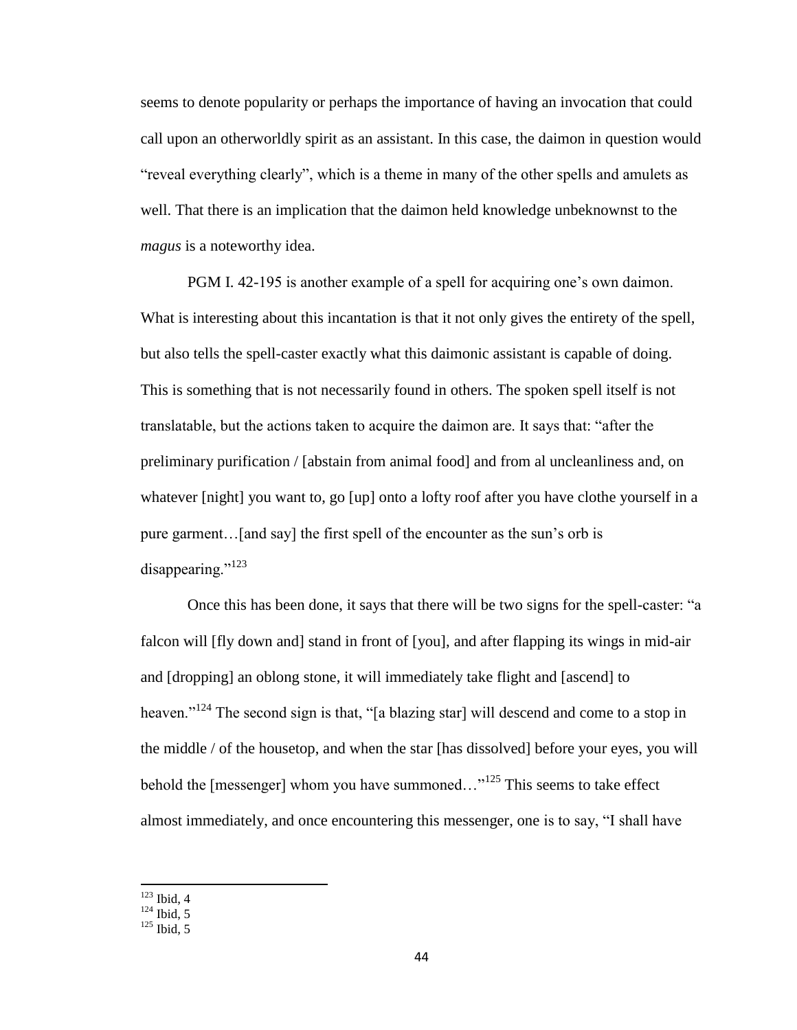seems to denote popularity or perhaps the importance of having an invocation that could call upon an otherworldly spirit as an assistant. In this case, the daimon in question would "reveal everything clearly", which is a theme in many of the other spells and amulets as well. That there is an implication that the daimon held knowledge unbeknownst to the *magus* is a noteworthy idea.

PGM I. 42-195 is another example of a spell for acquiring one's own daimon. What is interesting about this incantation is that it not only gives the entirety of the spell, but also tells the spell-caster exactly what this daimonic assistant is capable of doing. This is something that is not necessarily found in others. The spoken spell itself is not translatable, but the actions taken to acquire the daimon are. It says that: "after the preliminary purification / [abstain from animal food] and from al uncleanliness and, on whatever [night] you want to, go [up] onto a lofty roof after you have clothe yourself in a pure garment…[and say] the first spell of the encounter as the sun's orb is disappearing."[123]

Once this has been done, it says that there will be two signs for the spell-caster: "a falcon will [fly down and] stand in front of [you], and after flapping its wings in mid-air and [dropping] an oblong stone, it will immediately take flight and [ascend] to heaven."[124] The second sign is that, "[a blazing star] will descend and come to a stop in the middle / of the housetop, and when the star [has dissolved] before your eyes, you will behold the [messenger] whom you have summoned…"[125] This seems to take effect almost immediately, and once encountering this messenger, one is to say, "I shall have

[123] Ibid, 4
[124] Ibid, 5
[125] Ibid, 5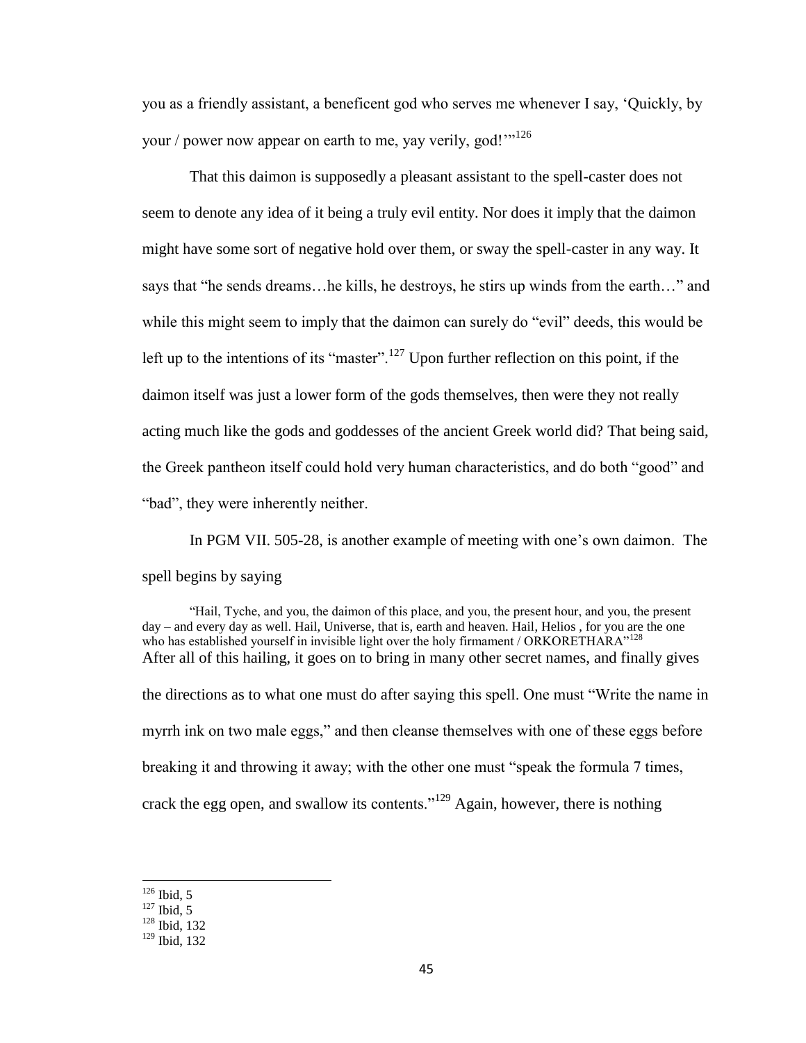you as a friendly assistant, a beneficent god who serves me whenever I say, 'Quickly, by your / power now appear on earth to me, yay verily, god!'"[126]

That this daimon is supposedly a pleasant assistant to the spell-caster does not seem to denote any idea of it being a truly evil entity. Nor does it imply that the daimon might have some sort of negative hold over them, or sway the spell-caster in any way. It says that "he sends dreams…he kills, he destroys, he stirs up winds from the earth…" and while this might seem to imply that the daimon can surely do "evil" deeds, this would be left up to the intentions of its "master".[127] Upon further reflection on this point, if the daimon itself was just a lower form of the gods themselves, then were they not really acting much like the gods and goddesses of the ancient Greek world did? That being said, the Greek pantheon itself could hold very human characteristics, and do both "good" and "bad", they were inherently neither.

In PGM VII. 505-28, is another example of meeting with one's own daimon. The spell begins by saying

> "Hail, Tyche, and you, the daimon of this place, and you, the present hour, and you, the present day – and every day as well. Hail, Universe, that is, earth and heaven. Hail, Helios , for you are the one who has established yourself in invisible light over the holy firmament / ORKORETHARA"[128]

After all of this hailing, it goes on to bring in many other secret names, and finally gives the directions as to what one must do after saying this spell. One must "Write the name in myrrh ink on two male eggs," and then cleanse themselves with one of these eggs before breaking it and throwing it away; with the other one must "speak the formula 7 times, crack the egg open, and swallow its contents."[129] Again, however, there is nothing

---

[126] Ibid, 5
[127] Ibid, 5
[128] Ibid, 132
[129] Ibid, 132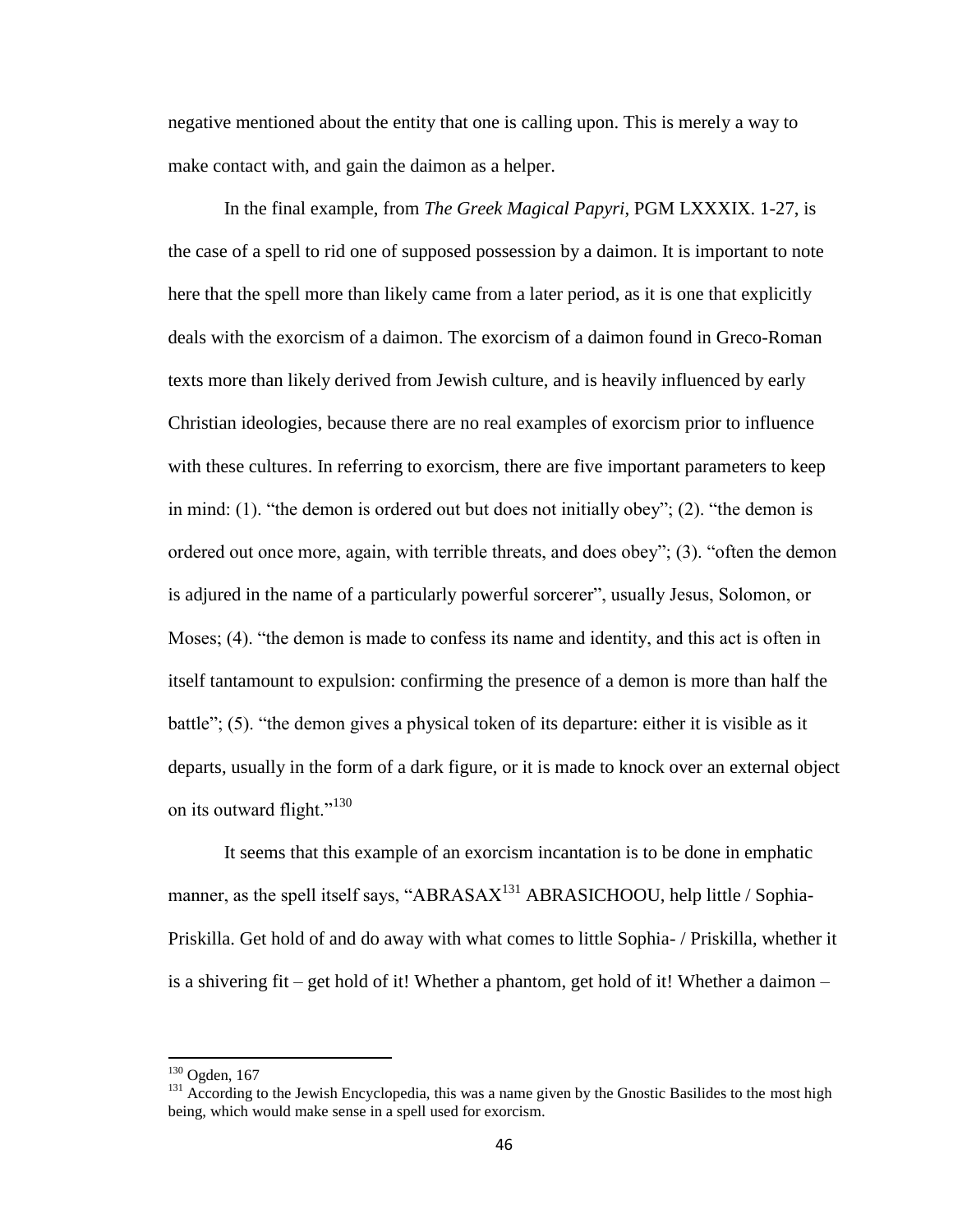negative mentioned about the entity that one is calling upon. This is merely a way to make contact with, and gain the daimon as a helper.

In the final example, from *The Greek Magical Papyri*, PGM LXXXIX. 1-27, is the case of a spell to rid one of supposed possession by a daimon. It is important to note here that the spell more than likely came from a later period, as it is one that explicitly deals with the exorcism of a daimon. The exorcism of a daimon found in Greco-Roman texts more than likely derived from Jewish culture, and is heavily influenced by early Christian ideologies, because there are no real examples of exorcism prior to influence with these cultures. In referring to exorcism, there are five important parameters to keep in mind: (1). "the demon is ordered out but does not initially obey"; (2). "the demon is ordered out once more, again, with terrible threats, and does obey"; (3). "often the demon is adjured in the name of a particularly powerful sorcerer", usually Jesus, Solomon, or Moses; (4). "the demon is made to confess its name and identity, and this act is often in itself tantamount to expulsion: confirming the presence of a demon is more than half the battle"; (5). "the demon gives a physical token of its departure: either it is visible as it departs, usually in the form of a dark figure, or it is made to knock over an external object on its outward flight."[130]

It seems that this example of an exorcism incantation is to be done in emphatic manner, as the spell itself says, "ABRASAX[131] ABRASICHOOU, help little / Sophia-Priskilla. Get hold of and do away with what comes to little Sophia- / Priskilla, whether it is a shivering fit – get hold of it! Whether a phantom, get hold of it! Whether a daimon –

---

[130] Ogden, 167

[131] According to the Jewish Encyclopedia, this was a name given by the Gnostic Basilides to the most high being, which would make sense in a spell used for exorcism.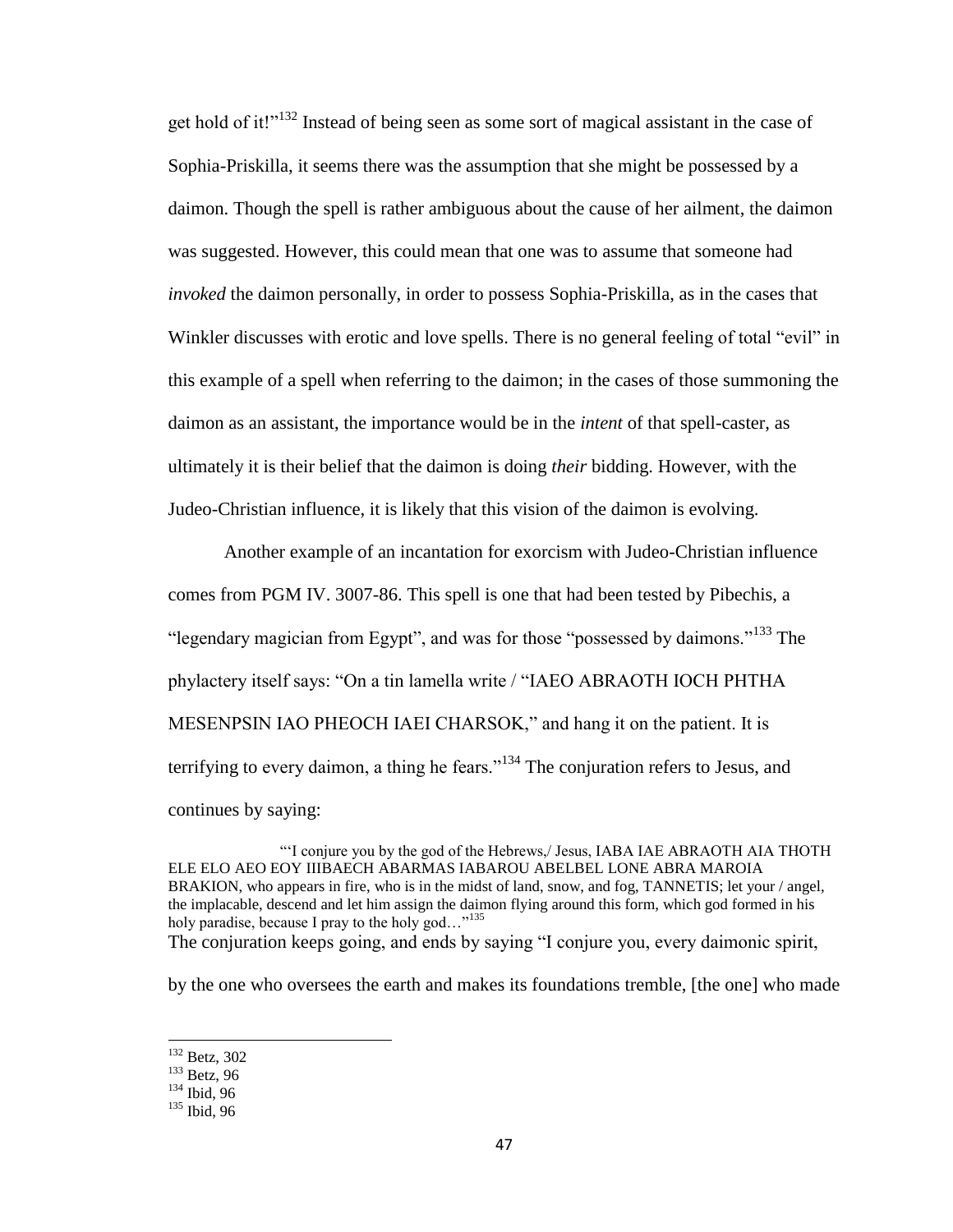get hold of it!"[132] Instead of being seen as some sort of magical assistant in the case of Sophia-Priskilla, it seems there was the assumption that she might be possessed by a daimon. Though the spell is rather ambiguous about the cause of her ailment, the daimon was suggested. However, this could mean that one was to assume that someone had *invoked* the daimon personally, in order to possess Sophia-Priskilla, as in the cases that Winkler discusses with erotic and love spells. There is no general feeling of total "evil" in this example of a spell when referring to the daimon; in the cases of those summoning the daimon as an assistant, the importance would be in the *intent* of that spell-caster, as ultimately it is their belief that the daimon is doing *their* bidding. However, with the Judeo-Christian influence, it is likely that this vision of the daimon is evolving.

Another example of an incantation for exorcism with Judeo-Christian influence comes from PGM IV. 3007-86. This spell is one that had been tested by Pibechis, a "legendary magician from Egypt", and was for those "possessed by daimons."[133] The phylactery itself says: "On a tin lamella write / "IAEO ABRAOTH IOCH PHTHA MESENPSIN IAO PHEOCH IAEI CHARSOK," and hang it on the patient. It is terrifying to every daimon, a thing he fears."[134] The conjuration refers to Jesus, and continues by saying:

> "'I conjure you by the god of the Hebrews,/ Jesus, IABA IAE ABRAOTH AIA THOTH ELE ELO AEO EOY IIIBAECH ABARMAS IABAROU ABELBEL LONE ABRA MAROIA BRAKION, who appears in fire, who is in the midst of land, snow, and fog, TANNETIS; let your / angel, the implacable, descend and let him assign the daimon flying around this form, which god formed in his holy paradise, because I pray to the holy god…"[135]

The conjuration keeps going, and ends by saying "I conjure you, every daimonic spirit, by the one who oversees the earth and makes its foundations tremble, [the one] who made

[132] Betz, 302
[133] Betz, 96
[134] Ibid, 96
[135] Ibid, 96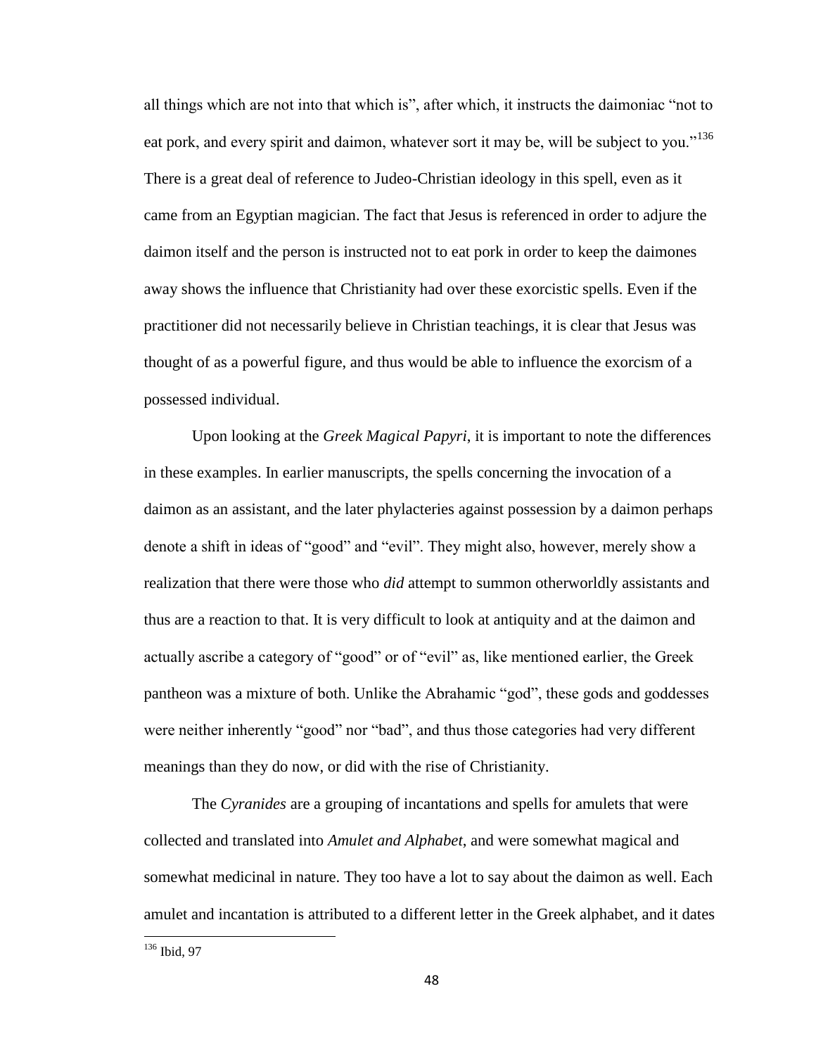all things which are not into that which is", after which, it instructs the daimoniac "not to eat pork, and every spirit and daimon, whatever sort it may be, will be subject to you."[136] There is a great deal of reference to Judeo-Christian ideology in this spell, even as it came from an Egyptian magician. The fact that Jesus is referenced in order to adjure the daimon itself and the person is instructed not to eat pork in order to keep the daimones away shows the influence that Christianity had over these exorcistic spells. Even if the practitioner did not necessarily believe in Christian teachings, it is clear that Jesus was thought of as a powerful figure, and thus would be able to influence the exorcism of a possessed individual.

Upon looking at the *Greek Magical Papyri*, it is important to note the differences in these examples. In earlier manuscripts, the spells concerning the invocation of a daimon as an assistant, and the later phylacteries against possession by a daimon perhaps denote a shift in ideas of "good" and "evil". They might also, however, merely show a realization that there were those who *did* attempt to summon otherworldly assistants and thus are a reaction to that. It is very difficult to look at antiquity and at the daimon and actually ascribe a category of "good" or of "evil" as, like mentioned earlier, the Greek pantheon was a mixture of both. Unlike the Abrahamic "god", these gods and goddesses were neither inherently "good" nor "bad", and thus those categories had very different meanings than they do now, or did with the rise of Christianity.

The *Cyranides* are a grouping of incantations and spells for amulets that were collected and translated into *Amulet and Alphabet*, and were somewhat magical and somewhat medicinal in nature. They too have a lot to say about the daimon as well. Each amulet and incantation is attributed to a different letter in the Greek alphabet, and it dates

[136] Ibid, 97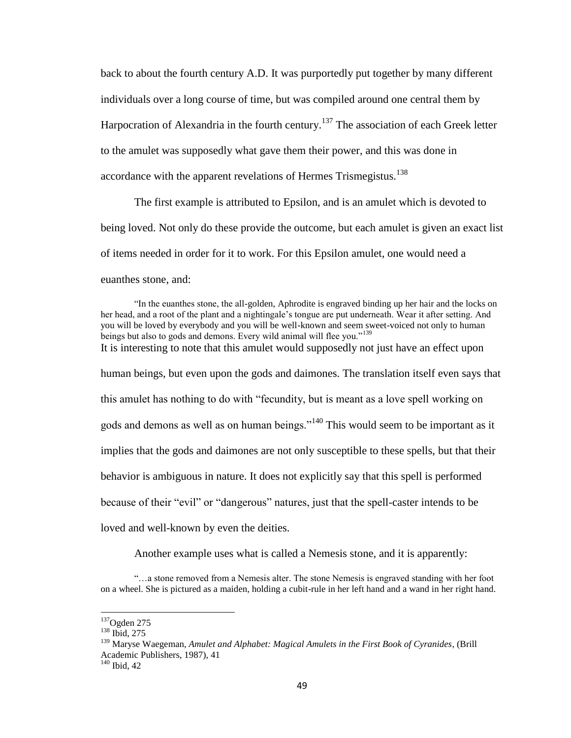back to about the fourth century A.D. It was purportedly put together by many different individuals over a long course of time, but was compiled around one central them by Harpocration of Alexandria in the fourth century.[137] The association of each Greek letter to the amulet was supposedly what gave them their power, and this was done in accordance with the apparent revelations of Hermes Trismegistus.[138]

The first example is attributed to Epsilon, and is an amulet which is devoted to being loved. Not only do these provide the outcome, but each amulet is given an exact list of items needed in order for it to work. For this Epsilon amulet, one would need a euanthes stone, and:

> "In the euanthes stone, the all-golden, Aphrodite is engraved binding up her hair and the locks on her head, and a root of the plant and a nightingale's tongue are put underneath. Wear it after setting. And you will be loved by everybody and you will be well-known and seem sweet-voiced not only to human beings but also to gods and demons. Every wild animal will flee you."[139]

It is interesting to note that this amulet would supposedly not just have an effect upon human beings, but even upon the gods and daimones. The translation itself even says that this amulet has nothing to do with "fecundity, but is meant as a love spell working on gods and demons as well as on human beings."[140] This would seem to be important as it implies that the gods and daimones are not only susceptible to these spells, but that their behavior is ambiguous in nature. It does not explicitly say that this spell is performed because of their "evil" or "dangerous" natures, just that the spell-caster intends to be loved and well-known by even the deities.

Another example uses what is called a Nemesis stone, and it is apparently:

> "…a stone removed from a Nemesis alter. The stone Nemesis is engraved standing with her foot on a wheel. She is pictured as a maiden, holding a cubit-rule in her left hand and a wand in her right hand.

---

[137] Ogden 275

[138] Ibid, 275

[139] Maryse Waegeman, *Amulet and Alphabet: Magical Amulets in the First Book of Cyranides*, (Brill Academic Publishers, 1987), 41

[140] Ibid, 42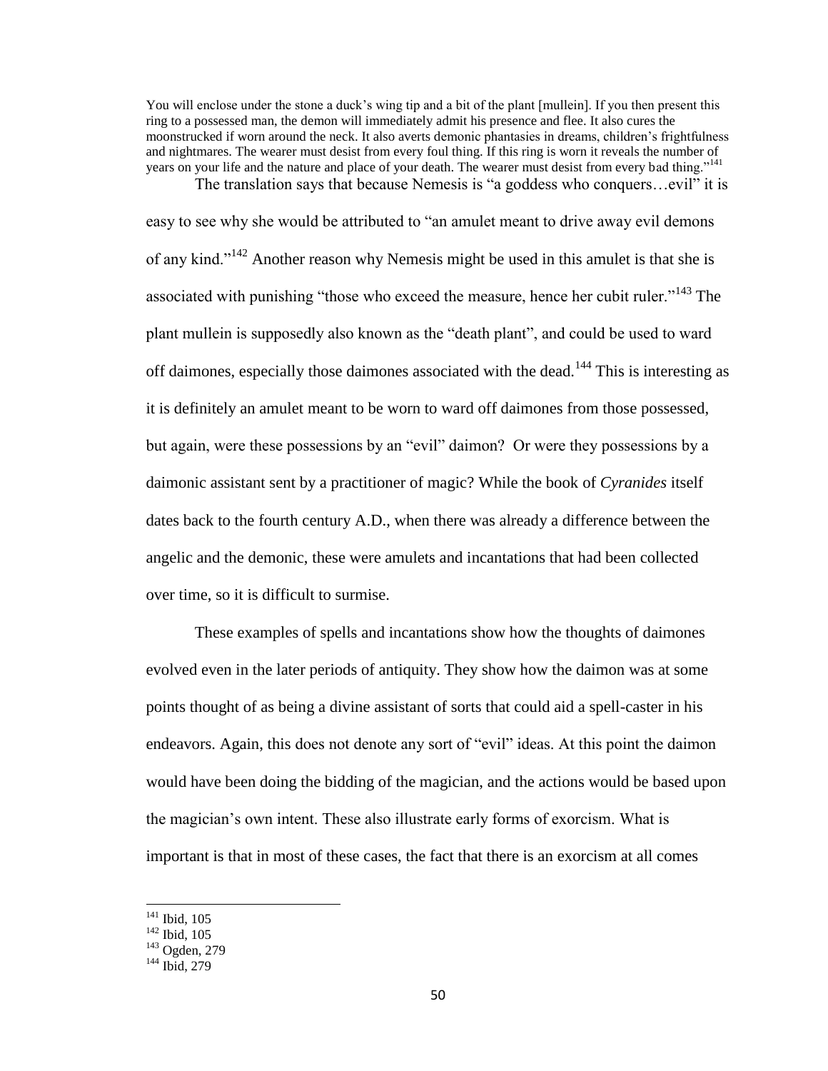You will enclose under the stone a duck's wing tip and a bit of the plant [mullein]. If you then present this ring to a possessed man, the demon will immediately admit his presence and flee. It also cures the moonstruck if worn around the neck. It also averts demonic phantasies in dreams, children's frightfulness and nightmares. The wearer must desist from every foul thing. If this ring is worn it reveals the number of years on your life and the nature and place of your death. The wearer must desist from every bad thing."[141]

The translation says that because Nemesis is "a goddess who conquers…evil" it is easy to see why she would be attributed to "an amulet meant to drive away evil demons of any kind."[142] Another reason why Nemesis might be used in this amulet is that she is associated with punishing "those who exceed the measure, hence her cubit ruler."[143] The plant mullein is supposedly also known as the "death plant", and could be used to ward off daimones, especially those daimones associated with the dead.[144] This is interesting as it is definitely an amulet meant to be worn to ward off daimones from those possessed, but again, were these possessions by an "evil" daimon? Or were they possessions by a daimonic assistant sent by a practitioner of magic? While the book of *Cyranides* itself dates back to the fourth century A.D., when there was already a difference between the angelic and the demonic, these were amulets and incantations that had been collected over time, so it is difficult to surmise.

These examples of spells and incantations show how the thoughts of daimones evolved even in the later periods of antiquity. They show how the daimon was at some points thought of as being a divine assistant of sorts that could aid a spell-caster in his endeavors. Again, this does not denote any sort of "evil" ideas. At this point the daimon would have been doing the bidding of the magician, and the actions would be based upon the magician's own intent. These also illustrate early forms of exorcism. What is important is that in most of these cases, the fact that there is an exorcism at all comes

---

[141] Ibid, 105
[142] Ibid, 105
[143] Ogden, 279
[144] Ibid, 279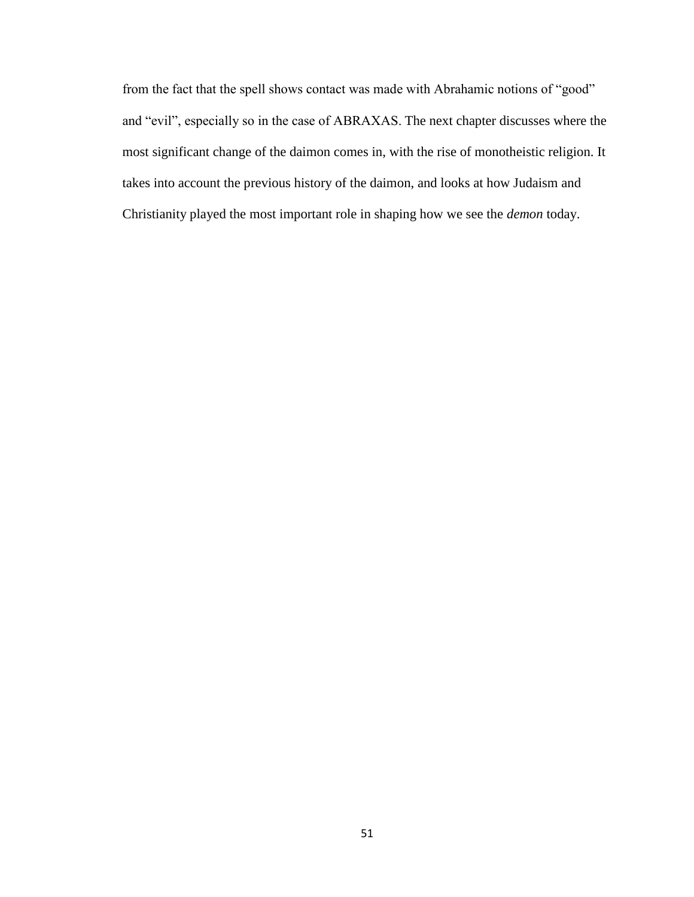from the fact that the spell shows contact was made with Abrahamic notions of "good" and "evil", especially so in the case of ABRAXAS. The next chapter discusses where the most significant change of the daimon comes in, with the rise of monotheistic religion. It takes into account the previous history of the daimon, and looks at how Judaism and Christianity played the most important role in shaping how we see the *demon* today.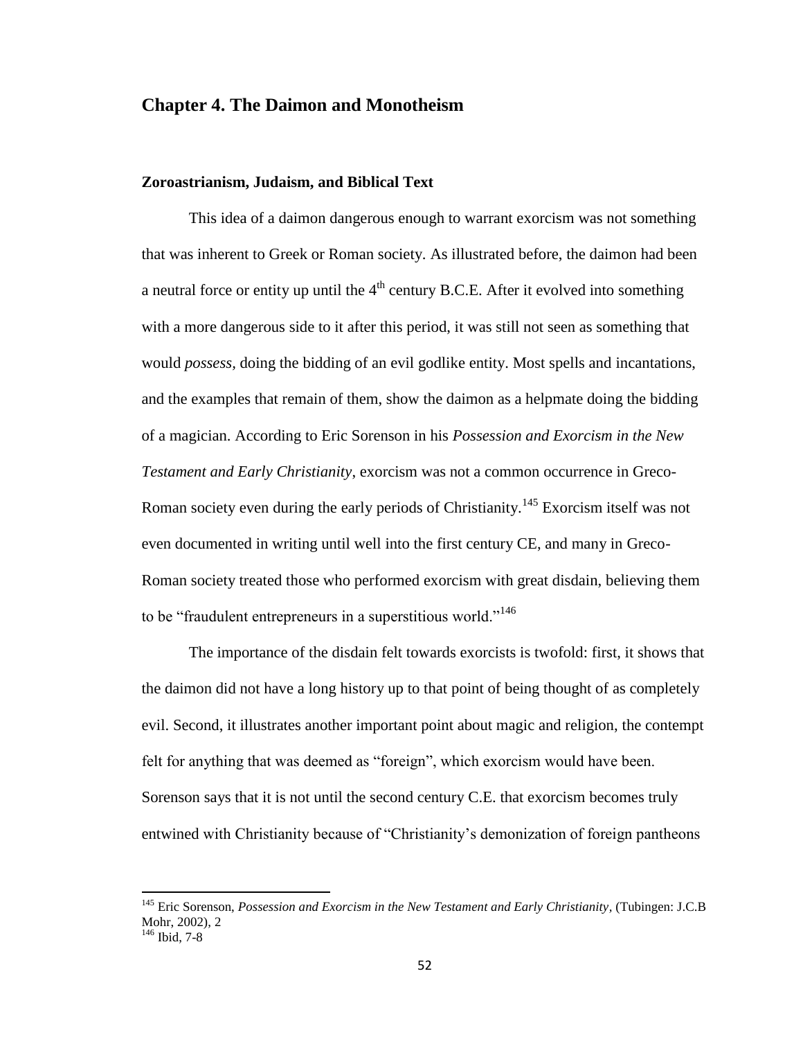# Chapter 4. The Daimon and Monotheism

## Zoroastrianism, Judaism, and Biblical Text

This idea of a daimon dangerous enough to warrant exorcism was not something that was inherent to Greek or Roman society. As illustrated before, the daimon had been a neutral force or entity up until the 4th century B.C.E. After it evolved into something with a more dangerous side to it after this period, it was still not seen as something that would *possess*, doing the bidding of an evil godlike entity. Most spells and incantations, and the examples that remain of them, show the daimon as a helpmate doing the bidding of a magician. According to Eric Sorenson in his *Possession and Exorcism in the New Testament and Early Christianity*, exorcism was not a common occurrence in Greco-Roman society even during the early periods of Christianity.[145] Exorcism itself was not even documented in writing until well into the first century CE, and many in Greco-Roman society treated those who performed exorcism with great disdain, believing them to be "fraudulent entrepreneurs in a superstitious world."[146]

The importance of the disdain felt towards exorcists is twofold: first, it shows that the daimon did not have a long history up to that point of being thought of as completely evil. Second, it illustrates another important point about magic and religion, the contempt felt for anything that was deemed as "foreign", which exorcism would have been. Sorenson says that it is not until the second century C.E. that exorcism becomes truly entwined with Christianity because of "Christianity's demonization of foreign pantheons

---

[145] Eric Sorenson, *Possession and Exorcism in the New Testament and Early Christianity*, (Tubingen: J.C.B Mohr, 2002), 2

[146] Ibid, 7-8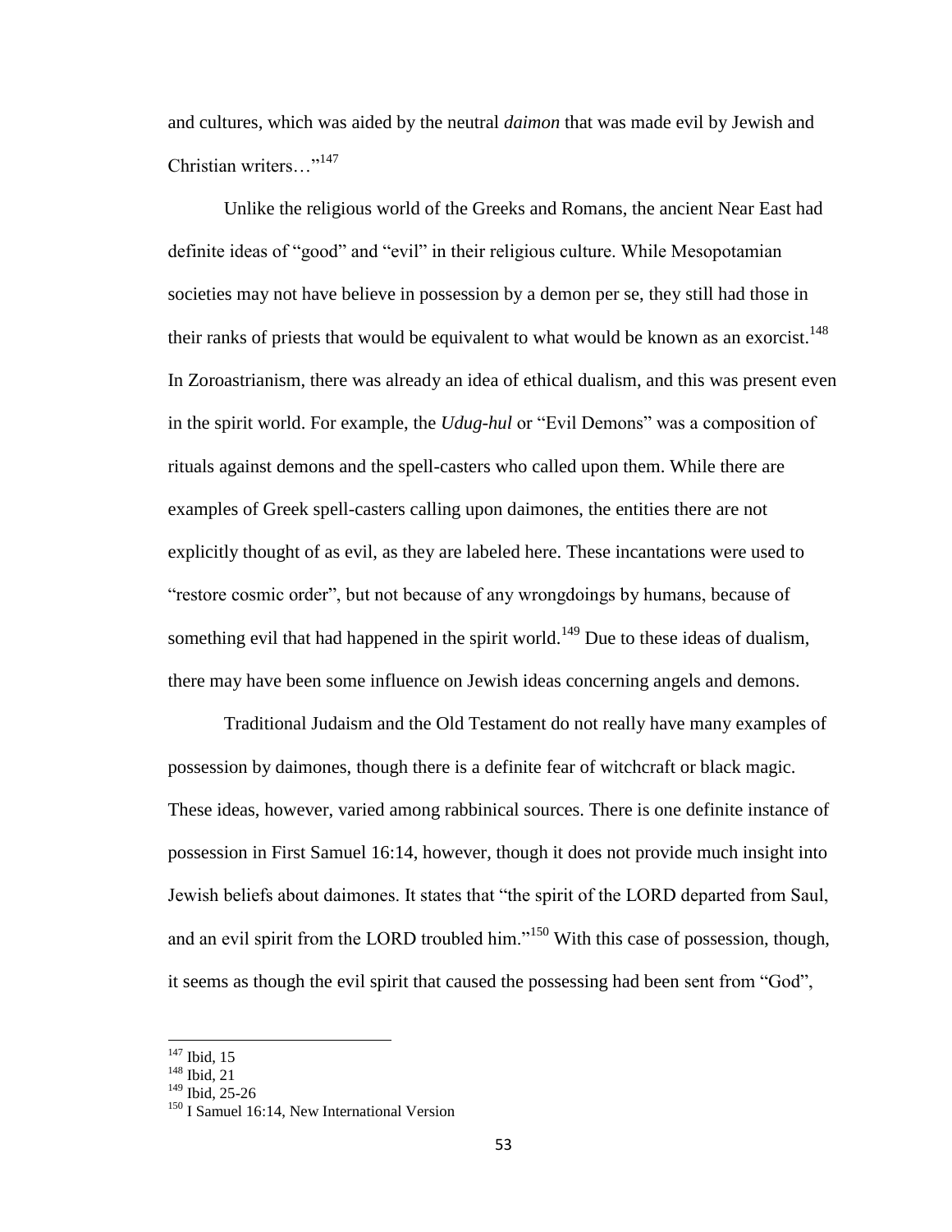and cultures, which was aided by the neutral *daimon* that was made evil by Jewish and Christian writers…"[147]

Unlike the religious world of the Greeks and Romans, the ancient Near East had definite ideas of "good" and "evil" in their religious culture. While Mesopotamian societies may not have believe in possession by a demon per se, they still had those in their ranks of priests that would be equivalent to what would be known as an exorcist.[148] In Zoroastrianism, there was already an idea of ethical dualism, and this was present even in the spirit world. For example, the *Udug-hul* or "Evil Demons" was a composition of rituals against demons and the spell-casters who called upon them. While there are examples of Greek spell-casters calling upon daimones, the entities there are not explicitly thought of as evil, as they are labeled here. These incantations were used to "restore cosmic order", but not because of any wrongdoings by humans, because of something evil that had happened in the spirit world.[149] Due to these ideas of dualism, there may have been some influence on Jewish ideas concerning angels and demons.

Traditional Judaism and the Old Testament do not really have many examples of possession by daimones, though there is a definite fear of witchcraft or black magic. These ideas, however, varied among rabbinical sources. There is one definite instance of possession in First Samuel 16:14, however, though it does not provide much insight into Jewish beliefs about daimones. It states that "the spirit of the LORD departed from Saul, and an evil spirit from the LORD troubled him."[150] With this case of possession, though, it seems as though the evil spirit that caused the possessing had been sent from "God",

---

[147] Ibid, 15

[148] Ibid, 21

[149] Ibid, 25-26

[150] I Samuel 16:14, New International Version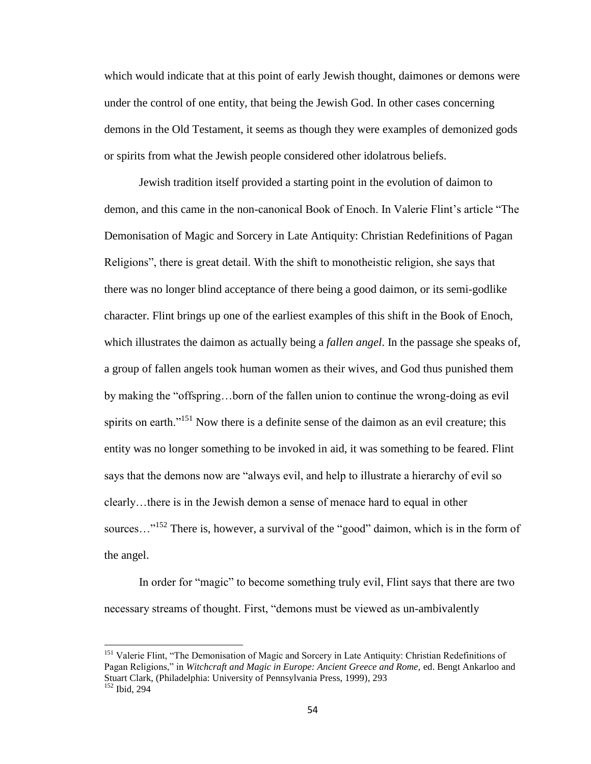which would indicate that at this point of early Jewish thought, daimones or demons were under the control of one entity, that being the Jewish God. In other cases concerning demons in the Old Testament, it seems as though they were examples of demonized gods or spirits from what the Jewish people considered other idolatrous beliefs.

Jewish tradition itself provided a starting point in the evolution of daimon to demon, and this came in the non-canonical Book of Enoch. In Valerie Flint's article "The Demonisation of Magic and Sorcery in Late Antiquity: Christian Redefinitions of Pagan Religions", there is great detail. With the shift to monotheistic religion, she says that there was no longer blind acceptance of there being a good daimon, or its semi-godlike character. Flint brings up one of the earliest examples of this shift in the Book of Enoch, which illustrates the daimon as actually being a *fallen angel*. In the passage she speaks of, a group of fallen angels took human women as their wives, and God thus punished them by making the "offspring…born of the fallen union to continue the wrong-doing as evil spirits on earth."[151] Now there is a definite sense of the daimon as an evil creature; this entity was no longer something to be invoked in aid, it was something to be feared. Flint says that the demons now are "always evil, and help to illustrate a hierarchy of evil so clearly…there is in the Jewish demon a sense of menace hard to equal in other sources…"[152] There is, however, a survival of the "good" daimon, which is in the form of the angel.

In order for "magic" to become something truly evil, Flint says that there are two necessary streams of thought. First, "demons must be viewed as un-ambivalently

---

[151] Valerie Flint, "The Demonisation of Magic and Sorcery in Late Antiquity: Christian Redefinitions of Pagan Religions," in *Witchcraft and Magic in Europe: Ancient Greece and Rome,* ed. Bengt Ankarloo and Stuart Clark, (Philadelphia: University of Pennsylvania Press, 1999), 293

[152] Ibid, 294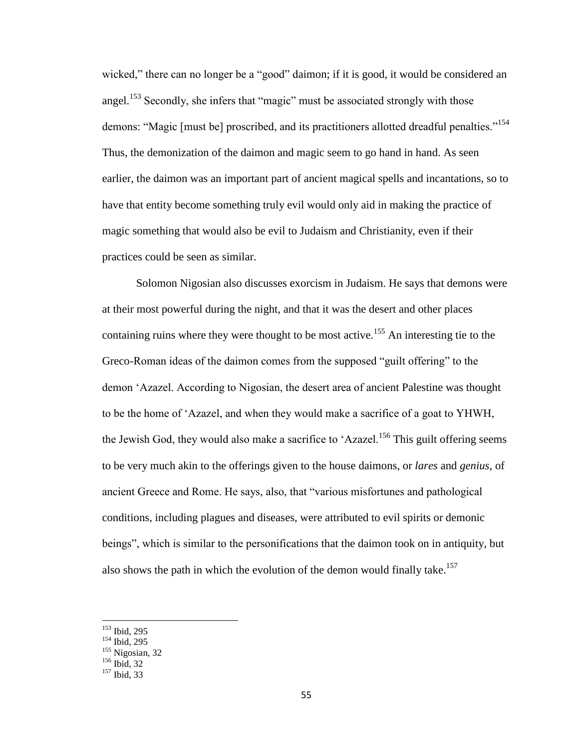wicked," there can no longer be a "good" daimon; if it is good, it would be considered an angel.[153] Secondly, she infers that "magic" must be associated strongly with those demons: "Magic [must be] proscribed, and its practitioners allotted dreadful penalties."[154] Thus, the demonization of the daimon and magic seem to go hand in hand. As seen earlier, the daimon was an important part of ancient magical spells and incantations, so to have that entity become something truly evil would only aid in making the practice of magic something that would also be evil to Judaism and Christianity, even if their practices could be seen as similar.

Solomon Nigosian also discusses exorcism in Judaism. He says that demons were at their most powerful during the night, and that it was the desert and other places containing ruins where they were thought to be most active.[155] An interesting tie to the Greco-Roman ideas of the daimon comes from the supposed "guilt offering" to the demon 'Azazel. According to Nigosian, the desert area of ancient Palestine was thought to be the home of 'Azazel, and when they would make a sacrifice of a goat to YHWH, the Jewish God, they would also make a sacrifice to 'Azazel.[156] This guilt offering seems to be very much akin to the offerings given to the house daimons, or *lares* and *genius*, of ancient Greece and Rome. He says, also, that "various misfortunes and pathological conditions, including plagues and diseases, were attributed to evil spirits or demonic beings", which is similar to the personifications that the daimon took on in antiquity, but also shows the path in which the evolution of the demon would finally take.[157]

---

[153] Ibid, 295
[154] Ibid, 295
[155] Nigosian, 32
[156] Ibid, 32
[157] Ibid, 33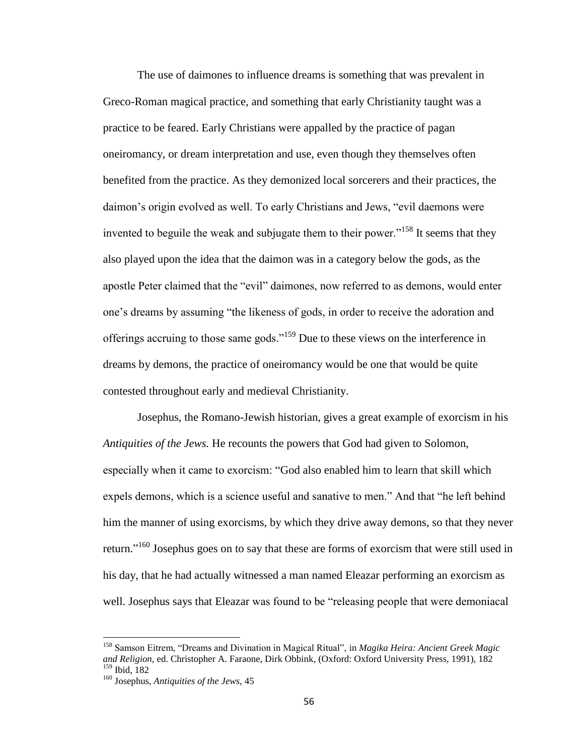The use of daimones to influence dreams is something that was prevalent in Greco-Roman magical practice, and something that early Christianity taught was a practice to be feared. Early Christians were appalled by the practice of pagan oneiromancy, or dream interpretation and use, even though they themselves often benefited from the practice. As they demonized local sorcerers and their practices, the daimon's origin evolved as well. To early Christians and Jews, "evil daemons were invented to beguile the weak and subjugate them to their power."[158] It seems that they also played upon the idea that the daimon was in a category below the gods, as the apostle Peter claimed that the "evil" daimones, now referred to as demons, would enter one's dreams by assuming "the likeness of gods, in order to receive the adoration and offerings accruing to those same gods."[159] Due to these views on the interference in dreams by demons, the practice of oneiromancy would be one that would be quite contested throughout early and medieval Christianity.

Josephus, the Romano-Jewish historian, gives a great example of exorcism in his *Antiquities of the Jews.* He recounts the powers that God had given to Solomon, especially when it came to exorcism: "God also enabled him to learn that skill which expels demons, which is a science useful and sanative to men." And that "he left behind him the manner of using exorcisms, by which they drive away demons, so that they never return."[160] Josephus goes on to say that these are forms of exorcism that were still used in his day, that he had actually witnessed a man named Eleazar performing an exorcism as well. Josephus says that Eleazar was found to be "releasing people that were demoniacal

---

[158] Samson Eitrem, "Dreams and Divination in Magical Ritual", in *Magika Heira: Ancient Greek Magic and Religion,* ed. Christopher A. Faraone, Dirk Obbink, (Oxford: Oxford University Press, 1991), 182

[159] Ibid, 182

[160] Josephus, *Antiquities of the Jews*, 45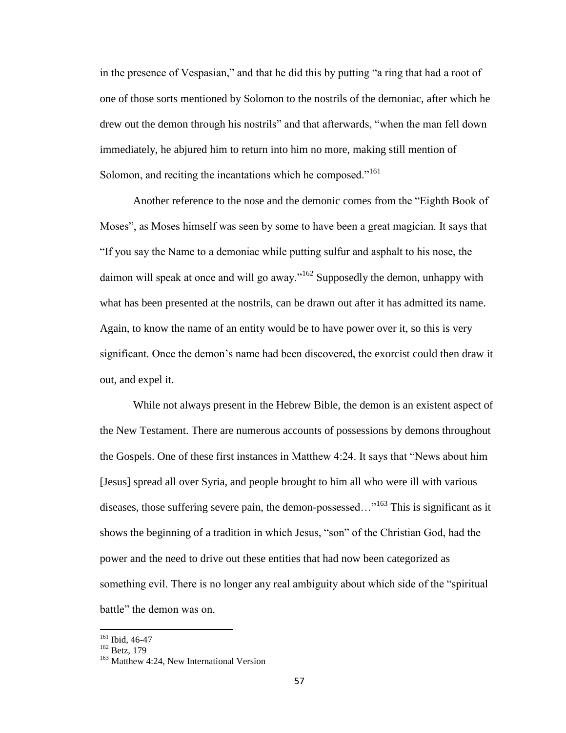in the presence of Vespasian," and that he did this by putting "a ring that had a root of one of those sorts mentioned by Solomon to the nostrils of the demoniac, after which he drew out the demon through his nostrils" and that afterwards, "when the man fell down immediately, he abjured him to return into him no more, making still mention of Solomon, and reciting the incantations which he composed."[161]

Another reference to the nose and the demonic comes from the "Eighth Book of Moses", as Moses himself was seen by some to have been a great magician. It says that "If you say the Name to a demoniac while putting sulfur and asphalt to his nose, the daimon will speak at once and will go away."[162] Supposedly the demon, unhappy with what has been presented at the nostrils, can be drawn out after it has admitted its name. Again, to know the name of an entity would be to have power over it, so this is very significant. Once the demon's name had been discovered, the exorcist could then draw it out, and expel it.

While not always present in the Hebrew Bible, the demon is an existent aspect of the New Testament. There are numerous accounts of possessions by demons throughout the Gospels. One of these first instances in Matthew 4:24. It says that "News about him [Jesus] spread all over Syria, and people brought to him all who were ill with various diseases, those suffering severe pain, the demon-possessed…"[163] This is significant as it shows the beginning of a tradition in which Jesus, "son" of the Christian God, had the power and the need to drive out these entities that had now been categorized as something evil. There is no longer any real ambiguity about which side of the "spiritual battle" the demon was on.

---

[161] Ibid, 46-47

[162] Betz, 179

[163] Matthew 4:24, New International Version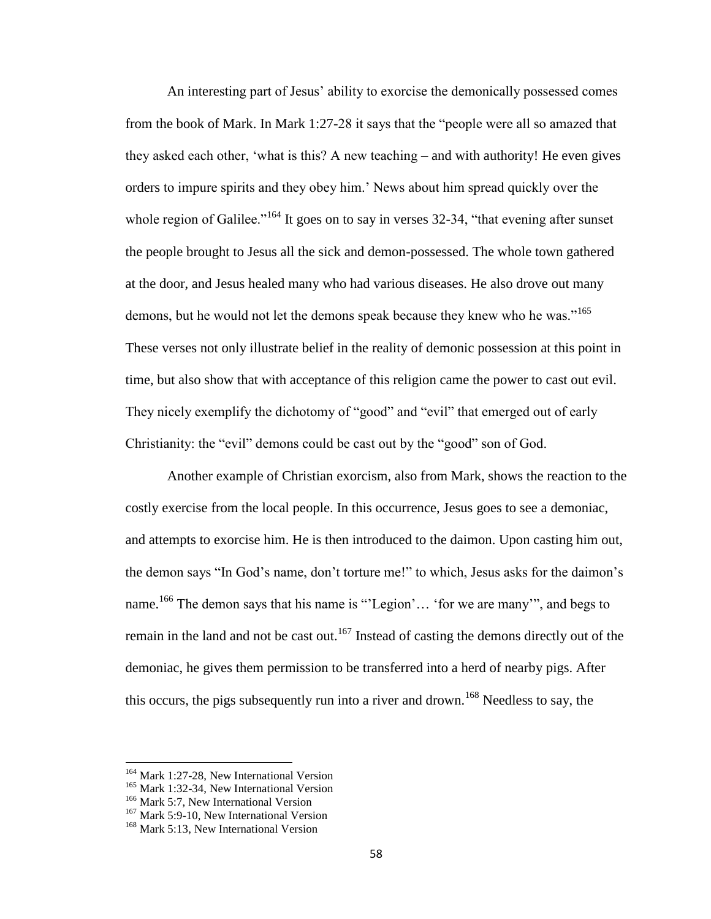An interesting part of Jesus' ability to exorcise the demonically possessed comes from the book of Mark. In Mark 1:27-28 it says that the "people were all so amazed that they asked each other, 'what is this? A new teaching – and with authority! He even gives orders to impure spirits and they obey him.' News about him spread quickly over the whole region of Galilee."[164] It goes on to say in verses 32-34, "that evening after sunset the people brought to Jesus all the sick and demon-possessed. The whole town gathered at the door, and Jesus healed many who had various diseases. He also drove out many demons, but he would not let the demons speak because they knew who he was."[165] These verses not only illustrate belief in the reality of demonic possession at this point in time, but also show that with acceptance of this religion came the power to cast out evil. They nicely exemplify the dichotomy of "good" and "evil" that emerged out of early Christianity: the "evil" demons could be cast out by the "good" son of God.

Another example of Christian exorcism, also from Mark, shows the reaction to the costly exercise from the local people. In this occurrence, Jesus goes to see a demoniac, and attempts to exorcise him. He is then introduced to the daimon. Upon casting him out, the demon says "In God's name, don't torture me!" to which, Jesus asks for the daimon's name.[166] The demon says that his name is "'Legion'… 'for we are many'", and begs to remain in the land and not be cast out.[167] Instead of casting the demons directly out of the demoniac, he gives them permission to be transferred into a herd of nearby pigs. After this occurs, the pigs subsequently run into a river and drown.[168] Needless to say, the

---

[164] Mark 1:27-28, New International Version

[165] Mark 1:32-34, New International Version

[166] Mark 5:7, New International Version

[167] Mark 5:9-10, New International Version

[168] Mark 5:13, New International Version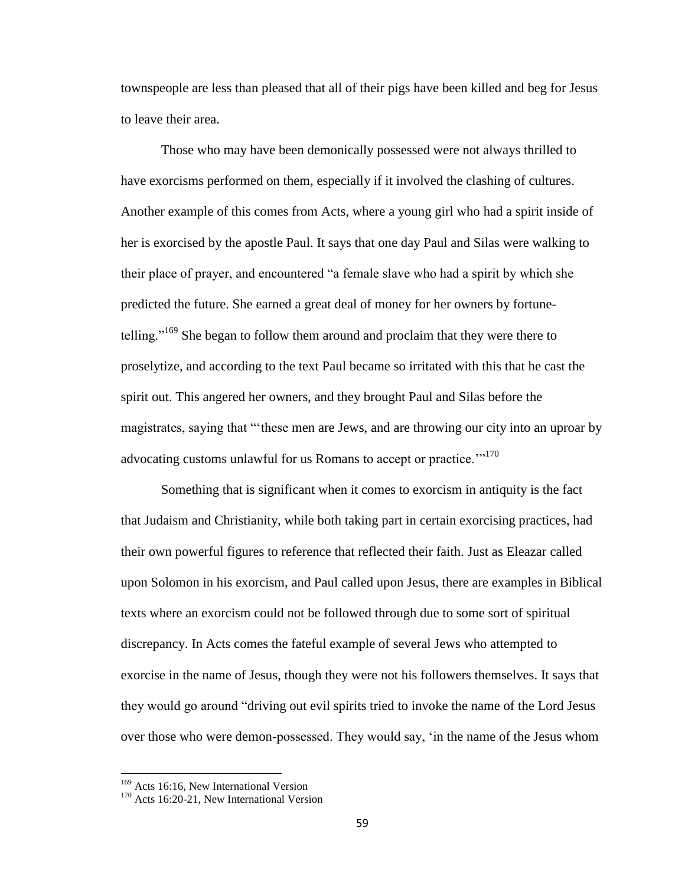townspeople are less than pleased that all of their pigs have been killed and beg for Jesus to leave their area.

Those who may have been demonically possessed were not always thrilled to have exorcisms performed on them, especially if it involved the clashing of cultures. Another example of this comes from Acts, where a young girl who had a spirit inside of her is exorcised by the apostle Paul. It says that one day Paul and Silas were walking to their place of prayer, and encountered "a female slave who had a spirit by which she predicted the future. She earned a great deal of money for her owners by fortune-telling."[169] She began to follow them around and proclaim that they were there to proselytize, and according to the text Paul became so irritated with this that he cast the spirit out. This angered her owners, and they brought Paul and Silas before the magistrates, saying that "'these men are Jews, and are throwing our city into an uproar by advocating customs unlawful for us Romans to accept or practice.'"[170]

Something that is significant when it comes to exorcism in antiquity is the fact that Judaism and Christianity, while both taking part in certain exorcising practices, had their own powerful figures to reference that reflected their faith. Just as Eleazar called upon Solomon in his exorcism, and Paul called upon Jesus, there are examples in Biblical texts where an exorcism could not be followed through due to some sort of spiritual discrepancy. In Acts comes the fateful example of several Jews who attempted to exorcise in the name of Jesus, though they were not his followers themselves. It says that they would go around "driving out evil spirits tried to invoke the name of the Lord Jesus over those who were demon-possessed. They would say, 'in the name of the Jesus whom

[169] Acts 16:16, New International Version

[170] Acts 16:20-21, New International Version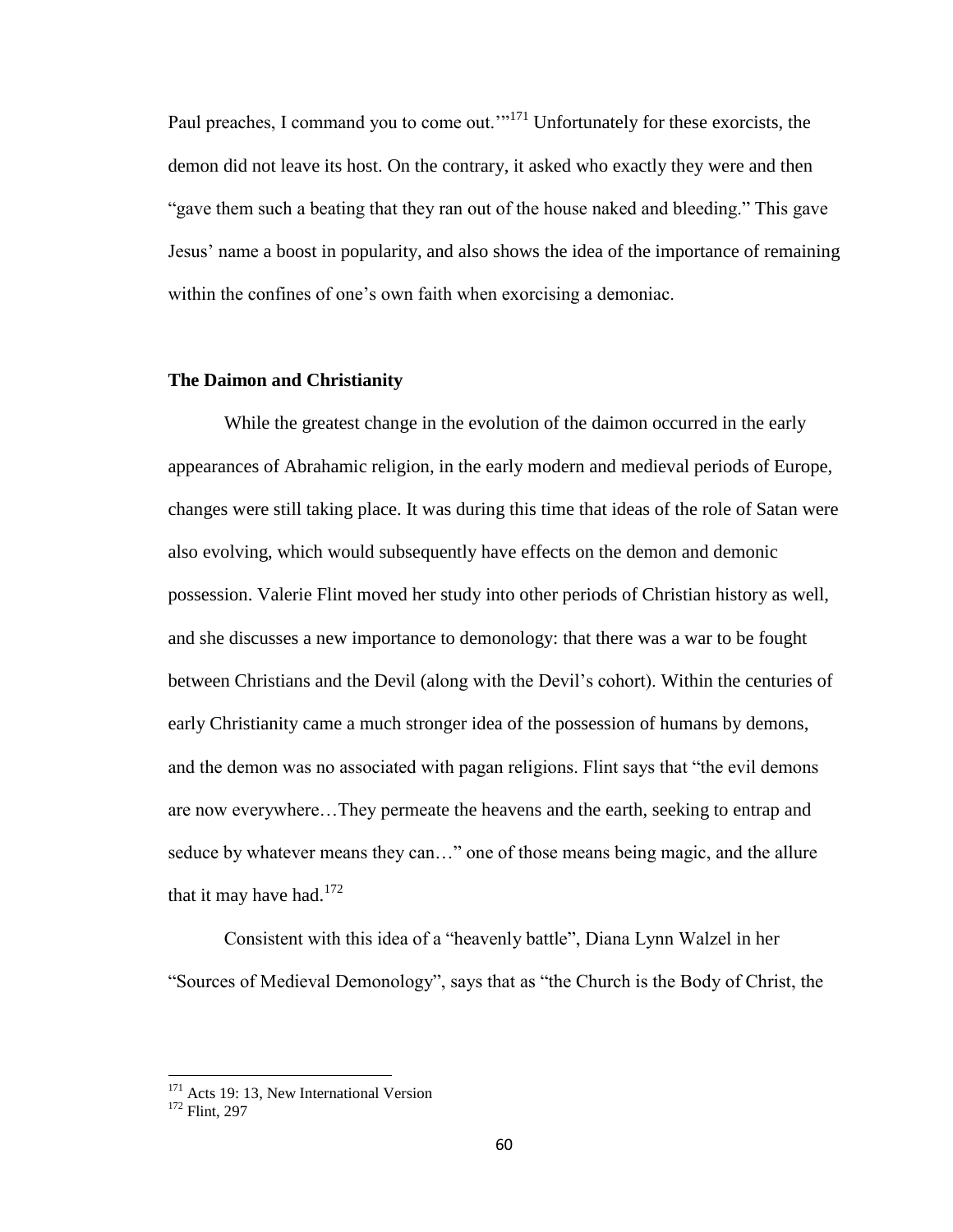Paul preaches, I command you to come out.'"[171] Unfortunately for these exorcists, the demon did not leave its host. On the contrary, it asked who exactly they were and then "gave them such a beating that they ran out of the house naked and bleeding." This gave Jesus' name a boost in popularity, and also shows the idea of the importance of remaining within the confines of one's own faith when exorcising a demoniac.

### The Daimon and Christianity

While the greatest change in the evolution of the daimon occurred in the early appearances of Abrahamic religion, in the early modern and medieval periods of Europe, changes were still taking place. It was during this time that ideas of the role of Satan were also evolving, which would subsequently have effects on the demon and demonic possession. Valerie Flint moved her study into other periods of Christian history as well, and she discusses a new importance to demonology: that there was a war to be fought between Christians and the Devil (along with the Devil's cohort). Within the centuries of early Christianity came a much stronger idea of the possession of humans by demons, and the demon was no associated with pagan religions. Flint says that "the evil demons are now everywhere…They permeate the heavens and the earth, seeking to entrap and seduce by whatever means they can…" one of those means being magic, and the allure that it may have had.[172]

Consistent with this idea of a "heavenly battle", Diana Lynn Walzel in her "Sources of Medieval Demonology", says that as "the Church is the Body of Christ, the

---

[171] Acts 19: 13, New International Version

[172] Flint, 297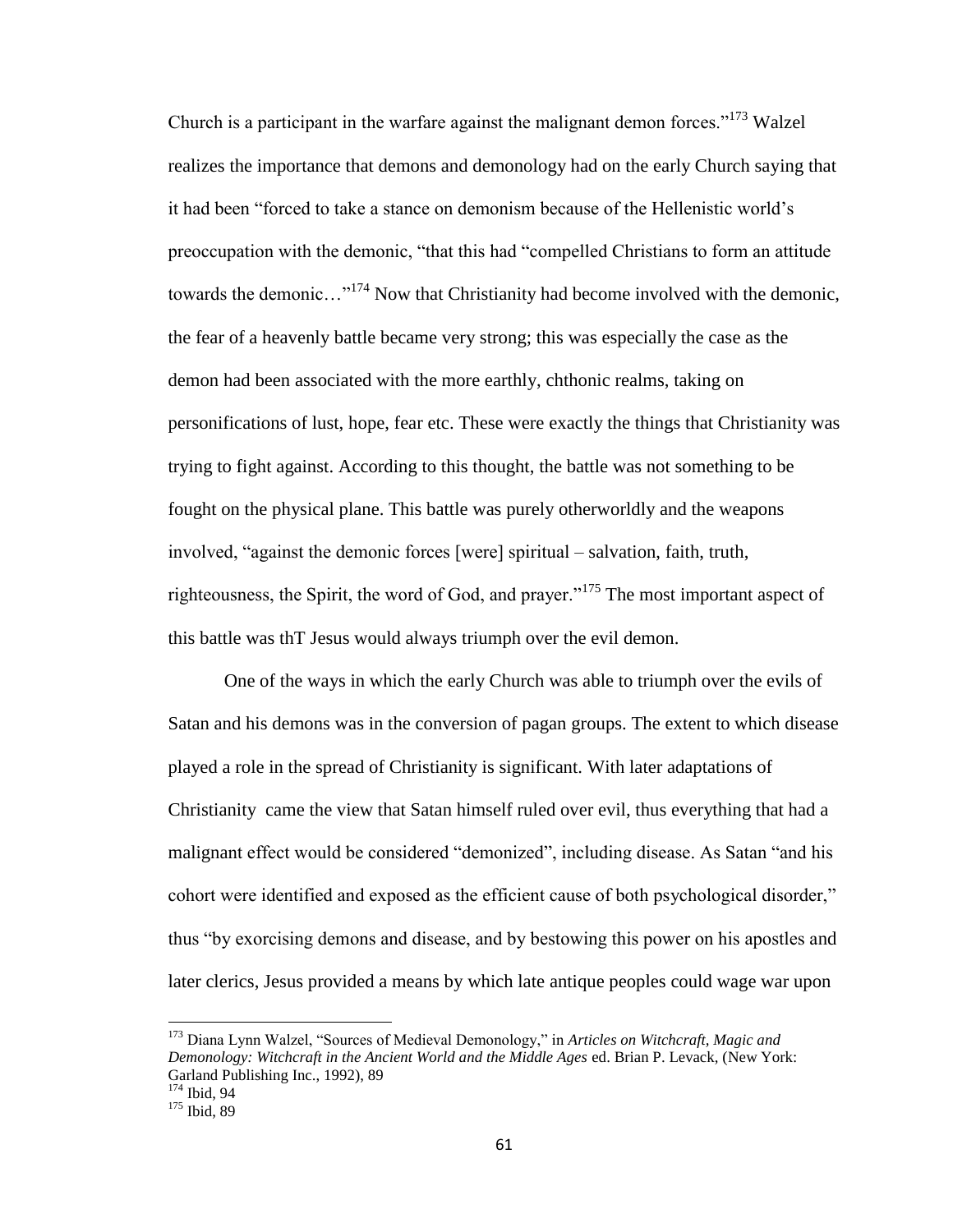Church is a participant in the warfare against the malignant demon forces."[173] Walzel realizes the importance that demons and demonology had on the early Church saying that it had been "forced to take a stance on demonism because of the Hellenistic world's preoccupation with the demonic, "that this had "compelled Christians to form an attitude towards the demonic…"[174] Now that Christianity had become involved with the demonic, the fear of a heavenly battle became very strong; this was especially the case as the demon had been associated with the more earthly, chthonic realms, taking on personifications of lust, hope, fear etc. These were exactly the things that Christianity was trying to fight against. According to this thought, the battle was not something to be fought on the physical plane. This battle was purely otherworldly and the weapons involved, "against the demonic forces [were] spiritual – salvation, faith, truth, righteousness, the Spirit, the word of God, and prayer."[175] The most important aspect of this battle was thT Jesus would always triumph over the evil demon.

One of the ways in which the early Church was able to triumph over the evils of Satan and his demons was in the conversion of pagan groups. The extent to which disease played a role in the spread of Christianity is significant. With later adaptations of Christianity came the view that Satan himself ruled over evil, thus everything that had a malignant effect would be considered "demonized", including disease. As Satan "and his cohort were identified and exposed as the efficient cause of both psychological disorder," thus "by exorcising demons and disease, and by bestowing this power on his apostles and later clerics, Jesus provided a means by which late antique peoples could wage war upon

---

[173] Diana Lynn Walzel, "Sources of Medieval Demonology," in *Articles on Witchcraft, Magic and Demonology: Witchcraft in the Ancient World and the Middle Ages* ed. Brian P. Levack, (New York: Garland Publishing Inc., 1992), 89

[174] Ibid, 94

[175] Ibid, 89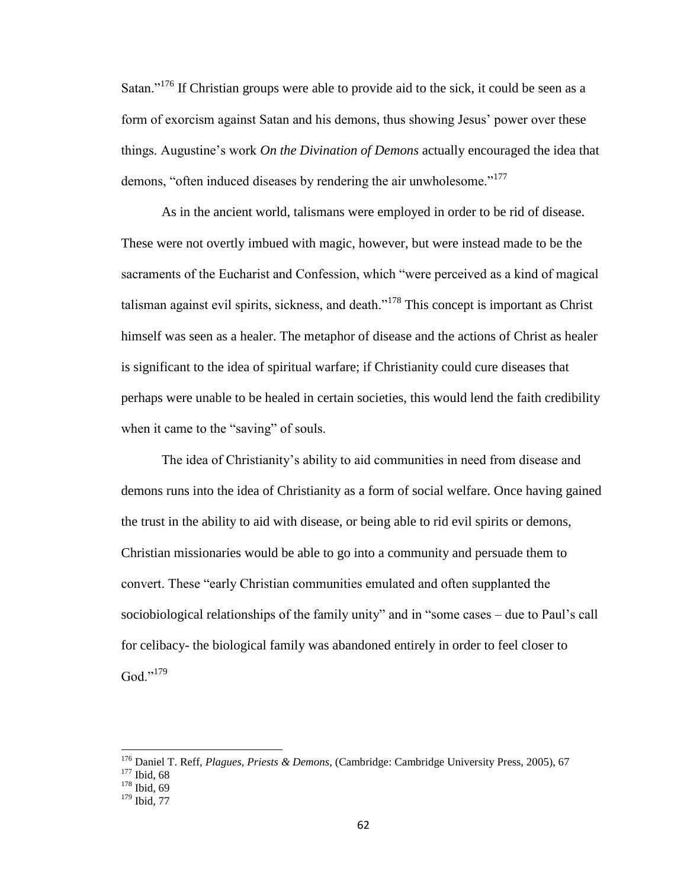Satan."[176] If Christian groups were able to provide aid to the sick, it could be seen as a form of exorcism against Satan and his demons, thus showing Jesus' power over these things. Augustine's work *On the Divination of Demons* actually encouraged the idea that demons, "often induced diseases by rendering the air unwholesome."[177]

As in the ancient world, talismans were employed in order to be rid of disease. These were not overtly imbued with magic, however, but were instead made to be the sacraments of the Eucharist and Confession, which "were perceived as a kind of magical talisman against evil spirits, sickness, and death."[178] This concept is important as Christ himself was seen as a healer. The metaphor of disease and the actions of Christ as healer is significant to the idea of spiritual warfare; if Christianity could cure diseases that perhaps were unable to be healed in certain societies, this would lend the faith credibility when it came to the "saving" of souls.

The idea of Christianity's ability to aid communities in need from disease and demons runs into the idea of Christianity as a form of social welfare. Once having gained the trust in the ability to aid with disease, or being able to rid evil spirits or demons, Christian missionaries would be able to go into a community and persuade them to convert. These "early Christian communities emulated and often supplanted the sociobiological relationships of the family unity" and in "some cases – due to Paul's call for celibacy- the biological family was abandoned entirely in order to feel closer to God."[179]

---

[176] Daniel T. Reff, *Plagues, Priests & Demons*, (Cambridge: Cambridge University Press, 2005), 67
[177] Ibid, 68
[178] Ibid, 69
[179] Ibid, 77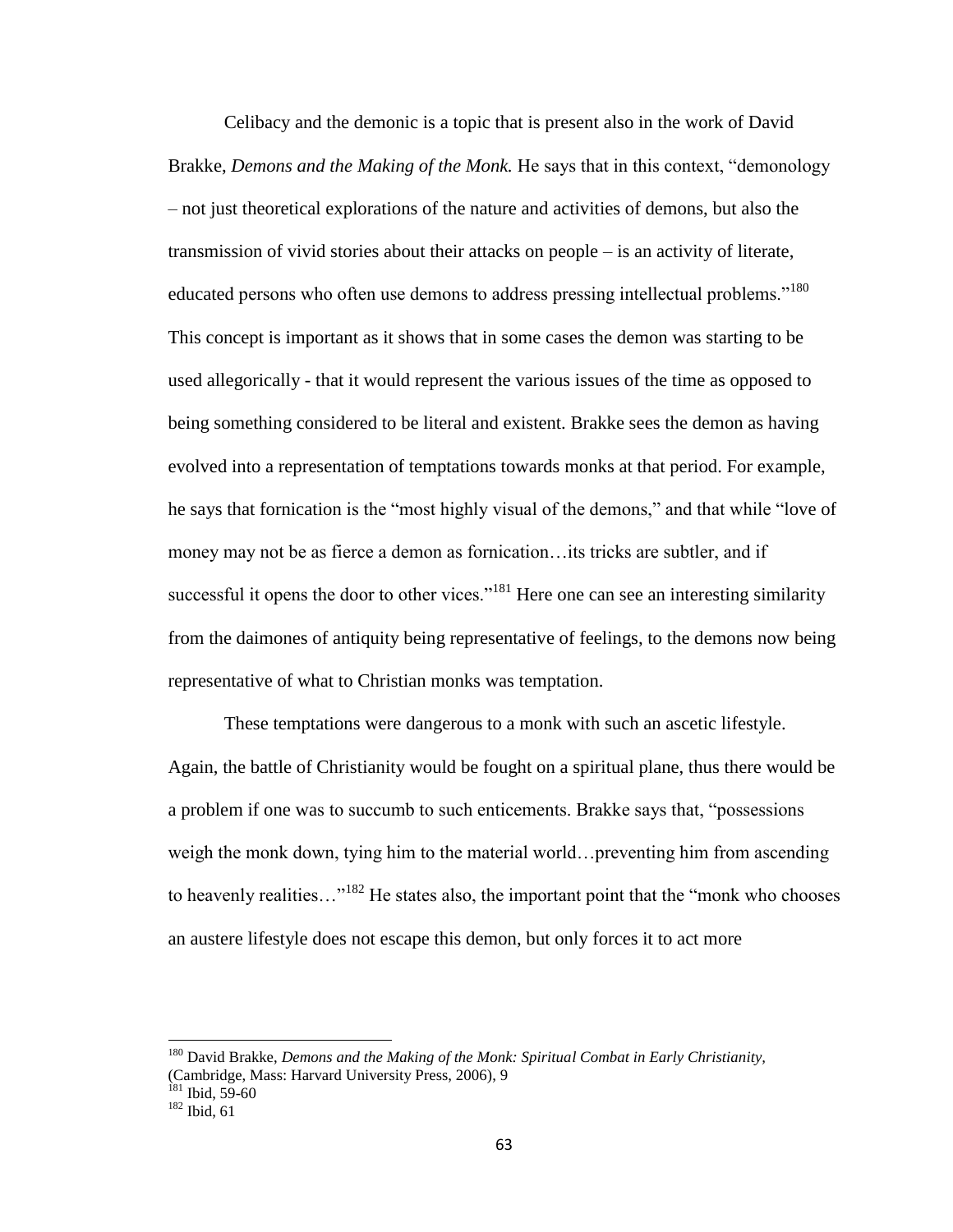Celibacy and the demonic is a topic that is present also in the work of David Brakke, *Demons and the Making of the Monk.* He says that in this context, "demonology – not just theoretical explorations of the nature and activities of demons, but also the transmission of vivid stories about their attacks on people – is an activity of literate, educated persons who often use demons to address pressing intellectual problems."[180] This concept is important as it shows that in some cases the demon was starting to be used allegorically - that it would represent the various issues of the time as opposed to being something considered to be literal and existent. Brakke sees the demon as having evolved into a representation of temptations towards monks at that period. For example, he says that fornication is the "most highly visual of the demons," and that while "love of money may not be as fierce a demon as fornication…its tricks are subtler, and if successful it opens the door to other vices."[181] Here one can see an interesting similarity from the daimones of antiquity being representative of feelings, to the demons now being representative of what to Christian monks was temptation.

These temptations were dangerous to a monk with such an ascetic lifestyle. Again, the battle of Christianity would be fought on a spiritual plane, thus there would be a problem if one was to succumb to such enticements. Brakke says that, "possessions weigh the monk down, tying him to the material world…preventing him from ascending to heavenly realities…"[182] He states also, the important point that the "monk who chooses an austere lifestyle does not escape this demon, but only forces it to act more

---

[180] David Brakke, *Demons and the Making of the Monk: Spiritual Combat in Early Christianity,* (Cambridge, Mass: Harvard University Press, 2006), 9

[181] Ibid, 59-60

[182] Ibid, 61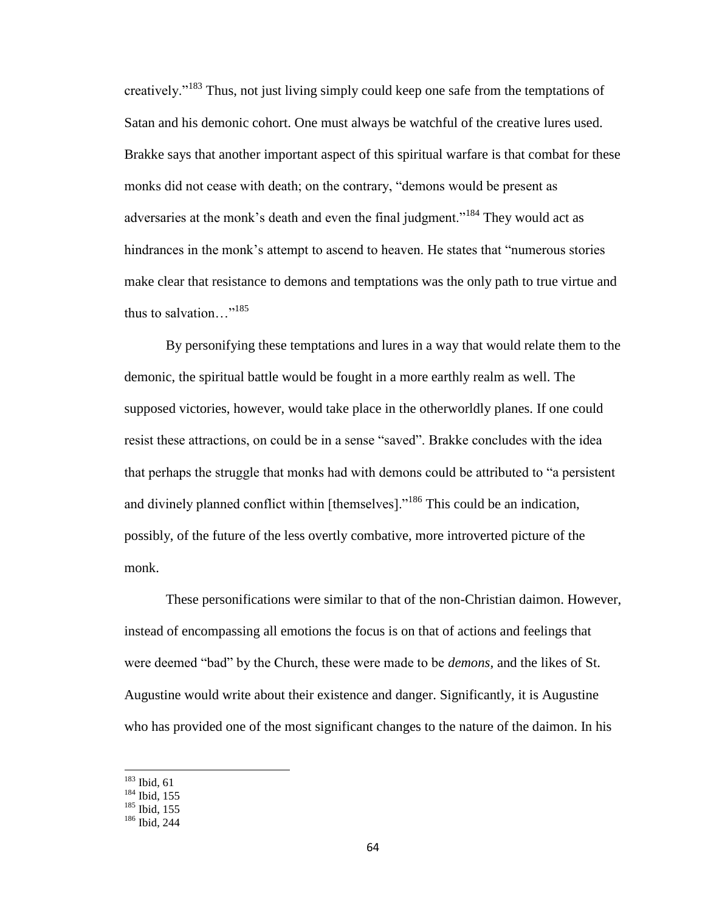creatively."[183] Thus, not just living simply could keep one safe from the temptations of Satan and his demonic cohort. One must always be watchful of the creative lures used. Brakke says that another important aspect of this spiritual warfare is that combat for these monks did not cease with death; on the contrary, "demons would be present as adversaries at the monk's death and even the final judgment."[184] They would act as hindrances in the monk's attempt to ascend to heaven. He states that "numerous stories make clear that resistance to demons and temptations was the only path to true virtue and thus to salvation…"[185]

By personifying these temptations and lures in a way that would relate them to the demonic, the spiritual battle would be fought in a more earthly realm as well. The supposed victories, however, would take place in the otherworldly planes. If one could resist these attractions, on could be in a sense "saved". Brakke concludes with the idea that perhaps the struggle that monks had with demons could be attributed to "a persistent and divinely planned conflict within [themselves]."[186] This could be an indication, possibly, of the future of the less overtly combative, more introverted picture of the monk.

These personifications were similar to that of the non-Christian daimon. However, instead of encompassing all emotions the focus is on that of actions and feelings that were deemed "bad" by the Church, these were made to be *demons,* and the likes of St. Augustine would write about their existence and danger. Significantly, it is Augustine who has provided one of the most significant changes to the nature of the daimon. In his

---

[183] Ibid, 61
[184] Ibid, 155
[185] Ibid, 155
[186] Ibid, 244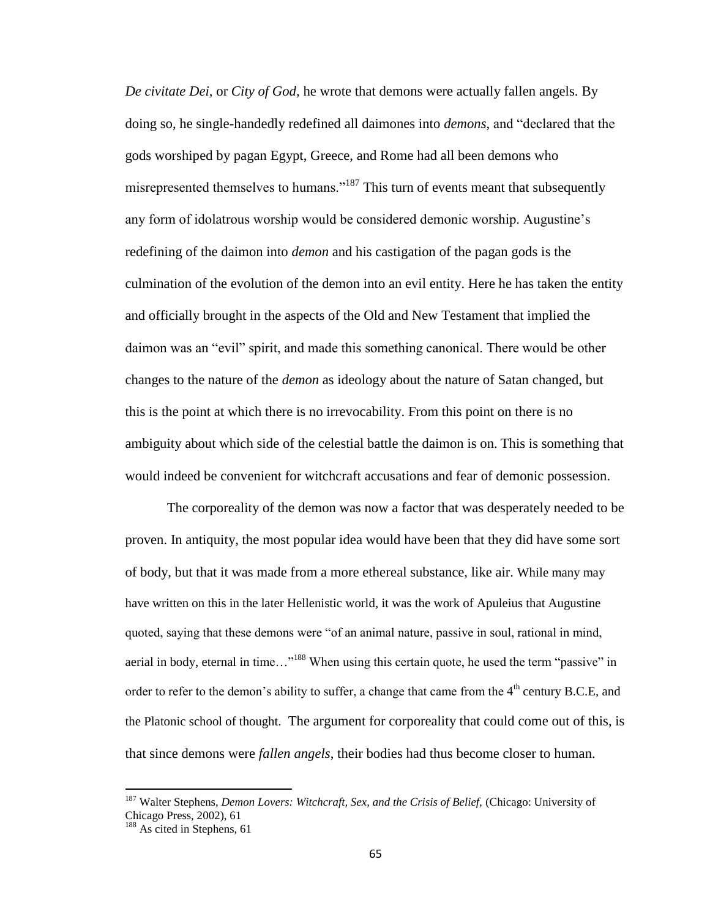*De civitate Dei,* or *City of God,* he wrote that demons were actually fallen angels. By doing so, he single-handedly redefined all daimones into *demons,* and "declared that the gods worshiped by pagan Egypt, Greece, and Rome had all been demons who misrepresented themselves to humans."[187] This turn of events meant that subsequently any form of idolatrous worship would be considered demonic worship. Augustine's redefining of the daimon into *demon* and his castigation of the pagan gods is the culmination of the evolution of the demon into an evil entity. Here he has taken the entity and officially brought in the aspects of the Old and New Testament that implied the daimon was an "evil" spirit, and made this something canonical. There would be other changes to the nature of the *demon* as ideology about the nature of Satan changed, but this is the point at which there is no irrevocability. From this point on there is no ambiguity about which side of the celestial battle the daimon is on. This is something that would indeed be convenient for witchcraft accusations and fear of demonic possession.

The corporeality of the demon was now a factor that was desperately needed to be proven. In antiquity, the most popular idea would have been that they did have some sort of body, but that it was made from a more ethereal substance, like air. While many may have written on this in the later Hellenistic world, it was the work of Apuleius that Augustine quoted, saying that these demons were "of an animal nature, passive in soul, rational in mind, aerial in body, eternal in time…"[188] When using this certain quote, he used the term "passive" in order to refer to the demon's ability to suffer, a change that came from the 4th century B.C.E, and the Platonic school of thought. The argument for corporeality that could come out of this, is that since demons were *fallen angels*, their bodies had thus become closer to human.

---

[187] Walter Stephens, *Demon Lovers: Witchcraft, Sex, and the Crisis of Belief,* (Chicago: University of Chicago Press, 2002), 61

[188] As cited in Stephens, 61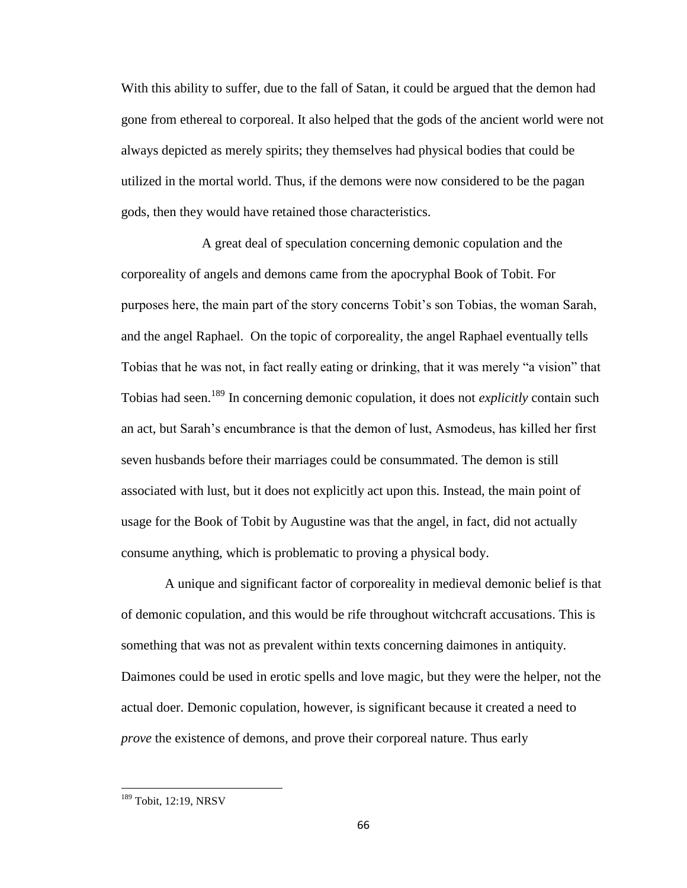With this ability to suffer, due to the fall of Satan, it could be argued that the demon had gone from ethereal to corporeal. It also helped that the gods of the ancient world were not always depicted as merely spirits; they themselves had physical bodies that could be utilized in the mortal world. Thus, if the demons were now considered to be the pagan gods, then they would have retained those characteristics.

A great deal of speculation concerning demonic copulation and the corporeality of angels and demons came from the apocryphal Book of Tobit. For purposes here, the main part of the story concerns Tobit's son Tobias, the woman Sarah, and the angel Raphael. On the topic of corporeality, the angel Raphael eventually tells Tobias that he was not, in fact really eating or drinking, that it was merely "a vision" that Tobias had seen.[189] In concerning demonic copulation, it does not *explicitly* contain such an act, but Sarah's encumbrance is that the demon of lust, Asmodeus, has killed her first seven husbands before their marriages could be consummated. The demon is still associated with lust, but it does not explicitly act upon this. Instead, the main point of usage for the Book of Tobit by Augustine was that the angel, in fact, did not actually consume anything, which is problematic to proving a physical body.

A unique and significant factor of corporeality in medieval demonic belief is that of demonic copulation, and this would be rife throughout witchcraft accusations. This is something that was not as prevalent within texts concerning daimones in antiquity. Daimones could be used in erotic spells and love magic, but they were the helper, not the actual doer. Demonic copulation, however, is significant because it created a need to *prove* the existence of demons, and prove their corporeal nature. Thus early

---

[189] Tobit, 12:19, NRSV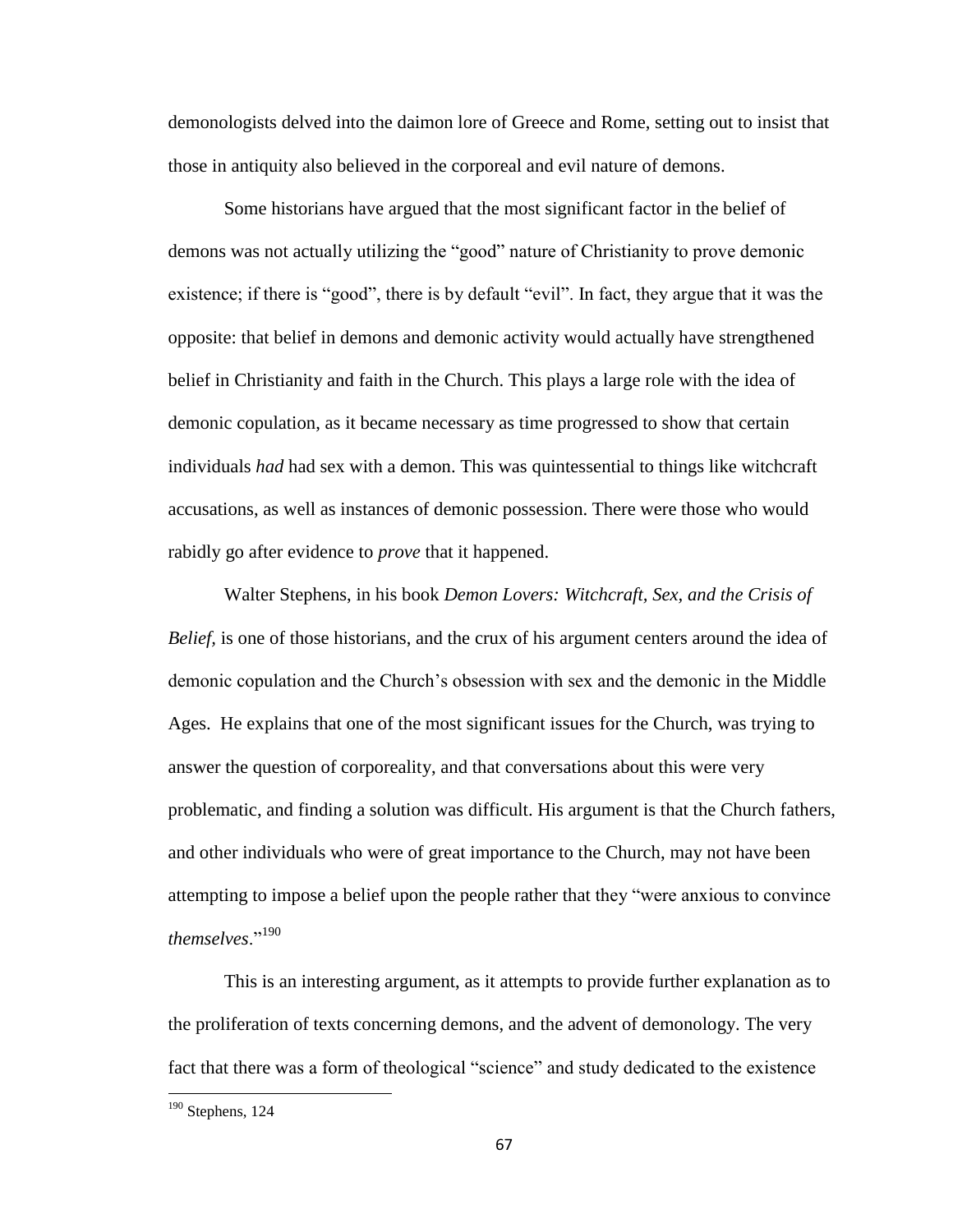demonologists delved into the daimon lore of Greece and Rome, setting out to insist that those in antiquity also believed in the corporeal and evil nature of demons.

Some historians have argued that the most significant factor in the belief of demons was not actually utilizing the "good" nature of Christianity to prove demonic existence; if there is "good", there is by default "evil". In fact, they argue that it was the opposite: that belief in demons and demonic activity would actually have strengthened belief in Christianity and faith in the Church. This plays a large role with the idea of demonic copulation, as it became necessary as time progressed to show that certain individuals *had* had sex with a demon. This was quintessential to things like witchcraft accusations, as well as instances of demonic possession. There were those who would rabidly go after evidence to *prove* that it happened.

Walter Stephens, in his book *Demon Lovers: Witchcraft, Sex, and the Crisis of Belief,* is one of those historians, and the crux of his argument centers around the idea of demonic copulation and the Church's obsession with sex and the demonic in the Middle Ages. He explains that one of the most significant issues for the Church, was trying to answer the question of corporeality, and that conversations about this were very problematic, and finding a solution was difficult. His argument is that the Church fathers, and other individuals who were of great importance to the Church, may not have been attempting to impose a belief upon the people rather that they "were anxious to convince *themselves*."[190]

This is an interesting argument, as it attempts to provide further explanation as to the proliferation of texts concerning demons, and the advent of demonology. The very fact that there was a form of theological "science" and study dedicated to the existence

---

[190] Stephens, 124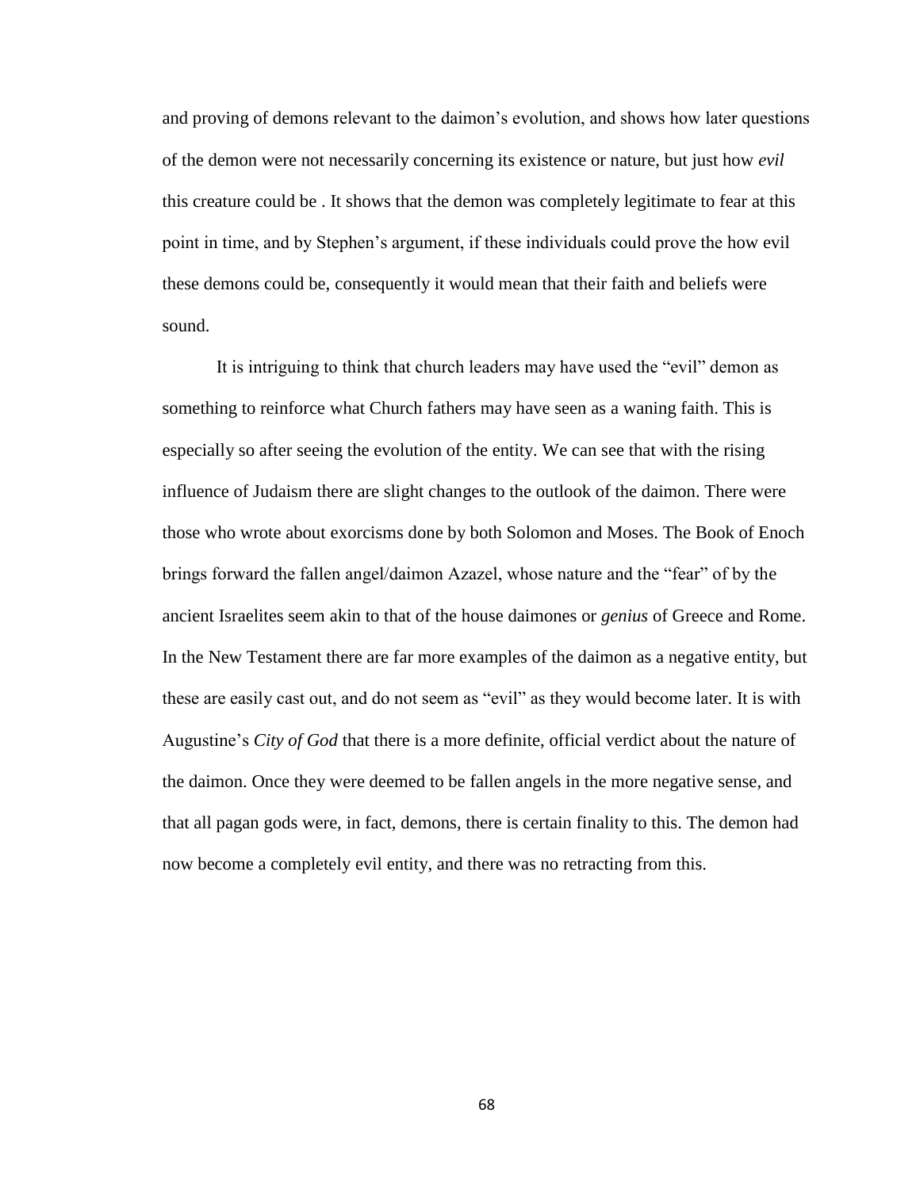and proving of demons relevant to the daimon's evolution, and shows how later questions of the demon were not necessarily concerning its existence or nature, but just how *evil* this creature could be . It shows that the demon was completely legitimate to fear at this point in time, and by Stephen's argument, if these individuals could prove the how evil these demons could be, consequently it would mean that their faith and beliefs were sound.

It is intriguing to think that church leaders may have used the "evil" demon as something to reinforce what Church fathers may have seen as a waning faith. This is especially so after seeing the evolution of the entity. We can see that with the rising influence of Judaism there are slight changes to the outlook of the daimon. There were those who wrote about exorcisms done by both Solomon and Moses. The Book of Enoch brings forward the fallen angel/daimon Azazel, whose nature and the "fear" of by the ancient Israelites seem akin to that of the house daimones or *genius* of Greece and Rome. In the New Testament there are far more examples of the daimon as a negative entity, but these are easily cast out, and do not seem as "evil" as they would become later. It is with Augustine's *City of God* that there is a more definite, official verdict about the nature of the daimon. Once they were deemed to be fallen angels in the more negative sense, and that all pagan gods were, in fact, demons, there is certain finality to this. The demon had now become a completely evil entity, and there was no retracting from this.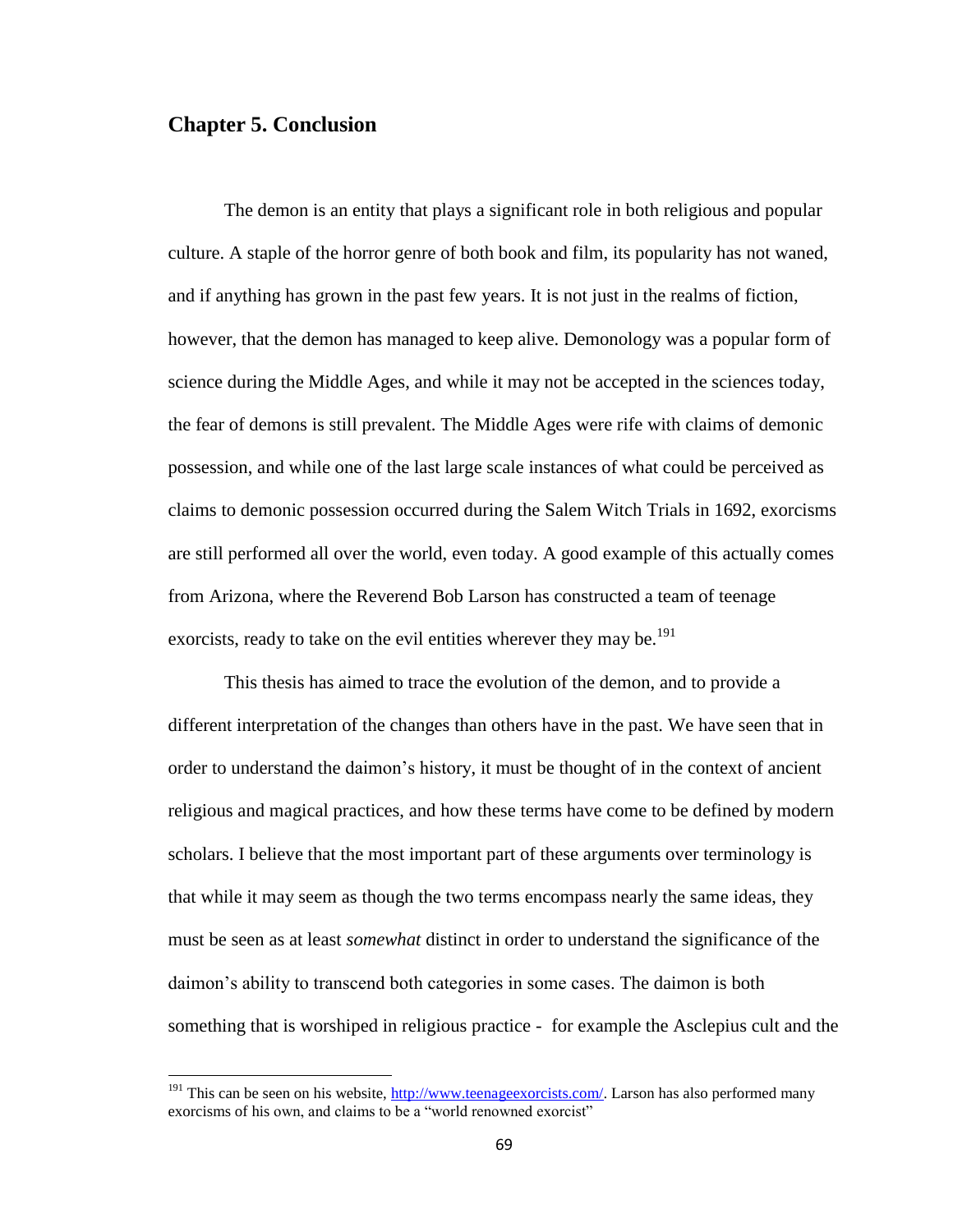## Chapter 5. Conclusion

The demon is an entity that plays a significant role in both religious and popular culture. A staple of the horror genre of both book and film, its popularity has not waned, and if anything has grown in the past few years. It is not just in the realms of fiction, however, that the demon has managed to keep alive. Demonology was a popular form of science during the Middle Ages, and while it may not be accepted in the sciences today, the fear of demons is still prevalent. The Middle Ages were rife with claims of demonic possession, and while one of the last large scale instances of what could be perceived as claims to demonic possession occurred during the Salem Witch Trials in 1692, exorcisms are still performed all over the world, even today. A good example of this actually comes from Arizona, where the Reverend Bob Larson has constructed a team of teenage exorcists, ready to take on the evil entities wherever they may be.[191]

This thesis has aimed to trace the evolution of the demon, and to provide a different interpretation of the changes than others have in the past. We have seen that in order to understand the daimon's history, it must be thought of in the context of ancient religious and magical practices, and how these terms have come to be defined by modern scholars. I believe that the most important part of these arguments over terminology is that while it may seem as though the two terms encompass nearly the same ideas, they must be seen as at least *somewhat* distinct in order to understand the significance of the daimon's ability to transcend both categories in some cases. The daimon is both something that is worshiped in religious practice - for example the Asclepius cult and the

[191] This can be seen on his website, [http://www.teenageexorcists.com/](http://www.teenageexorcists.com/). Larson has also performed many exorcisms of his own, and claims to be a "world renowned exorcist"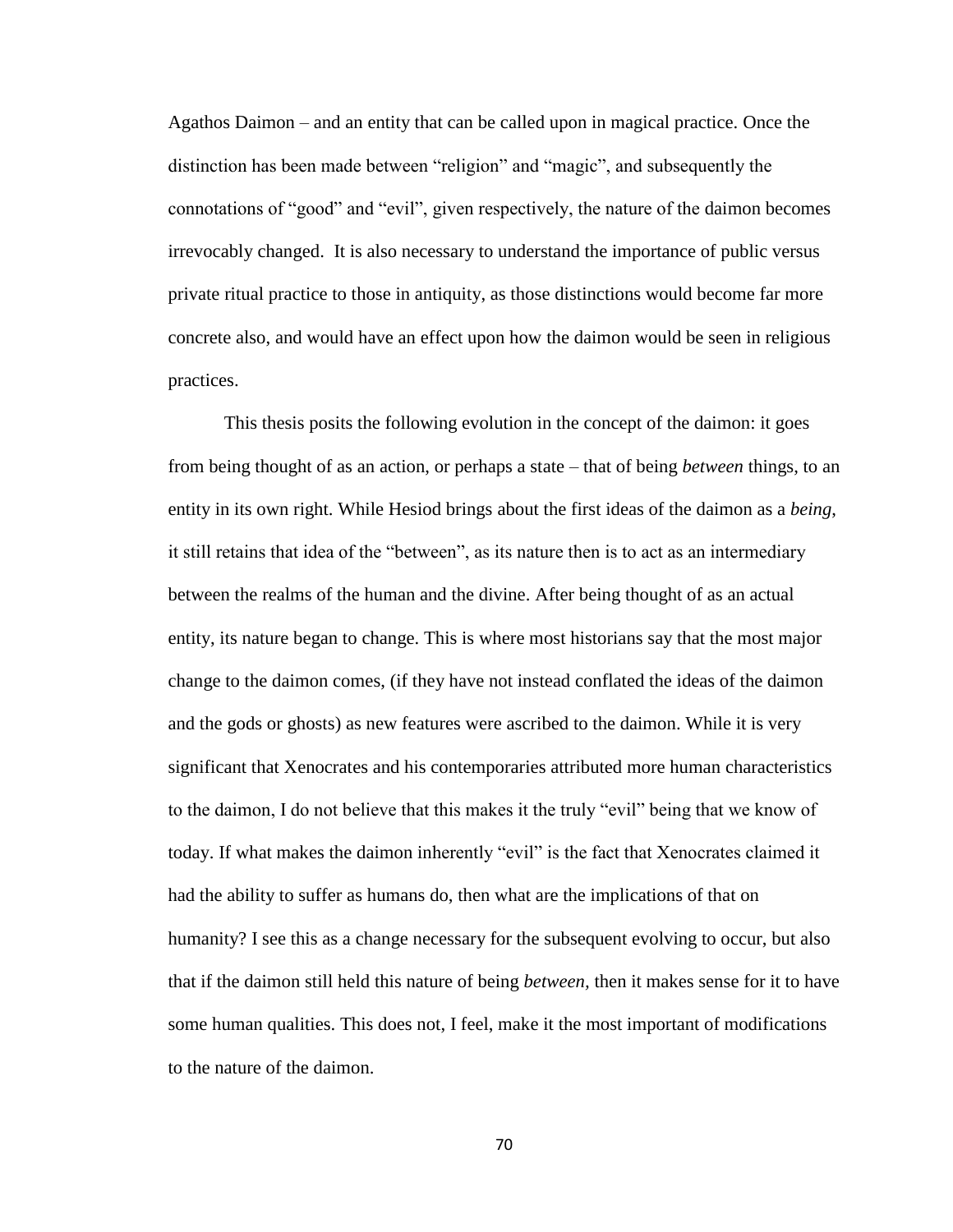Agathos Daimon – and an entity that can be called upon in magical practice. Once the distinction has been made between "religion" and "magic", and subsequently the connotations of "good" and "evil", given respectively, the nature of the daimon becomes irrevocably changed. It is also necessary to understand the importance of public versus private ritual practice to those in antiquity, as those distinctions would become far more concrete also, and would have an effect upon how the daimon would be seen in religious practices.

This thesis posits the following evolution in the concept of the daimon: it goes from being thought of as an action, or perhaps a state – that of being *between* things, to an entity in its own right. While Hesiod brings about the first ideas of the daimon as a *being*, it still retains that idea of the "between", as its nature then is to act as an intermediary between the realms of the human and the divine. After being thought of as an actual entity, its nature began to change. This is where most historians say that the most major change to the daimon comes, (if they have not instead conflated the ideas of the daimon and the gods or ghosts) as new features were ascribed to the daimon. While it is very significant that Xenocrates and his contemporaries attributed more human characteristics to the daimon, I do not believe that this makes it the truly "evil" being that we know of today. If what makes the daimon inherently "evil" is the fact that Xenocrates claimed it had the ability to suffer as humans do, then what are the implications of that on humanity? I see this as a change necessary for the subsequent evolving to occur, but also that if the daimon still held this nature of being *between*, then it makes sense for it to have some human qualities. This does not, I feel, make it the most important of modifications to the nature of the daimon.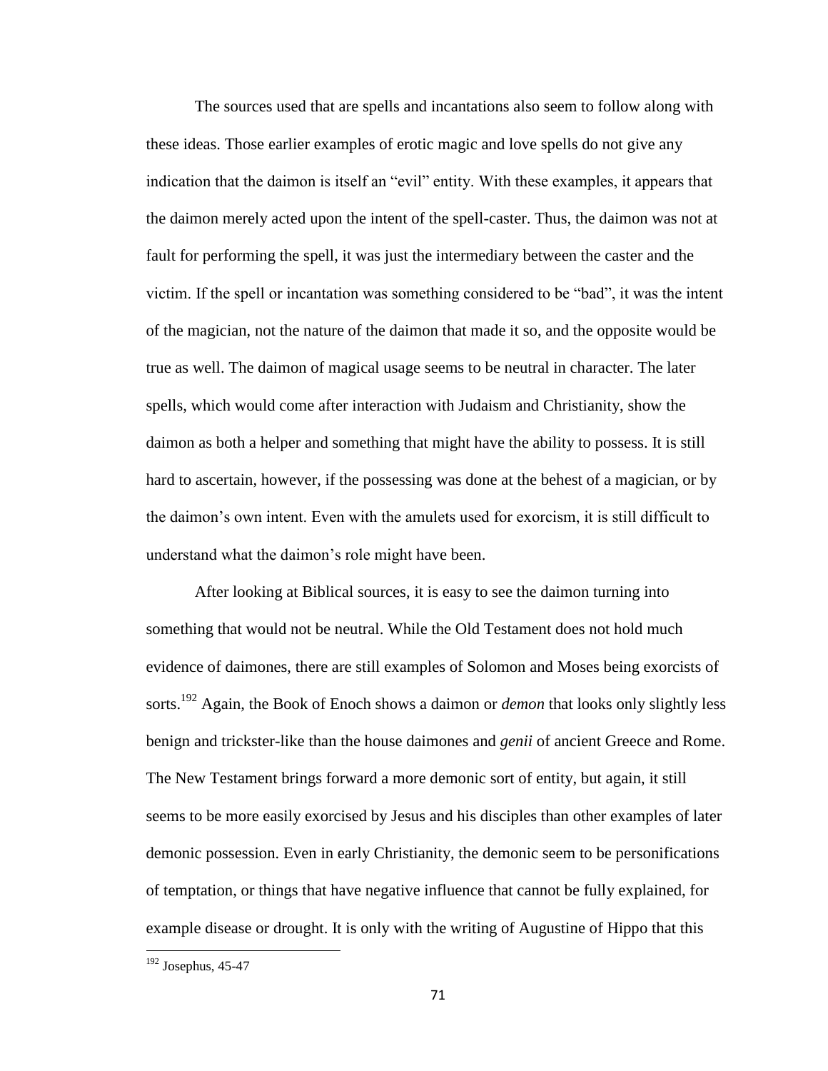The sources used that are spells and incantations also seem to follow along with these ideas. Those earlier examples of erotic magic and love spells do not give any indication that the daimon is itself an "evil" entity. With these examples, it appears that the daimon merely acted upon the intent of the spell-caster. Thus, the daimon was not at fault for performing the spell, it was just the intermediary between the caster and the victim. If the spell or incantation was something considered to be "bad", it was the intent of the magician, not the nature of the daimon that made it so, and the opposite would be true as well. The daimon of magical usage seems to be neutral in character. The later spells, which would come after interaction with Judaism and Christianity, show the daimon as both a helper and something that might have the ability to possess. It is still hard to ascertain, however, if the possessing was done at the behest of a magician, or by the daimon's own intent. Even with the amulets used for exorcism, it is still difficult to understand what the daimon's role might have been.

After looking at Biblical sources, it is easy to see the daimon turning into something that would not be neutral. While the Old Testament does not hold much evidence of daimones, there are still examples of Solomon and Moses being exorcists of sorts.[192] Again, the Book of Enoch shows a daimon or *demon* that looks only slightly less benign and trickster-like than the house daimones and *genii* of ancient Greece and Rome. The New Testament brings forward a more demonic sort of entity, but again, it still seems to be more easily exorcised by Jesus and his disciples than other examples of later demonic possession. Even in early Christianity, the demonic seem to be personifications of temptation, or things that have negative influence that cannot be fully explained, for example disease or drought. It is only with the writing of Augustine of Hippo that this

[192] Josephus, 45-47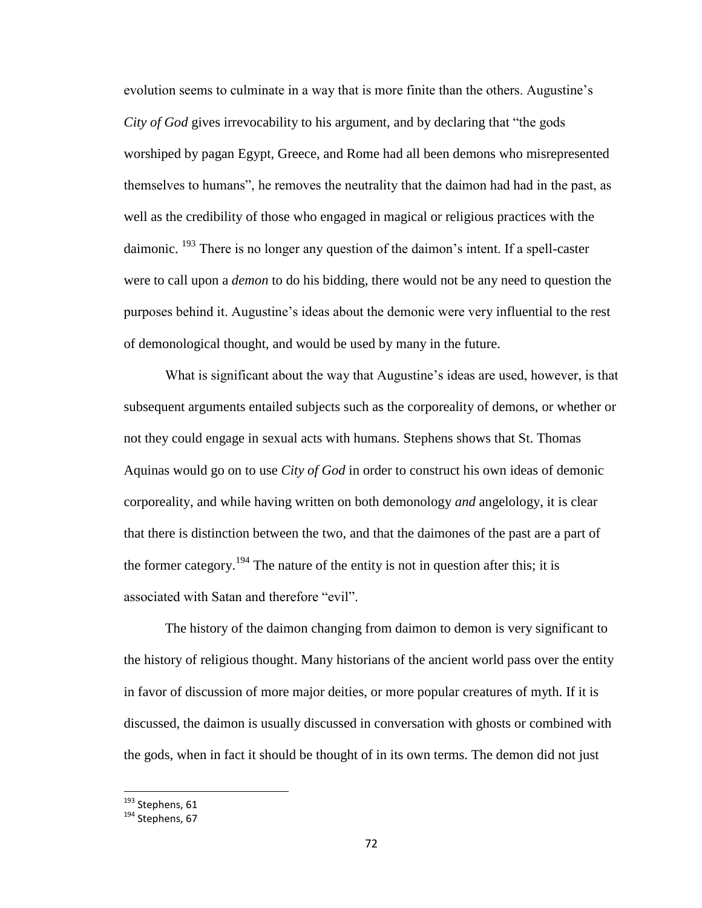evolution seems to culminate in a way that is more finite than the others. Augustine's *City of God* gives irrevocability to his argument, and by declaring that "the gods worshiped by pagan Egypt, Greece, and Rome had all been demons who misrepresented themselves to humans", he removes the neutrality that the daimon had had in the past, as well as the credibility of those who engaged in magical or religious practices with the daimonic. [193] There is no longer any question of the daimon's intent. If a spell-caster were to call upon a *demon* to do his bidding, there would not be any need to question the purposes behind it. Augustine's ideas about the demonic were very influential to the rest of demonological thought, and would be used by many in the future.

What is significant about the way that Augustine's ideas are used, however, is that subsequent arguments entailed subjects such as the corporeality of demons, or whether or not they could engage in sexual acts with humans. Stephens shows that St. Thomas Aquinas would go on to use *City of God* in order to construct his own ideas of demonic corporeality, and while having written on both demonology *and* angelology, it is clear that there is distinction between the two, and that the daimones of the past are a part of the former category.[194] The nature of the entity is not in question after this; it is associated with Satan and therefore "evil".

The history of the daimon changing from daimon to demon is very significant to the history of religious thought. Many historians of the ancient world pass over the entity in favor of discussion of more major deities, or more popular creatures of myth. If it is discussed, the daimon is usually discussed in conversation with ghosts or combined with the gods, when in fact it should be thought of in its own terms. The demon did not just

---

[193] Stephens, 61

[194] Stephens, 67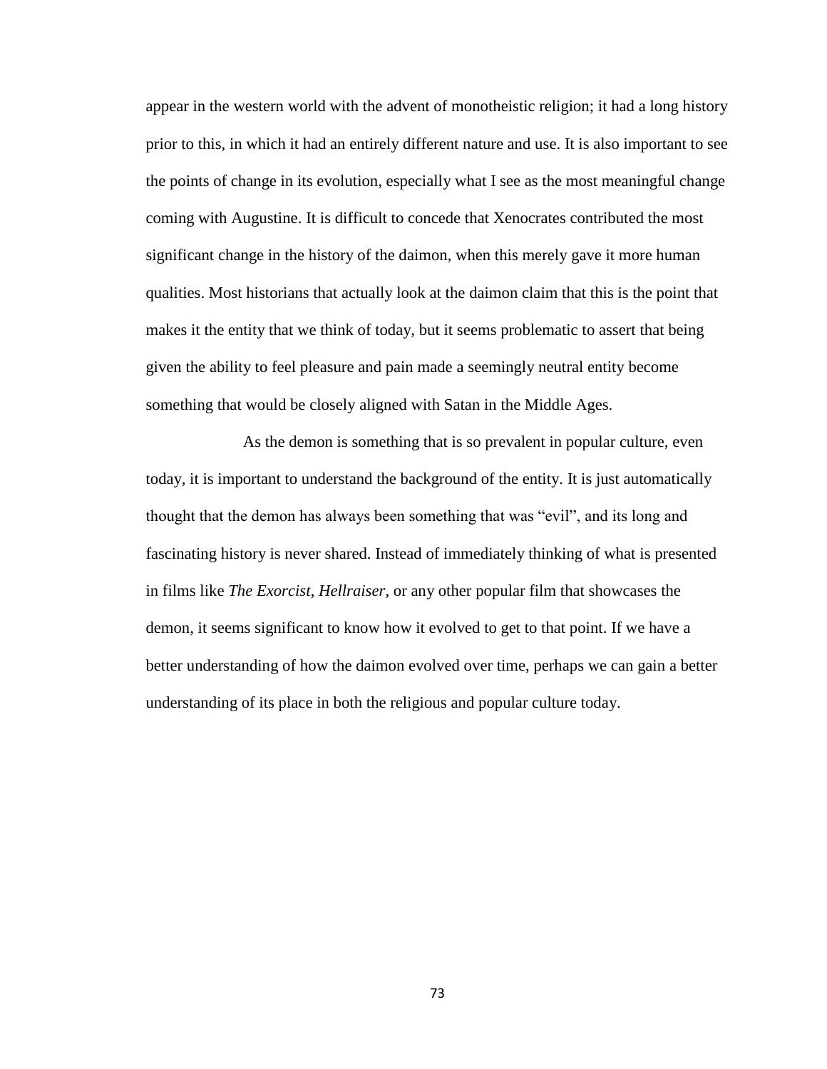appear in the western world with the advent of monotheistic religion; it had a long history prior to this, in which it had an entirely different nature and use. It is also important to see the points of change in its evolution, especially what I see as the most meaningful change coming with Augustine. It is difficult to concede that Xenocrates contributed the most significant change in the history of the daimon, when this merely gave it more human qualities. Most historians that actually look at the daimon claim that this is the point that makes it the entity that we think of today, but it seems problematic to assert that being given the ability to feel pleasure and pain made a seemingly neutral entity become something that would be closely aligned with Satan in the Middle Ages.

As the demon is something that is so prevalent in popular culture, even today, it is important to understand the background of the entity. It is just automatically thought that the demon has always been something that was "evil", and its long and fascinating history is never shared. Instead of immediately thinking of what is presented in films like *The Exorcist*, *Hellraiser*, or any other popular film that showcases the demon, it seems significant to know how it evolved to get to that point. If we have a better understanding of how the daimon evolved over time, perhaps we can gain a better understanding of its place in both the religious and popular culture today.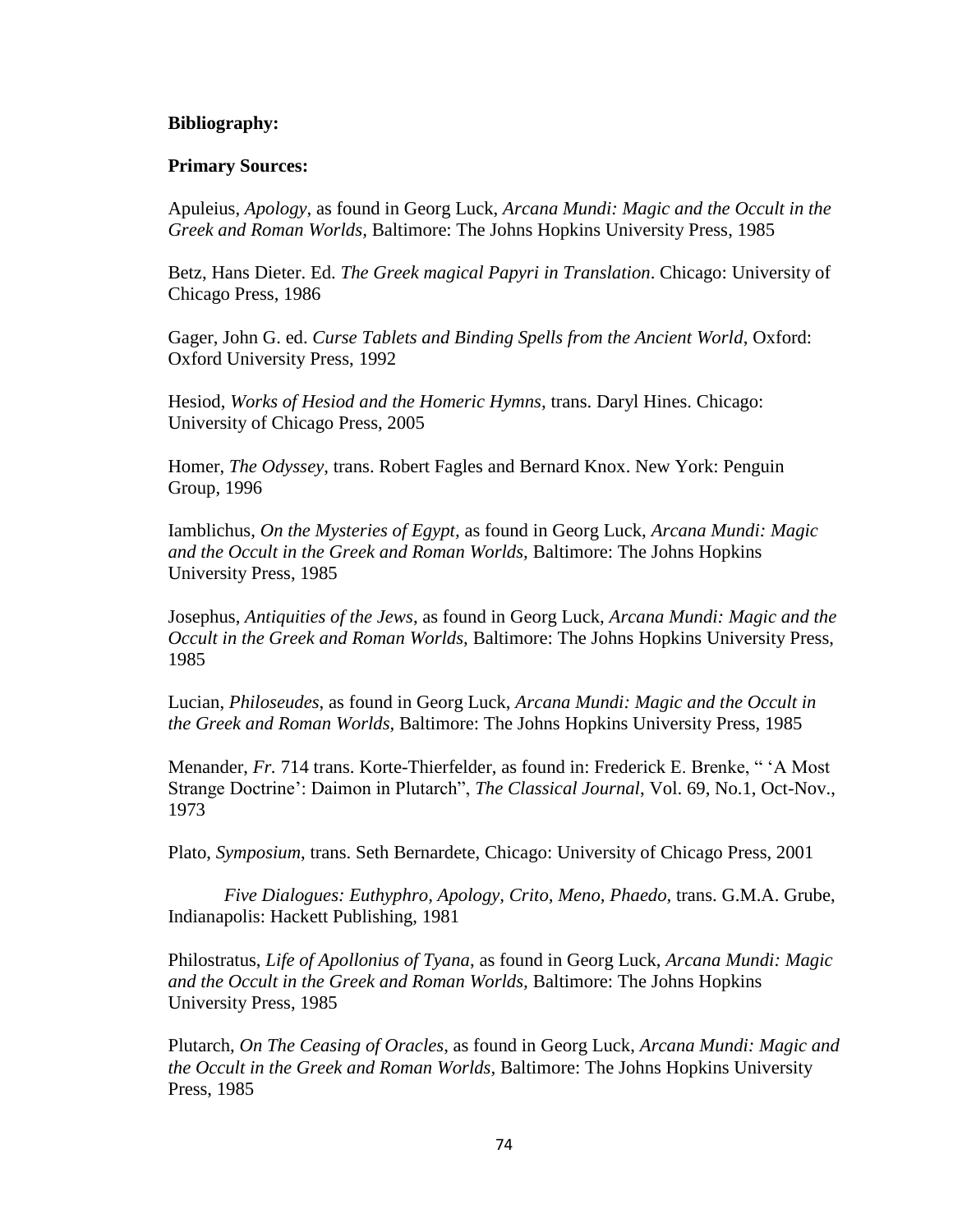**Bibliography:**

**Primary Sources:**

Apuleius, *Apology*, as found in Georg Luck, *Arcana Mundi: Magic and the Occult in the Greek and Roman Worlds,* Baltimore: The Johns Hopkins University Press, 1985

Betz, Hans Dieter. Ed. *The Greek magical Papyri in Translation*. Chicago: University of Chicago Press, 1986

Gager, John G. ed. *Curse Tablets and Binding Spells from the Ancient World*, Oxford: Oxford University Press, 1992

Hesiod, *Works of Hesiod and the Homeric Hymns*, trans. Daryl Hines. Chicago: University of Chicago Press, 2005

Homer, *The Odyssey*, trans. Robert Fagles and Bernard Knox. New York: Penguin Group, 1996

Iamblichus, *On the Mysteries of Egypt*, as found in Georg Luck, *Arcana Mundi: Magic and the Occult in the Greek and Roman Worlds,* Baltimore: The Johns Hopkins University Press, 1985

Josephus, *Antiquities of the Jews*, as found in Georg Luck, *Arcana Mundi: Magic and the Occult in the Greek and Roman Worlds,* Baltimore: The Johns Hopkins University Press, 1985

Lucian, *Philoseudes*, as found in Georg Luck, *Arcana Mundi: Magic and the Occult in the Greek and Roman Worlds,* Baltimore: The Johns Hopkins University Press, 1985

Menander, *Fr.* 714 trans. Korte-Thierfelder, as found in: Frederick E. Brenke, " 'A Most Strange Doctrine': Daimon in Plutarch", *The Classical Journal*, Vol. 69, No.1, Oct-Nov., 1973

Plato, *Symposium*, trans. Seth Bernardete, Chicago: University of Chicago Press, 2001

*Five Dialogues: Euthyphro, Apology, Crito, Meno, Phaedo,* trans. G.M.A. Grube, Indianapolis: Hackett Publishing, 1981

Philostratus, *Life of Apollonius of Tyana*, as found in Georg Luck, *Arcana Mundi: Magic and the Occult in the Greek and Roman Worlds,* Baltimore: The Johns Hopkins University Press, 1985

Plutarch, *On The Ceasing of Oracles*, as found in Georg Luck, *Arcana Mundi: Magic and the Occult in the Greek and Roman Worlds,* Baltimore: The Johns Hopkins University Press, 1985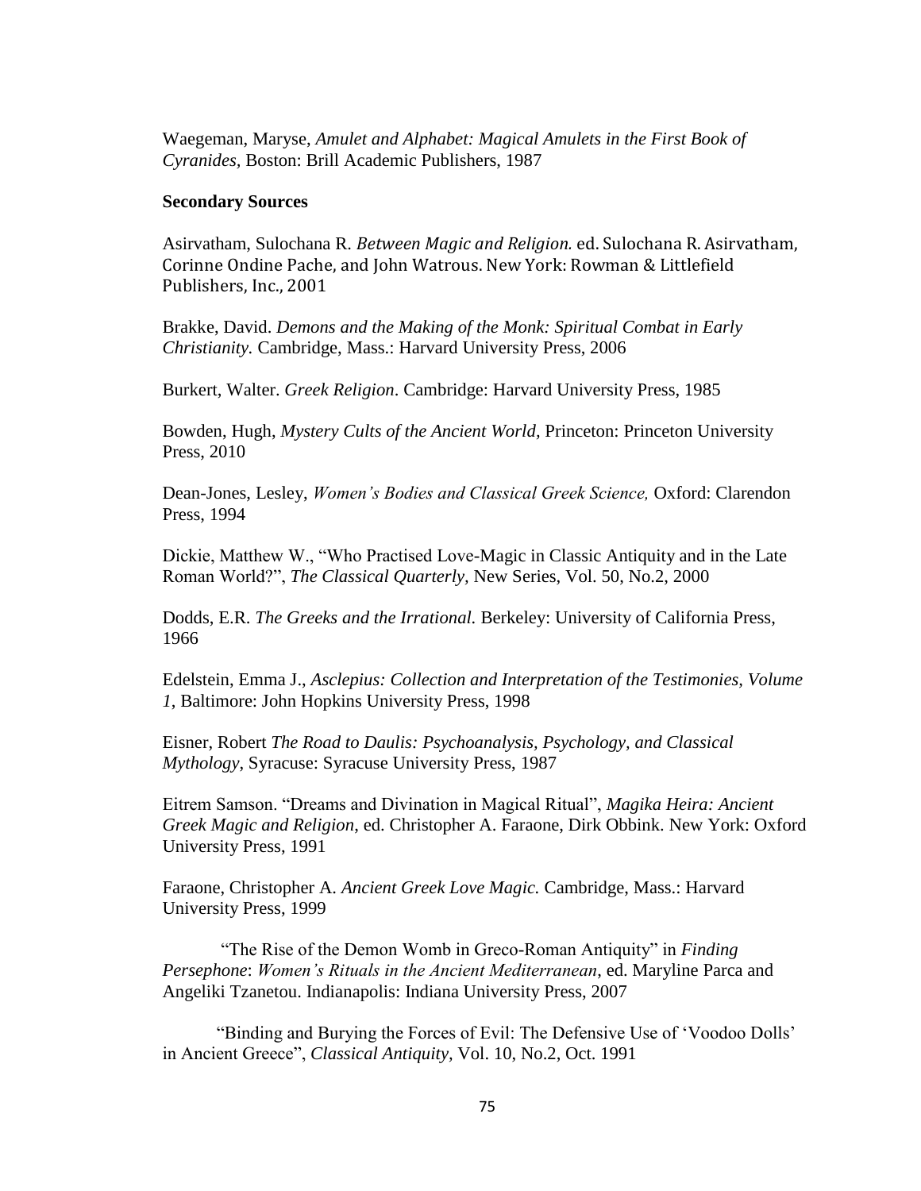Waegeman, Maryse, *Amulet and Alphabet: Magical Amulets in the First Book of Cyranides*, Boston: Brill Academic Publishers, 1987

**Secondary Sources**

Asirvatham, Sulochana R. *Between Magic and Religion.* ed. Sulochana R. Asirvatham, Corinne Ondine Pache, and John Watrous. New York: Rowman & Littlefield Publishers, Inc., 2001

Brakke, David. *Demons and the Making of the Monk: Spiritual Combat in Early Christianity.* Cambridge, Mass.: Harvard University Press, 2006

Burkert, Walter. *Greek Religion*. Cambridge: Harvard University Press, 1985

Bowden, Hugh, *Mystery Cults of the Ancient World*, Princeton: Princeton University Press, 2010

Dean-Jones, Lesley, *Women's Bodies and Classical Greek Science,* Oxford: Clarendon Press, 1994

Dickie, Matthew W., "Who Practised Love-Magic in Classic Antiquity and in the Late Roman World?", *The Classical Quarterly*, New Series, Vol. 50, No.2, 2000

Dodds, E.R. *The Greeks and the Irrational.* Berkeley: University of California Press, 1966

Edelstein, Emma J., *Asclepius: Collection and Interpretation of the Testimonies, Volume 1*, Baltimore: John Hopkins University Press, 1998

Eisner, Robert *The Road to Daulis: Psychoanalysis, Psychology, and Classical Mythology*, Syracuse: Syracuse University Press, 1987

Eitrem Samson. "Dreams and Divination in Magical Ritual", *Magika Heira: Ancient Greek Magic and Religion*, ed. Christopher A. Faraone, Dirk Obbink. New York: Oxford University Press, 1991

Faraone, Christopher A. *Ancient Greek Love Magic.* Cambridge, Mass.: Harvard University Press, 1999

"The Rise of the Demon Womb in Greco-Roman Antiquity" in *Finding Persephone*: *Women's Rituals in the Ancient Mediterranean*, ed. Maryline Parca and Angeliki Tzanetou. Indianapolis: Indiana University Press, 2007

"Binding and Burying the Forces of Evil: The Defensive Use of 'Voodoo Dolls' in Ancient Greece", *Classical Antiquity*, Vol. 10, No.2, Oct. 1991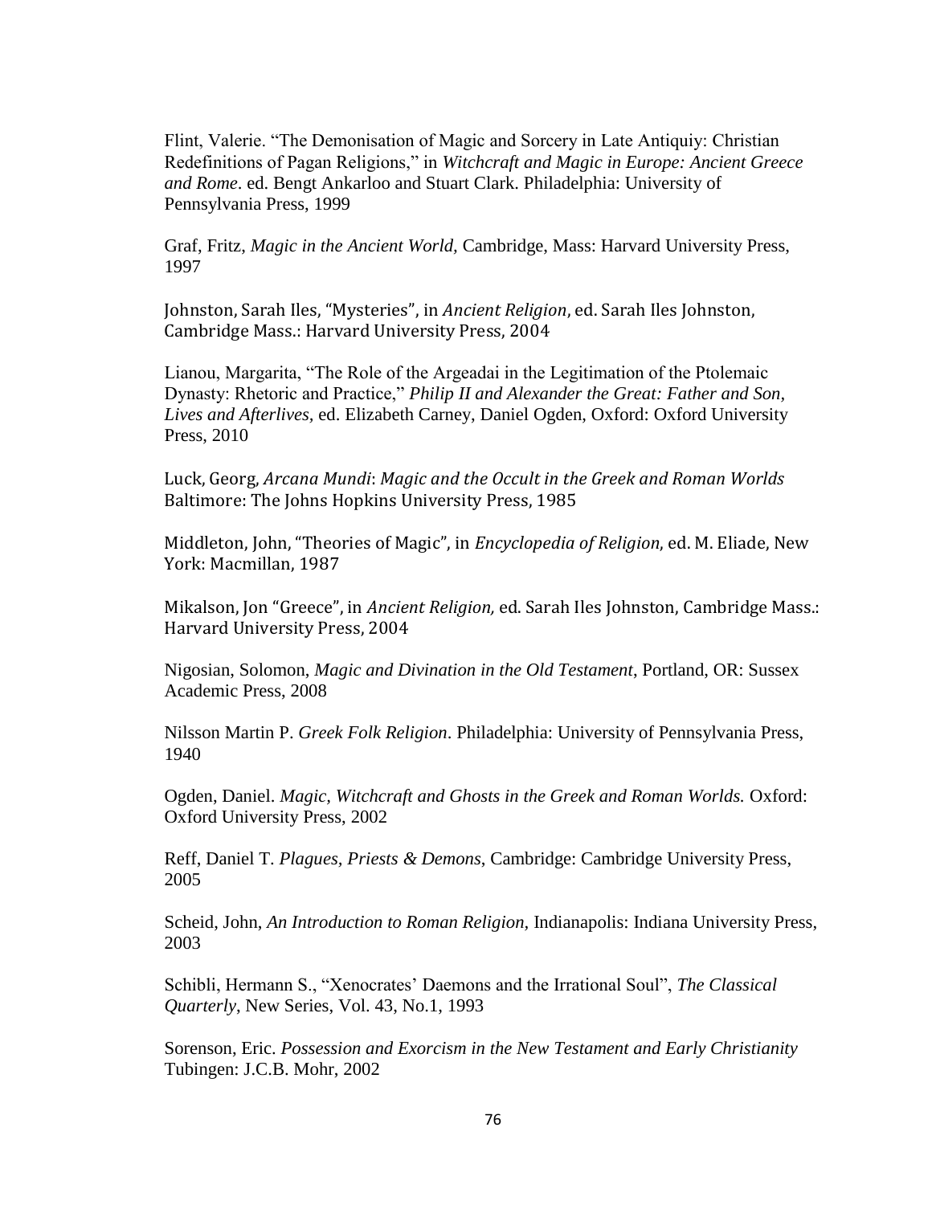Flint, Valerie. “The Demonisation of Magic and Sorcery in Late Antiquiy: Christian Redefinitions of Pagan Religions,” in *Witchcraft and Magic in Europe: Ancient Greece and Rome*. ed. Bengt Ankarloo and Stuart Clark. Philadelphia: University of Pennsylvania Press, 1999

Graf, Fritz, *Magic in the Ancient World,* Cambridge, Mass: Harvard University Press, 1997

Johnston, Sarah Iles, “Mysteries”, in *Ancient Religion*, ed. Sarah Iles Johnston, Cambridge Mass.: Harvard University Press, 2004

Lianou, Margarita, “The Role of the Argeadai in the Legitimation of the Ptolemaic Dynasty: Rhetoric and Practice,” *Philip II and Alexander the Great: Father and Son, Lives and Afterlives,* ed. Elizabeth Carney, Daniel Ogden, Oxford: Oxford University Press, 2010

Luck, Georg, *Arcana Mundi*: *Magic and the Occult in the Greek and Roman Worlds* Baltimore: The Johns Hopkins University Press, 1985

Middleton, John, “Theories of Magic”, in *Encyclopedia of Religion,* ed. M. Eliade, New York: Macmillan, 1987

Mikalson, Jon “Greece”, in *Ancient Religion,* ed. Sarah Iles Johnston, Cambridge Mass.: Harvard University Press, 2004

Nigosian, Solomon, *Magic and Divination in the Old Testament*, Portland, OR: Sussex Academic Press, 2008

Nilsson Martin P. *Greek Folk Religion*. Philadelphia: University of Pennsylvania Press, 1940

Ogden, Daniel. *Magic, Witchcraft and Ghosts in the Greek and Roman Worlds.* Oxford: Oxford University Press, 2002

Reff, Daniel T. *Plagues, Priests & Demons*, Cambridge: Cambridge University Press, 2005

Scheid, John, *An Introduction to Roman Religion*, Indianapolis: Indiana University Press, 2003

Schibli, Hermann S., “Xenocrates’ Daemons and the Irrational Soul”, *The Classical Quarterly*, New Series, Vol. 43, No.1, 1993

Sorenson, Eric. *Possession and Exorcism in the New Testament and Early Christianity* Tubingen: J.C.B. Mohr, 2002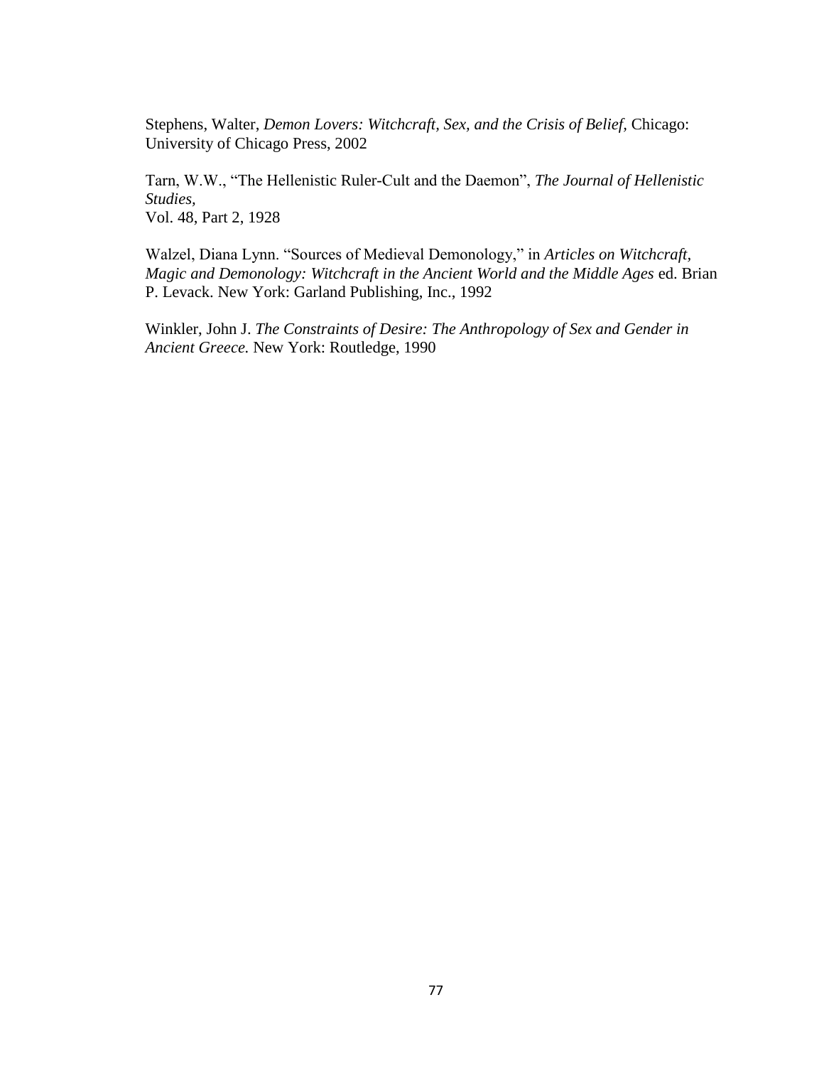Stephens, Walter, *Demon Lovers: Witchcraft, Sex, and the Crisis of Belief*, Chicago: University of Chicago Press, 2002

Tarn, W.W., "The Hellenistic Ruler-Cult and the Daemon", *The Journal of Hellenistic Studies*,
Vol. 48, Part 2, 1928

Walzel, Diana Lynn. "Sources of Medieval Demonology," in *Articles on Witchcraft, Magic and Demonology: Witchcraft in the Ancient World and the Middle Ages* ed. Brian P. Levack. New York: Garland Publishing, Inc., 1992

Winkler, John J. *The Constraints of Desire: The Anthropology of Sex and Gender in Ancient Greece.* New York: Routledge, 1990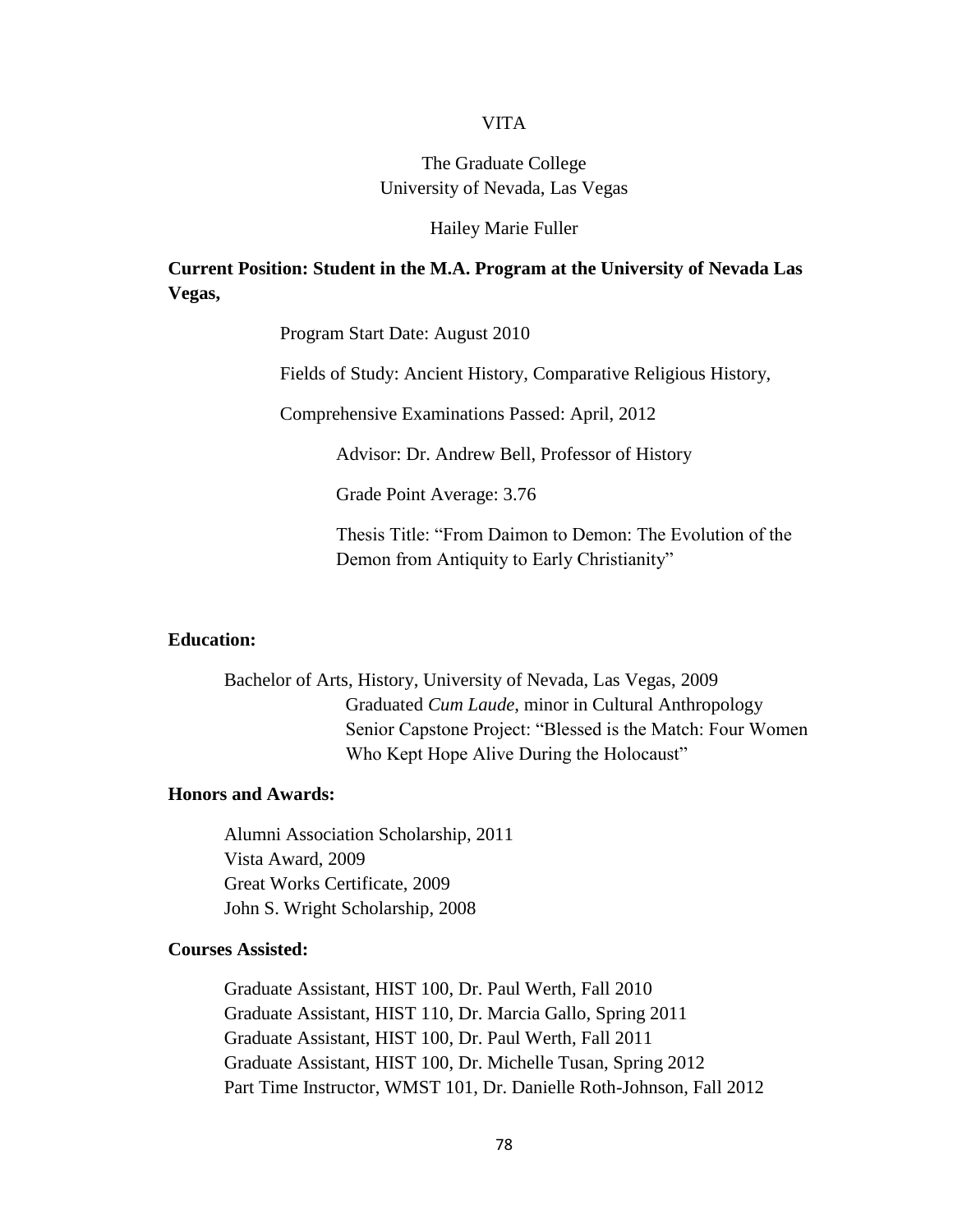# VITA

The Graduate College
University of Nevada, Las Vegas

Hailey Marie Fuller

**Current Position: Student in the M.A. Program at the University of Nevada Las Vegas,**

Program Start Date: August 2010

Fields of Study: Ancient History, Comparative Religious History,

Comprehensive Examinations Passed: April, 2012

Advisor: Dr. Andrew Bell, Professor of History

Grade Point Average: 3.76

Thesis Title: "From Daimon to Demon: The Evolution of the Demon from Antiquity to Early Christianity"

**Education:**

Bachelor of Arts, History, University of Nevada, Las Vegas, 2009
Graduated *Cum Laude*, minor in Cultural Anthropology
Senior Capstone Project: "Blessed is the Match: Four Women Who Kept Hope Alive During the Holocaust"

**Honors and Awards:**

Alumni Association Scholarship, 2011
Vista Award, 2009
Great Works Certificate, 2009
John S. Wright Scholarship, 2008

**Courses Assisted:**

Graduate Assistant, HIST 100, Dr. Paul Werth, Fall 2010
Graduate Assistant, HIST 110, Dr. Marcia Gallo, Spring 2011
Graduate Assistant, HIST 100, Dr. Paul Werth, Fall 2011
Graduate Assistant, HIST 100, Dr. Michelle Tusan, Spring 2012
Part Time Instructor, WMST 101, Dr. Danielle Roth-Johnson, Fall 2012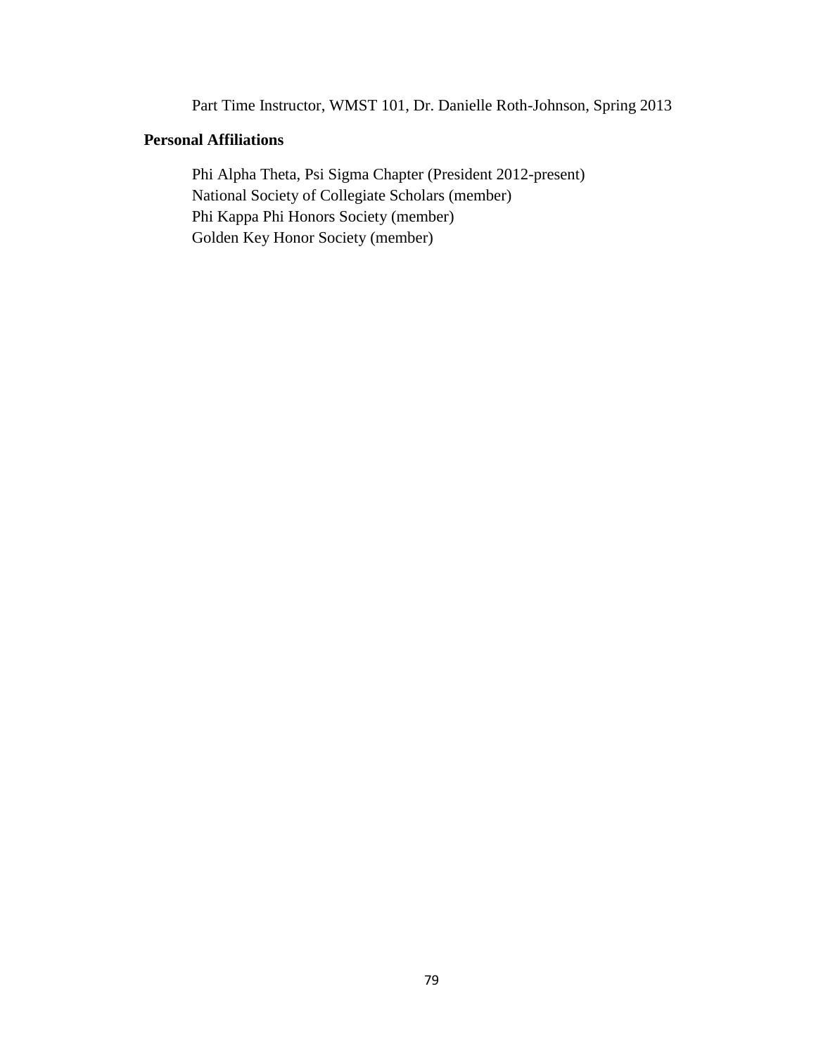Part Time Instructor, WMST 101, Dr. Danielle Roth-Johnson, Spring 2013

**Personal Affiliations**

Phi Alpha Theta, Psi Sigma Chapter (President 2012-present)
National Society of Collegiate Scholars (member)
Phi Kappa Phi Honors Society (member)
Golden Key Honor Society (member)